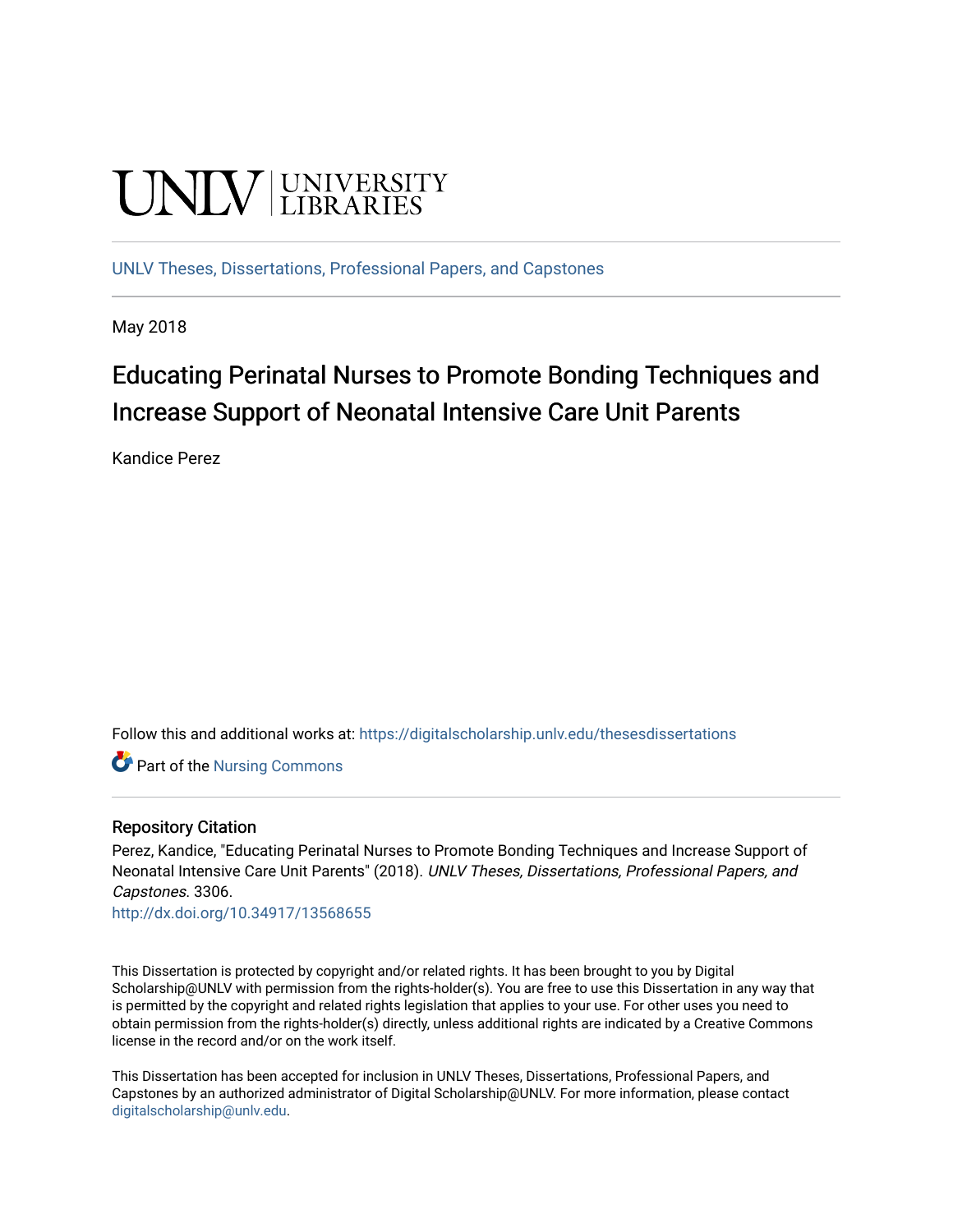UNLV | UNIVERSITY LIBRARIES

UNLV Theses, Dissertations, Professional Papers, and Capstones

May 2018

# Educating Perinatal Nurses to Promote Bonding Techniques and Increase Support of Neonatal Intensive Care Unit Parents

Kandice Perez

Follow this and additional works at: https://digitalscholarship.unlv.edu/thesesdissertations

Part of the Nursing Commons

## Repository Citation

Perez, Kandice, "Educating Perinatal Nurses to Promote Bonding Techniques and Increase Support of Neonatal Intensive Care Unit Parents" (2018). *UNLV Theses, Dissertations, Professional Papers, and Capstones*. 3306.
http://dx.doi.org/10.34917/13568655

This Dissertation is protected by copyright and/or related rights. It has been brought to you by Digital Scholarship@UNLV with permission from the rights-holder(s). You are free to use this Dissertation in any way that is permitted by the copyright and related rights legislation that applies to your use. For other uses you need to obtain permission from the rights-holder(s) directly, unless additional rights are indicated by a Creative Commons license in the record and/or on the work itself.

This Dissertation has been accepted for inclusion in UNLV Theses, Dissertations, Professional Papers, and Capstones by an authorized administrator of Digital Scholarship@UNLV. For more information, please contact digitalscholarship@unlv.edu.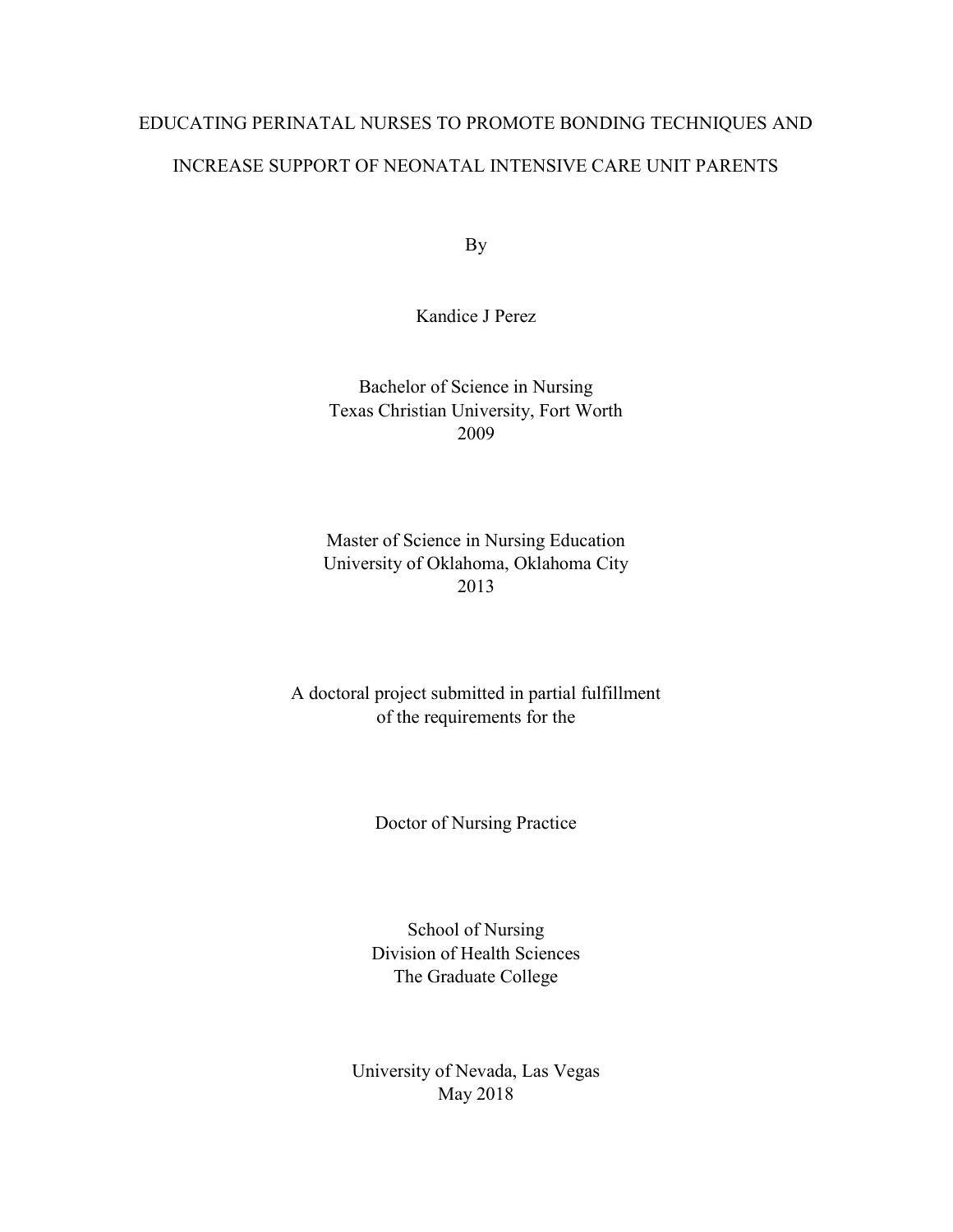# EDUCATING PERINATAL NURSES TO PROMOTE BONDING TECHNIQUES AND INCREASE SUPPORT OF NEONATAL INTENSIVE CARE UNIT PARENTS

By

Kandice J Perez

Bachelor of Science in Nursing
Texas Christian University, Fort Worth
2009

Master of Science in Nursing Education
University of Oklahoma, Oklahoma City
2013

A doctoral project submitted in partial fulfillment
of the requirements for the

Doctor of Nursing Practice

School of Nursing
Division of Health Sciences
The Graduate College

University of Nevada, Las Vegas
May 2018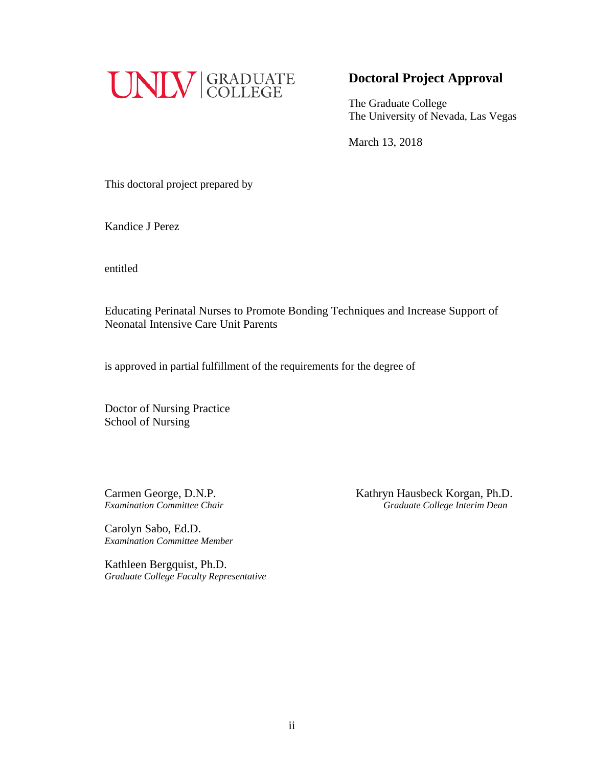UNLV | GRADUATE COLLEGE

## Doctoral Project Approval

The Graduate College
The University of Nevada, Las Vegas

March 13, 2018

This doctoral project prepared by

Kandice J Perez

entitled

Educating Perinatal Nurses to Promote Bonding Techniques and Increase Support of Neonatal Intensive Care Unit Parents

is approved in partial fulfillment of the requirements for the degree of

Doctor of Nursing Practice
School of Nursing

Carmen George, D.N.P.
*Examination Committee Chair*

Carolyn Sabo, Ed.D.
*Examination Committee Member*

Kathleen Bergquist, Ph.D.
*Graduate College Faculty Representative*

Kathryn Hausbeck Korgan, Ph.D.
*Graduate College Interim Dean*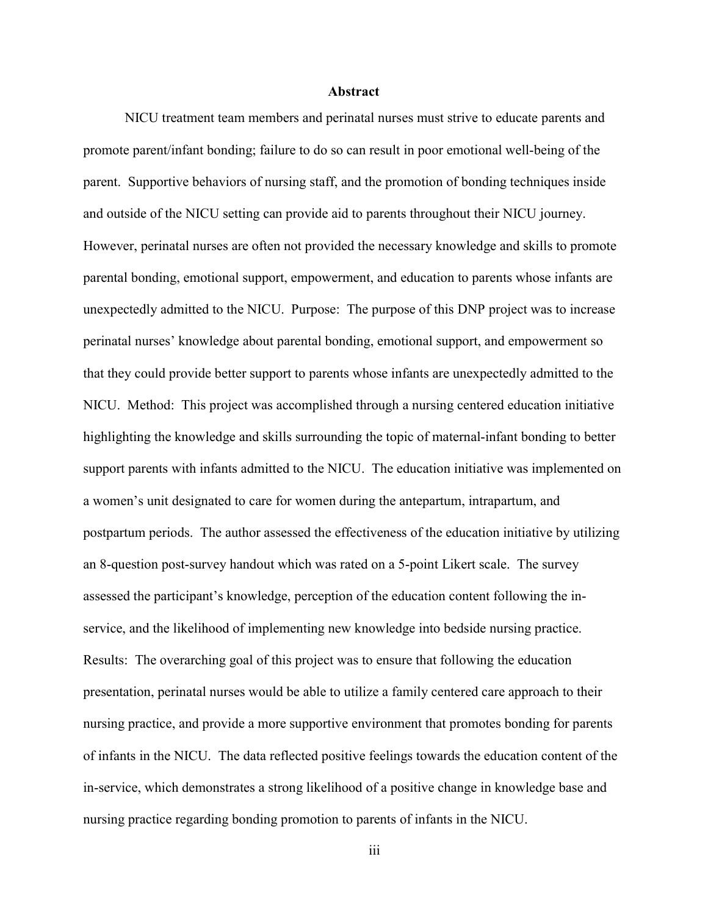# Abstract

NICU treatment team members and perinatal nurses must strive to educate parents and promote parent/infant bonding; failure to do so can result in poor emotional well-being of the parent. Supportive behaviors of nursing staff, and the promotion of bonding techniques inside and outside of the NICU setting can provide aid to parents throughout their NICU journey. However, perinatal nurses are often not provided the necessary knowledge and skills to promote parental bonding, emotional support, empowerment, and education to parents whose infants are unexpectedly admitted to the NICU. Purpose: The purpose of this DNP project was to increase perinatal nurses' knowledge about parental bonding, emotional support, and empowerment so that they could provide better support to parents whose infants are unexpectedly admitted to the NICU. Method: This project was accomplished through a nursing centered education initiative highlighting the knowledge and skills surrounding the topic of maternal-infant bonding to better support parents with infants admitted to the NICU. The education initiative was implemented on a women's unit designated to care for women during the antepartum, intrapartum, and postpartum periods. The author assessed the effectiveness of the education initiative by utilizing an 8-question post-survey handout which was rated on a 5-point Likert scale. The survey assessed the participant's knowledge, perception of the education content following the in-service, and the likelihood of implementing new knowledge into bedside nursing practice. Results: The overarching goal of this project was to ensure that following the education presentation, perinatal nurses would be able to utilize a family centered care approach to their nursing practice, and provide a more supportive environment that promotes bonding for parents of infants in the NICU. The data reflected positive feelings towards the education content of the in-service, which demonstrates a strong likelihood of a positive change in knowledge base and nursing practice regarding bonding promotion to parents of infants in the NICU.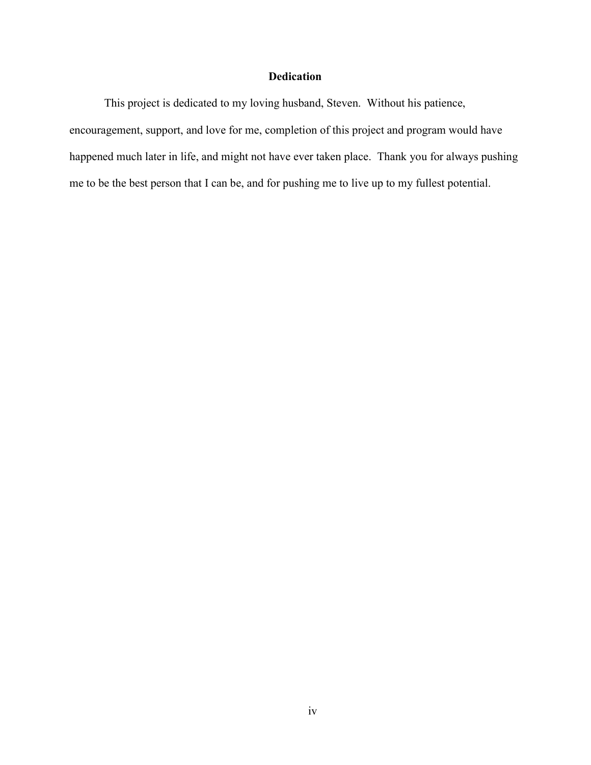# Dedication

This project is dedicated to my loving husband, Steven. Without his patience, encouragement, support, and love for me, completion of this project and program would have happened much later in life, and might not have ever taken place. Thank you for always pushing me to be the best person that I can be, and for pushing me to live up to my fullest potential.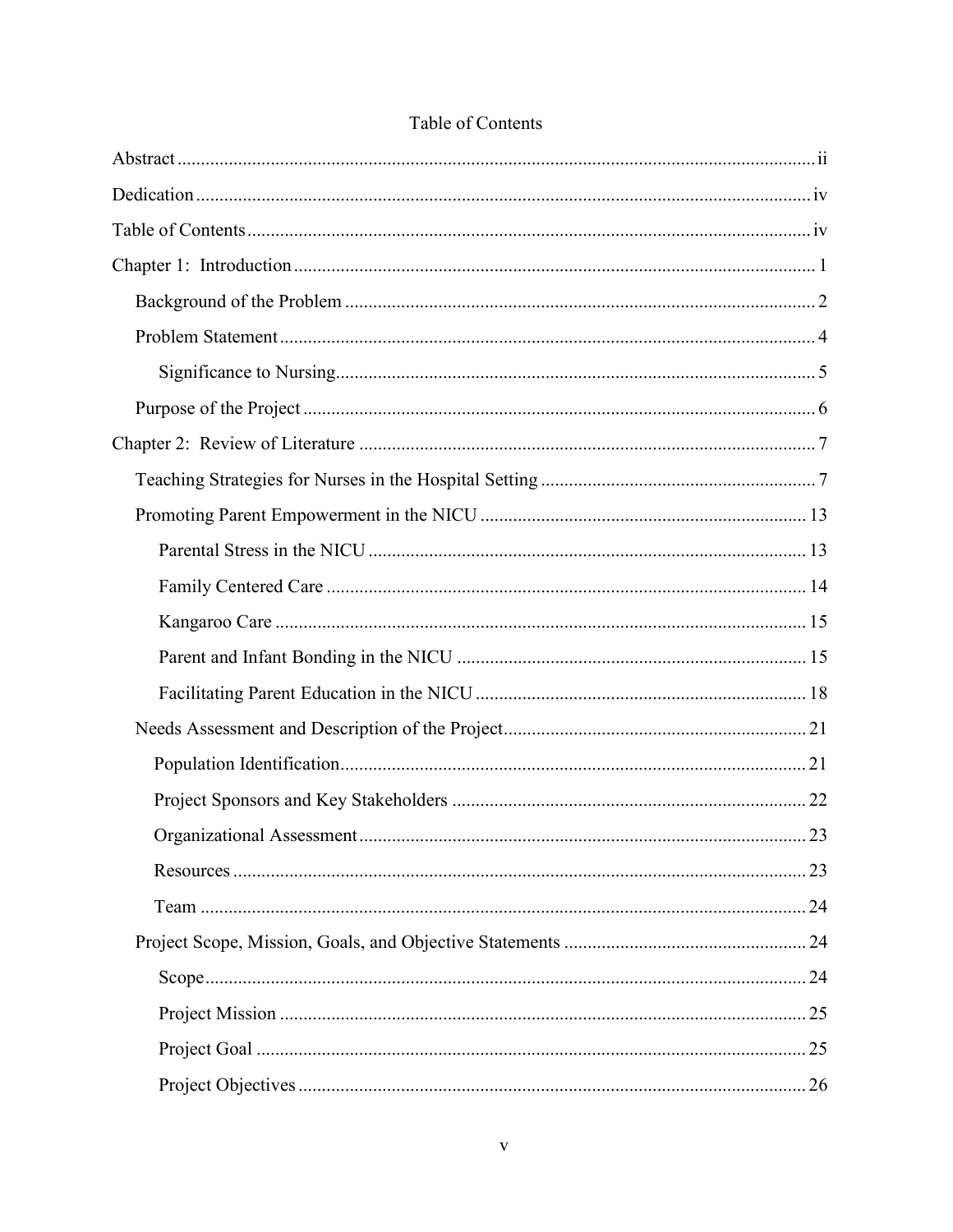# Table of Contents

Abstract ..... ii

Dedication ..... iv

Table of Contents ..... iv

Chapter 1: Introduction ..... 1

- Background of the Problem ..... 2
- Problem Statement ..... 4
  - Significance to Nursing ..... 5
- Purpose of the Project ..... 6

Chapter 2: Review of Literature ..... 7

- Teaching Strategies for Nurses in the Hospital Setting ..... 7
- Promoting Parent Empowerment in the NICU ..... 13
  - Parental Stress in the NICU ..... 13
  - Family Centered Care ..... 14
  - Kangaroo Care ..... 15
  - Parent and Infant Bonding in the NICU ..... 15
  - Facilitating Parent Education in the NICU ..... 18
- Needs Assessment and Description of the Project ..... 21
  - Population Identification ..... 21
  - Project Sponsors and Key Stakeholders ..... 22
  - Organizational Assessment ..... 23
  - Resources ..... 23
  - Team ..... 24
- Project Scope, Mission, Goals, and Objective Statements ..... 24
  - Scope ..... 24
  - Project Mission ..... 25
  - Project Goal ..... 25
  - Project Objectives ..... 26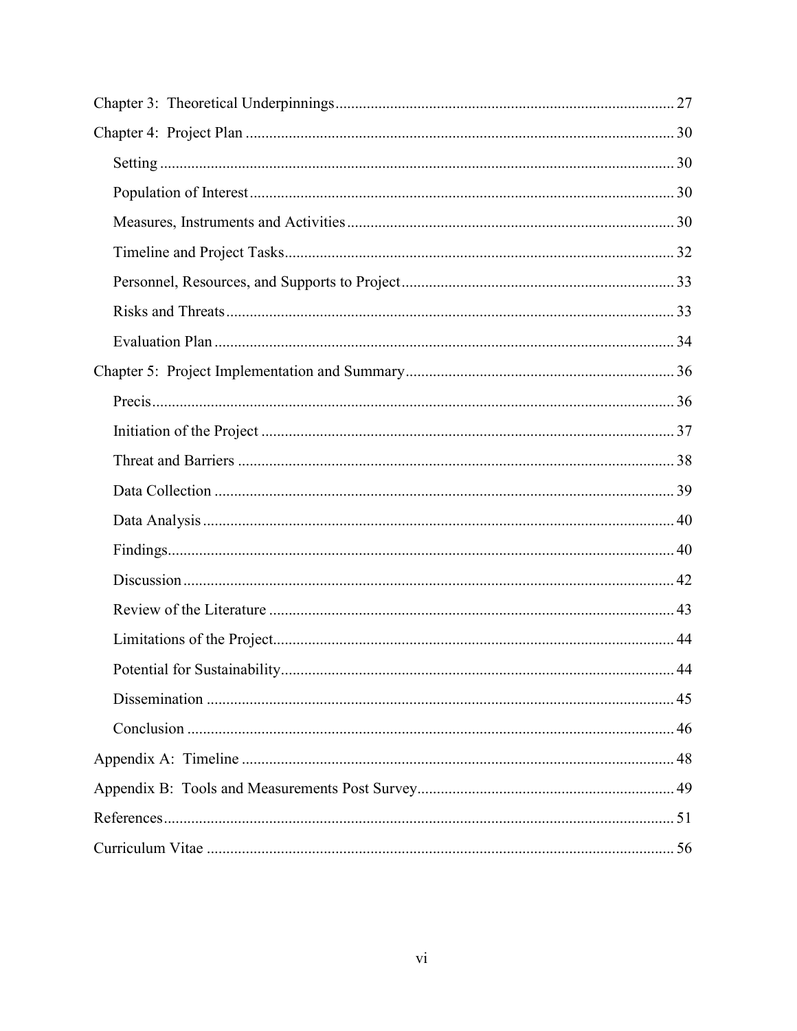Chapter 3: Theoretical Underpinnings ..... 27

Chapter 4: Project Plan ..... 30

- Setting ..... 30
- Population of Interest ..... 30
- Measures, Instruments and Activities ..... 30
- Timeline and Project Tasks ..... 32
- Personnel, Resources, and Supports to Project ..... 33
- Risks and Threats ..... 33
- Evaluation Plan ..... 34

Chapter 5: Project Implementation and Summary ..... 36

- Precis ..... 36
- Initiation of the Project ..... 37
- Threat and Barriers ..... 38
- Data Collection ..... 39
- Data Analysis ..... 40
- Findings ..... 40
- Discussion ..... 42
- Review of the Literature ..... 43
- Limitations of the Project ..... 44
- Potential for Sustainability ..... 44
- Dissemination ..... 45
- Conclusion ..... 46

Appendix A: Timeline ..... 48

Appendix B: Tools and Measurements Post Survey ..... 49

References ..... 51

Curriculum Vitae ..... 56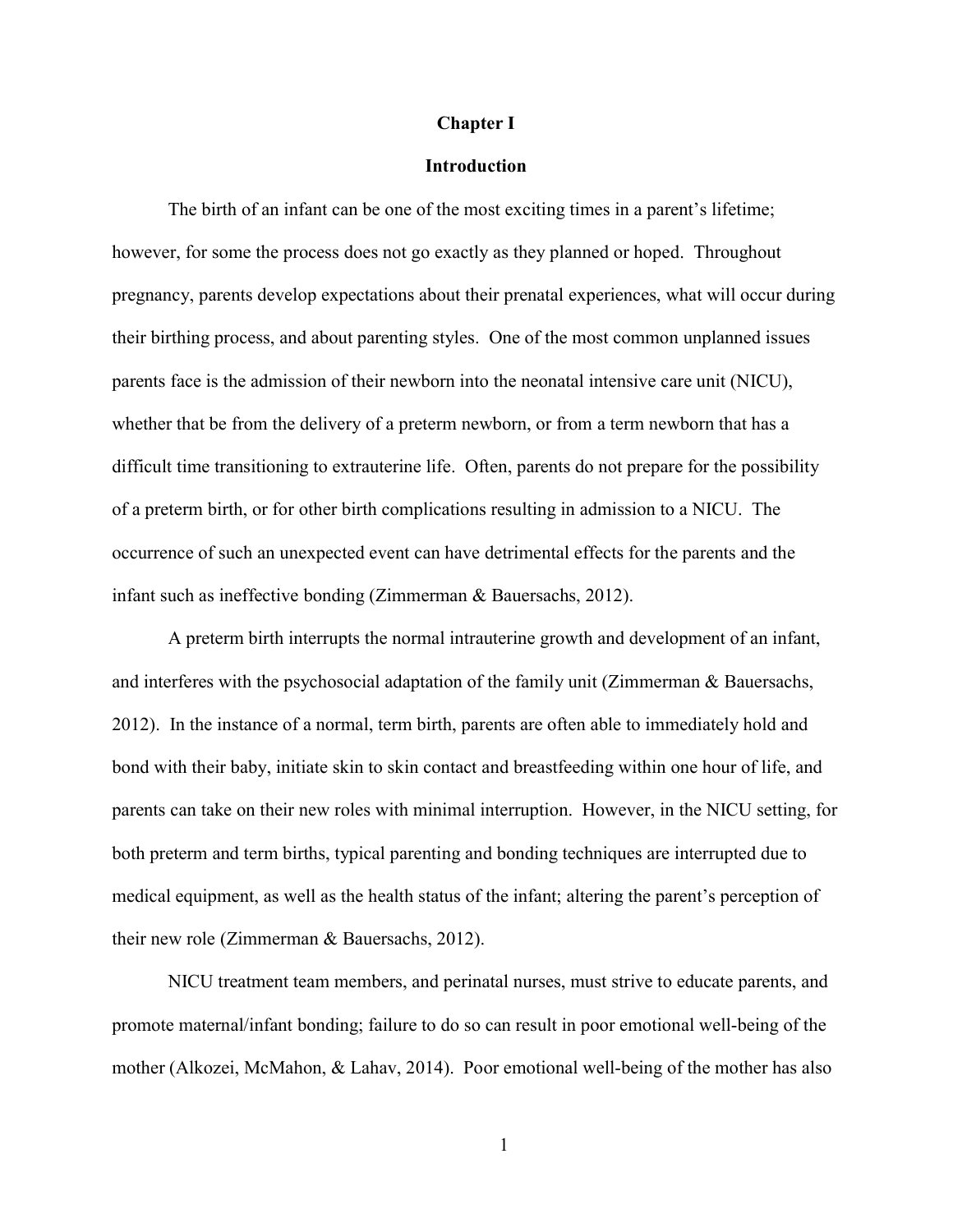# Chapter I

## Introduction

The birth of an infant can be one of the most exciting times in a parent's lifetime; however, for some the process does not go exactly as they planned or hoped. Throughout pregnancy, parents develop expectations about their prenatal experiences, what will occur during their birthing process, and about parenting styles. One of the most common unplanned issues parents face is the admission of their newborn into the neonatal intensive care unit (NICU), whether that be from the delivery of a preterm newborn, or from a term newborn that has a difficult time transitioning to extrauterine life. Often, parents do not prepare for the possibility of a preterm birth, or for other birth complications resulting in admission to a NICU. The occurrence of such an unexpected event can have detrimental effects for the parents and the infant such as ineffective bonding (Zimmerman & Bauersachs, 2012).

A preterm birth interrupts the normal intrauterine growth and development of an infant, and interferes with the psychosocial adaptation of the family unit (Zimmerman & Bauersachs, 2012). In the instance of a normal, term birth, parents are often able to immediately hold and bond with their baby, initiate skin to skin contact and breastfeeding within one hour of life, and parents can take on their new roles with minimal interruption. However, in the NICU setting, for both preterm and term births, typical parenting and bonding techniques are interrupted due to medical equipment, as well as the health status of the infant; altering the parent's perception of their new role (Zimmerman & Bauersachs, 2012).

NICU treatment team members, and perinatal nurses, must strive to educate parents, and promote maternal/infant bonding; failure to do so can result in poor emotional well-being of the mother (Alkozei, McMahon, & Lahav, 2014). Poor emotional well-being of the mother has also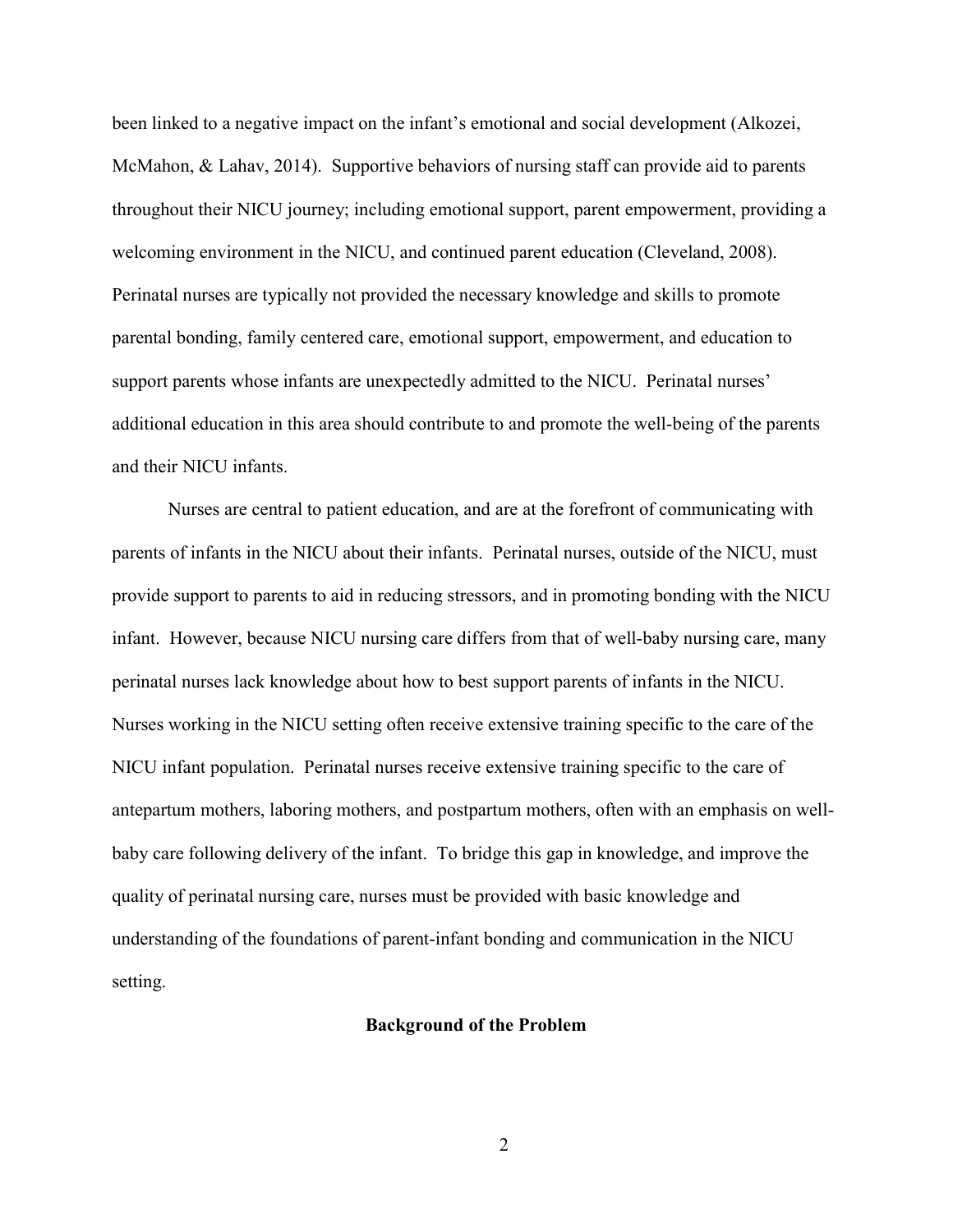been linked to a negative impact on the infant's emotional and social development (Alkozei, McMahon, & Lahav, 2014). Supportive behaviors of nursing staff can provide aid to parents throughout their NICU journey; including emotional support, parent empowerment, providing a welcoming environment in the NICU, and continued parent education (Cleveland, 2008). Perinatal nurses are typically not provided the necessary knowledge and skills to promote parental bonding, family centered care, emotional support, empowerment, and education to support parents whose infants are unexpectedly admitted to the NICU. Perinatal nurses' additional education in this area should contribute to and promote the well-being of the parents and their NICU infants.

Nurses are central to patient education, and are at the forefront of communicating with parents of infants in the NICU about their infants. Perinatal nurses, outside of the NICU, must provide support to parents to aid in reducing stressors, and in promoting bonding with the NICU infant. However, because NICU nursing care differs from that of well-baby nursing care, many perinatal nurses lack knowledge about how to best support parents of infants in the NICU. Nurses working in the NICU setting often receive extensive training specific to the care of the NICU infant population. Perinatal nurses receive extensive training specific to the care of antepartum mothers, laboring mothers, and postpartum mothers, often with an emphasis on well-baby care following delivery of the infant. To bridge this gap in knowledge, and improve the quality of perinatal nursing care, nurses must be provided with basic knowledge and understanding of the foundations of parent-infant bonding and communication in the NICU setting.

## Background of the Problem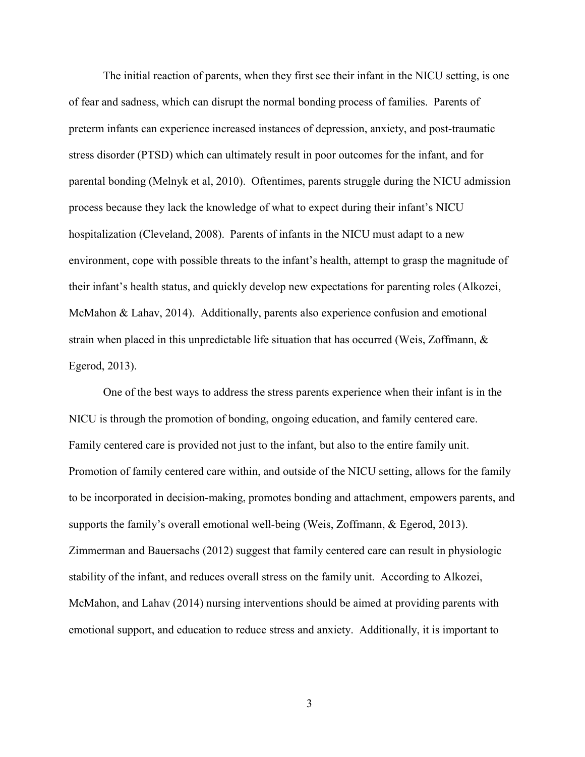The initial reaction of parents, when they first see their infant in the NICU setting, is one of fear and sadness, which can disrupt the normal bonding process of families. Parents of preterm infants can experience increased instances of depression, anxiety, and post-traumatic stress disorder (PTSD) which can ultimately result in poor outcomes for the infant, and for parental bonding (Melnyk et al, 2010). Oftentimes, parents struggle during the NICU admission process because they lack the knowledge of what to expect during their infant's NICU hospitalization (Cleveland, 2008). Parents of infants in the NICU must adapt to a new environment, cope with possible threats to the infant's health, attempt to grasp the magnitude of their infant's health status, and quickly develop new expectations for parenting roles (Alkozei, McMahon & Lahav, 2014). Additionally, parents also experience confusion and emotional strain when placed in this unpredictable life situation that has occurred (Weis, Zoffmann, & Egerod, 2013).

One of the best ways to address the stress parents experience when their infant is in the NICU is through the promotion of bonding, ongoing education, and family centered care. Family centered care is provided not just to the infant, but also to the entire family unit. Promotion of family centered care within, and outside of the NICU setting, allows for the family to be incorporated in decision-making, promotes bonding and attachment, empowers parents, and supports the family's overall emotional well-being (Weis, Zoffmann, & Egerod, 2013). Zimmerman and Bauersachs (2012) suggest that family centered care can result in physiologic stability of the infant, and reduces overall stress on the family unit. According to Alkozei, McMahon, and Lahav (2014) nursing interventions should be aimed at providing parents with emotional support, and education to reduce stress and anxiety. Additionally, it is important to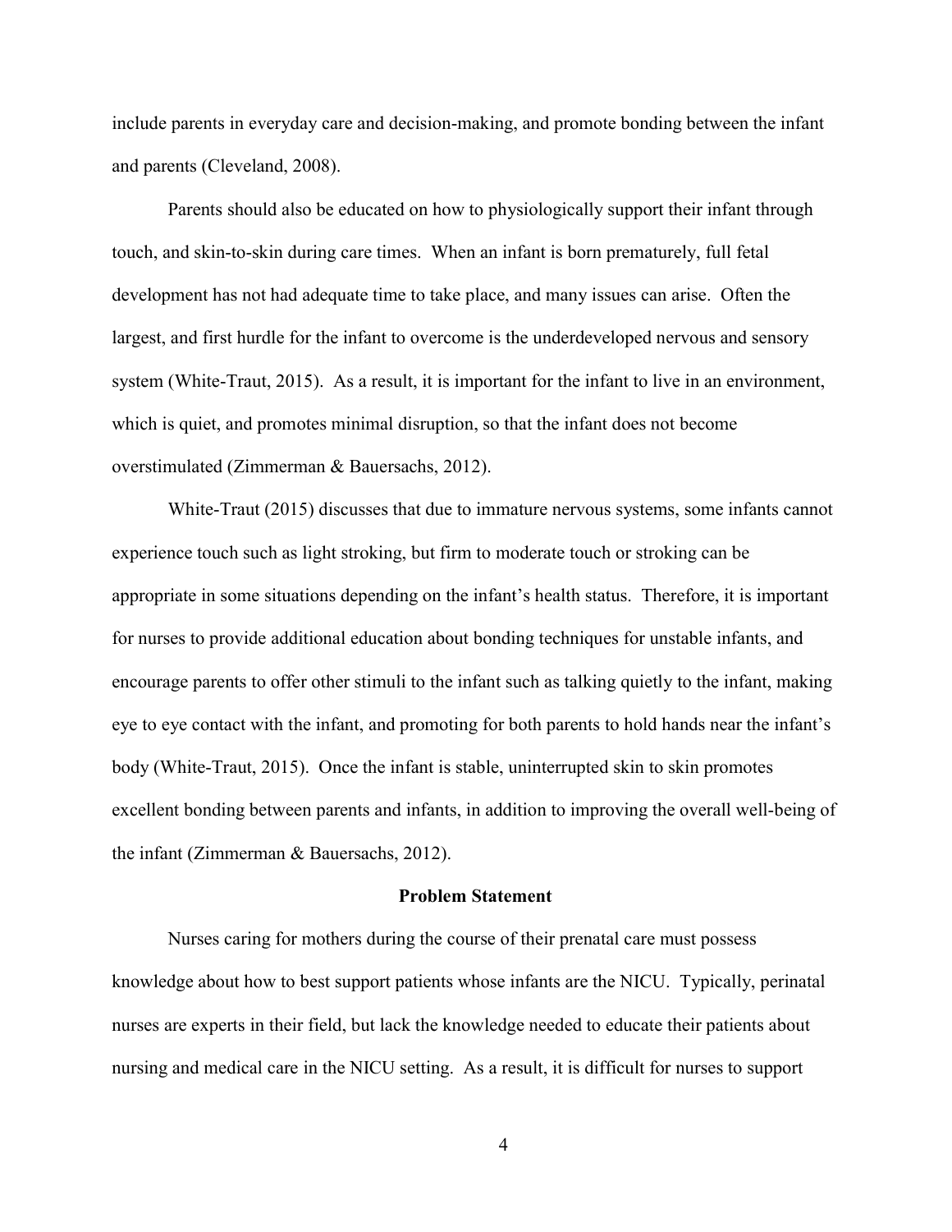include parents in everyday care and decision-making, and promote bonding between the infant and parents (Cleveland, 2008).

Parents should also be educated on how to physiologically support their infant through touch, and skin-to-skin during care times. When an infant is born prematurely, full fetal development has not had adequate time to take place, and many issues can arise. Often the largest, and first hurdle for the infant to overcome is the underdeveloped nervous and sensory system (White-Traut, 2015). As a result, it is important for the infant to live in an environment, which is quiet, and promotes minimal disruption, so that the infant does not become overstimulated (Zimmerman & Bauersachs, 2012).

White-Traut (2015) discusses that due to immature nervous systems, some infants cannot experience touch such as light stroking, but firm to moderate touch or stroking can be appropriate in some situations depending on the infant's health status. Therefore, it is important for nurses to provide additional education about bonding techniques for unstable infants, and encourage parents to offer other stimuli to the infant such as talking quietly to the infant, making eye to eye contact with the infant, and promoting for both parents to hold hands near the infant's body (White-Traut, 2015). Once the infant is stable, uninterrupted skin to skin promotes excellent bonding between parents and infants, in addition to improving the overall well-being of the infant (Zimmerman & Bauersachs, 2012).

## Problem Statement

Nurses caring for mothers during the course of their prenatal care must possess knowledge about how to best support patients whose infants are the NICU. Typically, perinatal nurses are experts in their field, but lack the knowledge needed to educate their patients about nursing and medical care in the NICU setting. As a result, it is difficult for nurses to support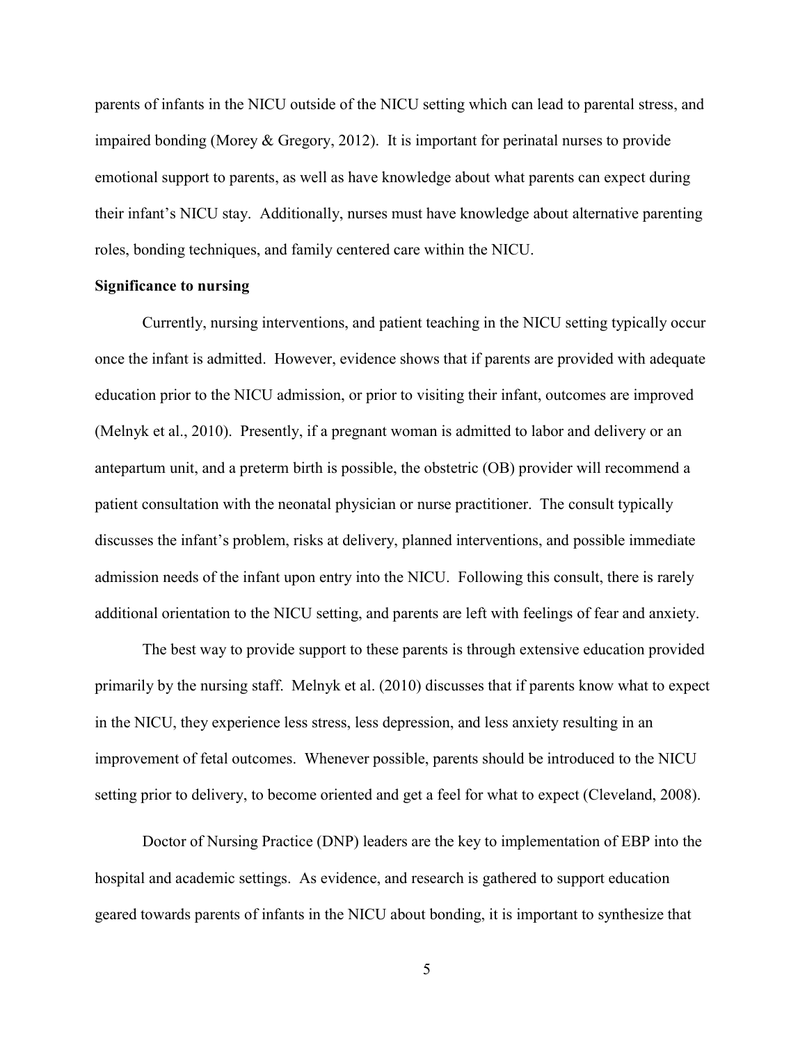parents of infants in the NICU outside of the NICU setting which can lead to parental stress, and impaired bonding (Morey & Gregory, 2012). It is important for perinatal nurses to provide emotional support to parents, as well as have knowledge about what parents can expect during their infant's NICU stay. Additionally, nurses must have knowledge about alternative parenting roles, bonding techniques, and family centered care within the NICU.

**Significance to nursing**

Currently, nursing interventions, and patient teaching in the NICU setting typically occur once the infant is admitted. However, evidence shows that if parents are provided with adequate education prior to the NICU admission, or prior to visiting their infant, outcomes are improved (Melnyk et al., 2010). Presently, if a pregnant woman is admitted to labor and delivery or an antepartum unit, and a preterm birth is possible, the obstetric (OB) provider will recommend a patient consultation with the neonatal physician or nurse practitioner. The consult typically discusses the infant's problem, risks at delivery, planned interventions, and possible immediate admission needs of the infant upon entry into the NICU. Following this consult, there is rarely additional orientation to the NICU setting, and parents are left with feelings of fear and anxiety.

The best way to provide support to these parents is through extensive education provided primarily by the nursing staff. Melnyk et al. (2010) discusses that if parents know what to expect in the NICU, they experience less stress, less depression, and less anxiety resulting in an improvement of fetal outcomes. Whenever possible, parents should be introduced to the NICU setting prior to delivery, to become oriented and get a feel for what to expect (Cleveland, 2008).

Doctor of Nursing Practice (DNP) leaders are the key to implementation of EBP into the hospital and academic settings. As evidence, and research is gathered to support education geared towards parents of infants in the NICU about bonding, it is important to synthesize that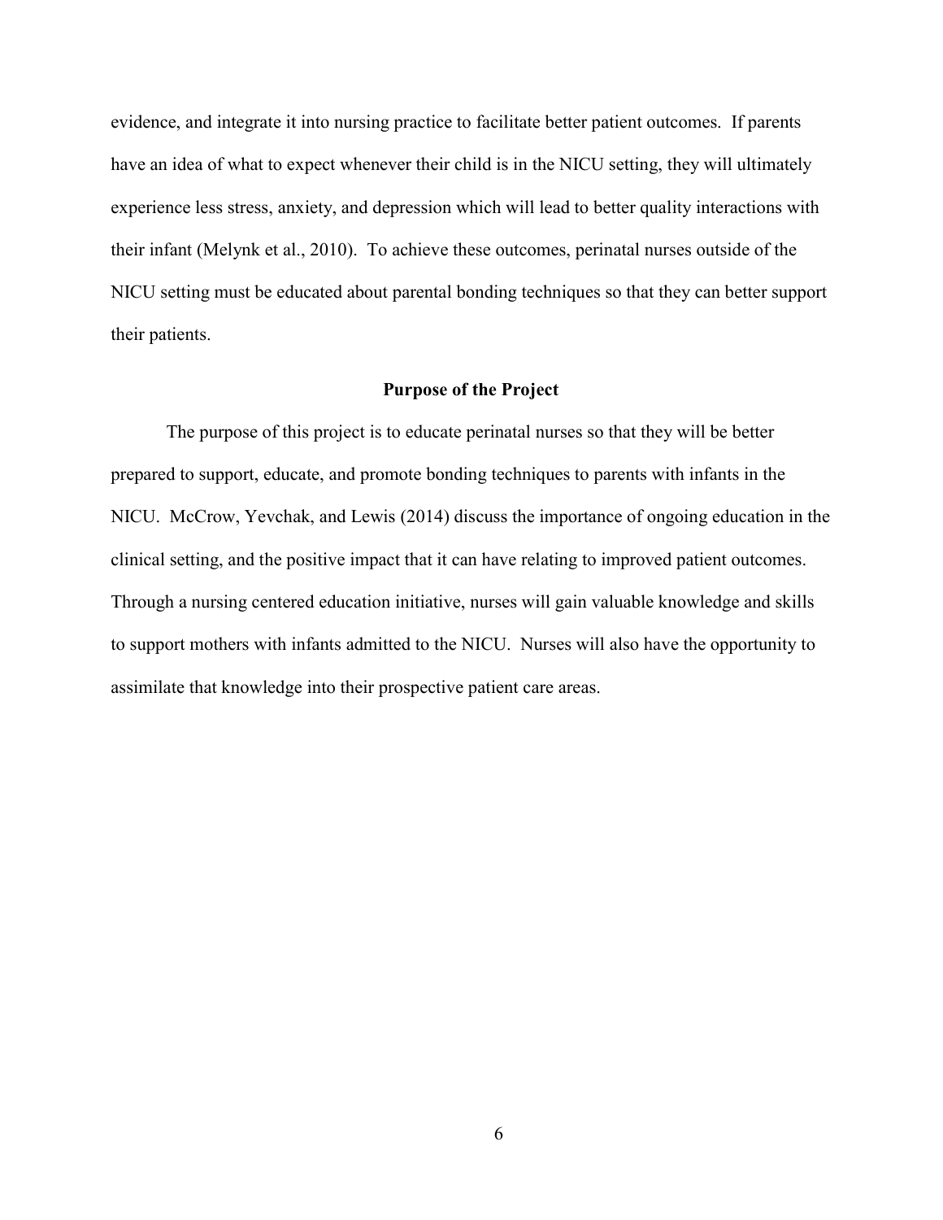evidence, and integrate it into nursing practice to facilitate better patient outcomes. If parents have an idea of what to expect whenever their child is in the NICU setting, they will ultimately experience less stress, anxiety, and depression which will lead to better quality interactions with their infant (Melynk et al., 2010). To achieve these outcomes, perinatal nurses outside of the NICU setting must be educated about parental bonding techniques so that they can better support their patients.

## Purpose of the Project

The purpose of this project is to educate perinatal nurses so that they will be better prepared to support, educate, and promote bonding techniques to parents with infants in the NICU. McCrow, Yevchak, and Lewis (2014) discuss the importance of ongoing education in the clinical setting, and the positive impact that it can have relating to improved patient outcomes. Through a nursing centered education initiative, nurses will gain valuable knowledge and skills to support mothers with infants admitted to the NICU. Nurses will also have the opportunity to assimilate that knowledge into their prospective patient care areas.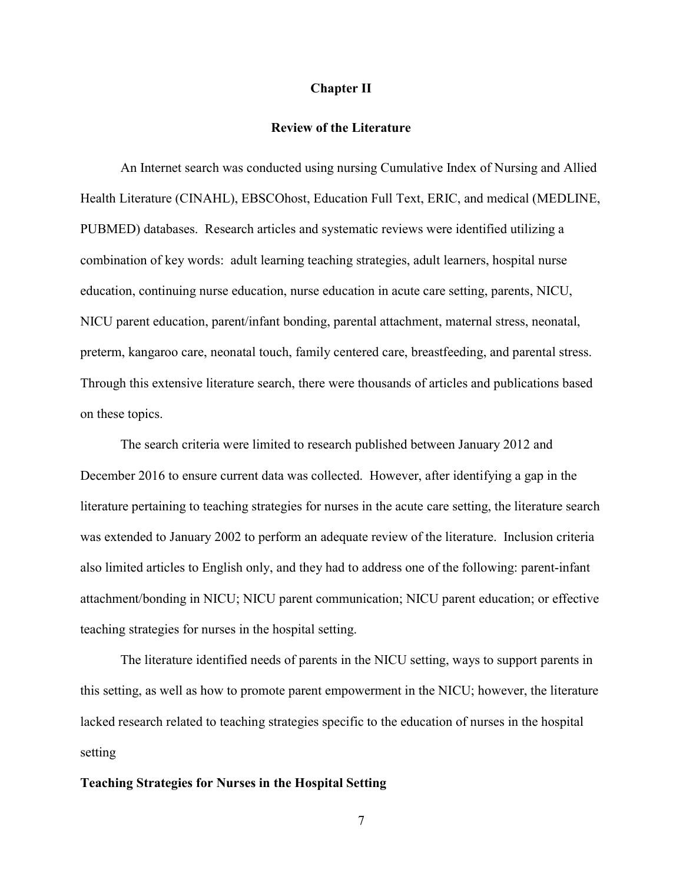# Chapter II

## Review of the Literature

An Internet search was conducted using nursing Cumulative Index of Nursing and Allied Health Literature (CINAHL), EBSCOhost, Education Full Text, ERIC, and medical (MEDLINE, PUBMED) databases. Research articles and systematic reviews were identified utilizing a combination of key words: adult learning teaching strategies, adult learners, hospital nurse education, continuing nurse education, nurse education in acute care setting, parents, NICU, NICU parent education, parent/infant bonding, parental attachment, maternal stress, neonatal, preterm, kangaroo care, neonatal touch, family centered care, breastfeeding, and parental stress. Through this extensive literature search, there were thousands of articles and publications based on these topics.

The search criteria were limited to research published between January 2012 and December 2016 to ensure current data was collected. However, after identifying a gap in the literature pertaining to teaching strategies for nurses in the acute care setting, the literature search was extended to January 2002 to perform an adequate review of the literature. Inclusion criteria also limited articles to English only, and they had to address one of the following: parent-infant attachment/bonding in NICU; NICU parent communication; NICU parent education; or effective teaching strategies for nurses in the hospital setting.

The literature identified needs of parents in the NICU setting, ways to support parents in this setting, as well as how to promote parent empowerment in the NICU; however, the literature lacked research related to teaching strategies specific to the education of nurses in the hospital setting

### Teaching Strategies for Nurses in the Hospital Setting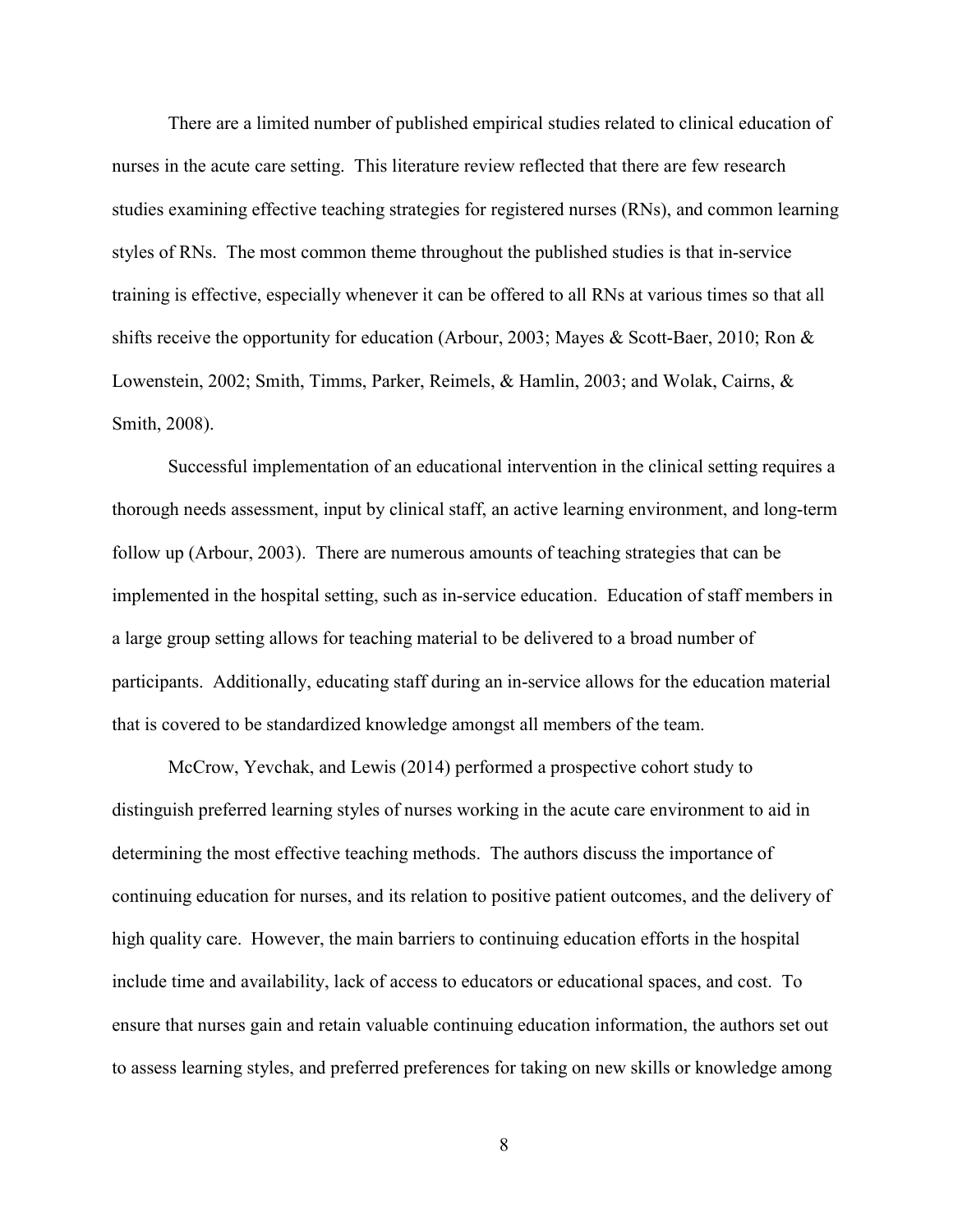There are a limited number of published empirical studies related to clinical education of nurses in the acute care setting. This literature review reflected that there are few research studies examining effective teaching strategies for registered nurses (RNs), and common learning styles of RNs. The most common theme throughout the published studies is that in-service training is effective, especially whenever it can be offered to all RNs at various times so that all shifts receive the opportunity for education (Arbour, 2003; Mayes & Scott-Baer, 2010; Ron & Lowenstein, 2002; Smith, Timms, Parker, Reimels, & Hamlin, 2003; and Wolak, Cairns, & Smith, 2008).

Successful implementation of an educational intervention in the clinical setting requires a thorough needs assessment, input by clinical staff, an active learning environment, and long-term follow up (Arbour, 2003). There are numerous amounts of teaching strategies that can be implemented in the hospital setting, such as in-service education. Education of staff members in a large group setting allows for teaching material to be delivered to a broad number of participants. Additionally, educating staff during an in-service allows for the education material that is covered to be standardized knowledge amongst all members of the team.

McCrow, Yevchak, and Lewis (2014) performed a prospective cohort study to distinguish preferred learning styles of nurses working in the acute care environment to aid in determining the most effective teaching methods. The authors discuss the importance of continuing education for nurses, and its relation to positive patient outcomes, and the delivery of high quality care. However, the main barriers to continuing education efforts in the hospital include time and availability, lack of access to educators or educational spaces, and cost. To ensure that nurses gain and retain valuable continuing education information, the authors set out to assess learning styles, and preferred preferences for taking on new skills or knowledge among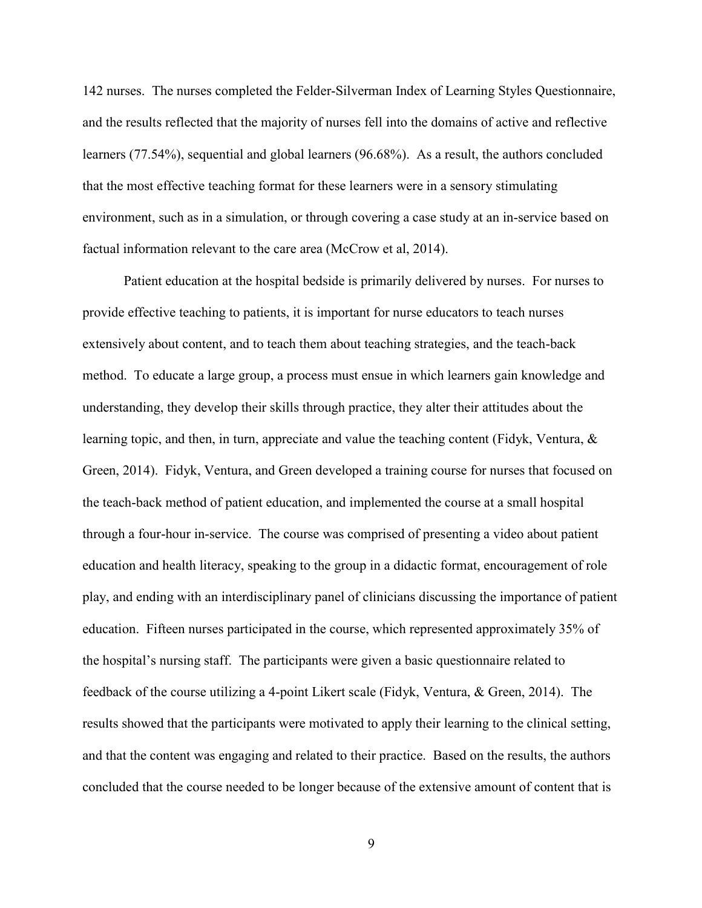142 nurses. The nurses completed the Felder-Silverman Index of Learning Styles Questionnaire, and the results reflected that the majority of nurses fell into the domains of active and reflective learners (77.54%), sequential and global learners (96.68%). As a result, the authors concluded that the most effective teaching format for these learners were in a sensory stimulating environment, such as in a simulation, or through covering a case study at an in-service based on factual information relevant to the care area (McCrow et al, 2014).

Patient education at the hospital bedside is primarily delivered by nurses. For nurses to provide effective teaching to patients, it is important for nurse educators to teach nurses extensively about content, and to teach them about teaching strategies, and the teach-back method. To educate a large group, a process must ensue in which learners gain knowledge and understanding, they develop their skills through practice, they alter their attitudes about the learning topic, and then, in turn, appreciate and value the teaching content (Fidyk, Ventura, & Green, 2014). Fidyk, Ventura, and Green developed a training course for nurses that focused on the teach-back method of patient education, and implemented the course at a small hospital through a four-hour in-service. The course was comprised of presenting a video about patient education and health literacy, speaking to the group in a didactic format, encouragement of role play, and ending with an interdisciplinary panel of clinicians discussing the importance of patient education. Fifteen nurses participated in the course, which represented approximately 35% of the hospital's nursing staff. The participants were given a basic questionnaire related to feedback of the course utilizing a 4-point Likert scale (Fidyk, Ventura, & Green, 2014). The results showed that the participants were motivated to apply their learning to the clinical setting, and that the content was engaging and related to their practice. Based on the results, the authors concluded that the course needed to be longer because of the extensive amount of content that is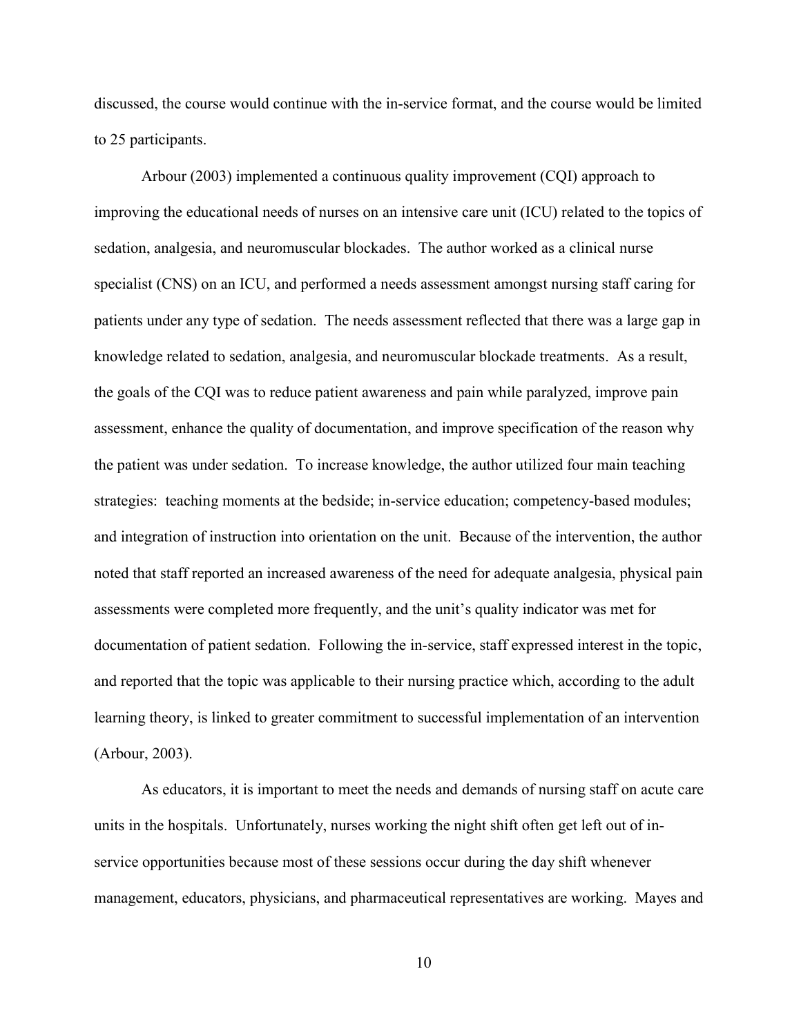discussed, the course would continue with the in-service format, and the course would be limited to 25 participants.

Arbour (2003) implemented a continuous quality improvement (CQI) approach to improving the educational needs of nurses on an intensive care unit (ICU) related to the topics of sedation, analgesia, and neuromuscular blockades. The author worked as a clinical nurse specialist (CNS) on an ICU, and performed a needs assessment amongst nursing staff caring for patients under any type of sedation. The needs assessment reflected that there was a large gap in knowledge related to sedation, analgesia, and neuromuscular blockade treatments. As a result, the goals of the CQI was to reduce patient awareness and pain while paralyzed, improve pain assessment, enhance the quality of documentation, and improve specification of the reason why the patient was under sedation. To increase knowledge, the author utilized four main teaching strategies: teaching moments at the bedside; in-service education; competency-based modules; and integration of instruction into orientation on the unit. Because of the intervention, the author noted that staff reported an increased awareness of the need for adequate analgesia, physical pain assessments were completed more frequently, and the unit's quality indicator was met for documentation of patient sedation. Following the in-service, staff expressed interest in the topic, and reported that the topic was applicable to their nursing practice which, according to the adult learning theory, is linked to greater commitment to successful implementation of an intervention (Arbour, 2003).

As educators, it is important to meet the needs and demands of nursing staff on acute care units in the hospitals. Unfortunately, nurses working the night shift often get left out of in-service opportunities because most of these sessions occur during the day shift whenever management, educators, physicians, and pharmaceutical representatives are working. Mayes and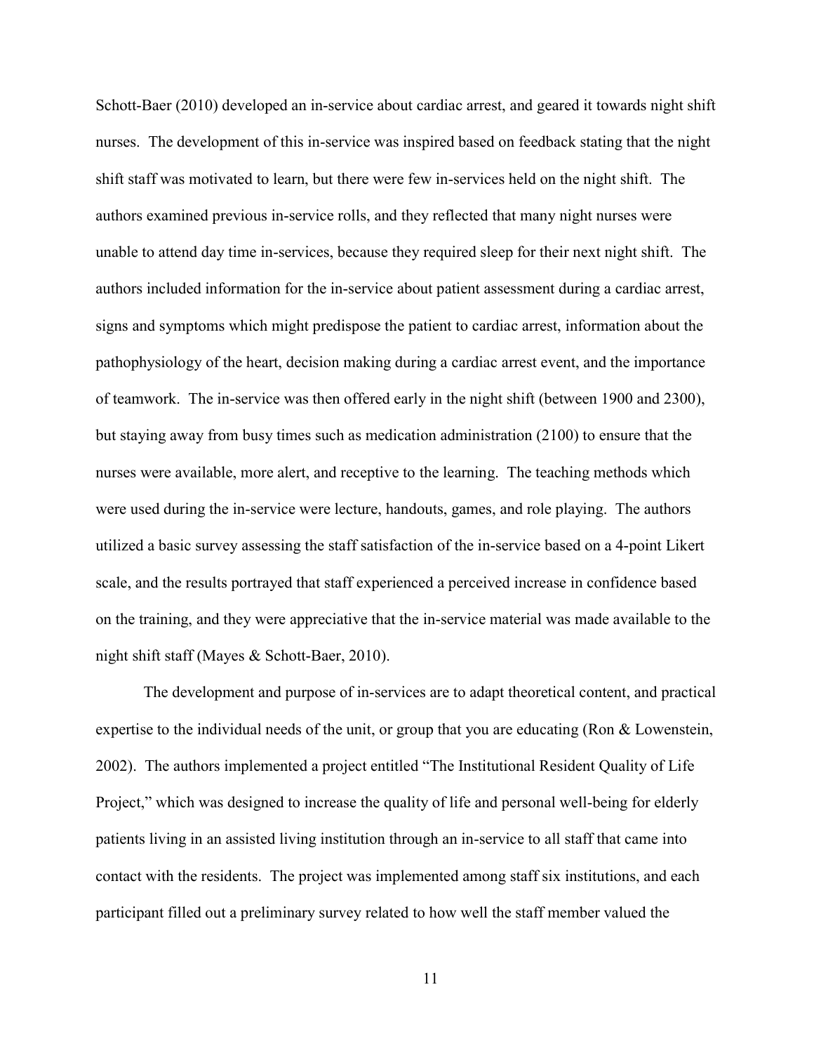Schott-Baer (2010) developed an in-service about cardiac arrest, and geared it towards night shift nurses. The development of this in-service was inspired based on feedback stating that the night shift staff was motivated to learn, but there were few in-services held on the night shift. The authors examined previous in-service rolls, and they reflected that many night nurses were unable to attend day time in-services, because they required sleep for their next night shift. The authors included information for the in-service about patient assessment during a cardiac arrest, signs and symptoms which might predispose the patient to cardiac arrest, information about the pathophysiology of the heart, decision making during a cardiac arrest event, and the importance of teamwork. The in-service was then offered early in the night shift (between 1900 and 2300), but staying away from busy times such as medication administration (2100) to ensure that the nurses were available, more alert, and receptive to the learning. The teaching methods which were used during the in-service were lecture, handouts, games, and role playing. The authors utilized a basic survey assessing the staff satisfaction of the in-service based on a 4-point Likert scale, and the results portrayed that staff experienced a perceived increase in confidence based on the training, and they were appreciative that the in-service material was made available to the night shift staff (Mayes & Schott-Baer, 2010).

The development and purpose of in-services are to adapt theoretical content, and practical expertise to the individual needs of the unit, or group that you are educating (Ron & Lowenstein, 2002). The authors implemented a project entitled "The Institutional Resident Quality of Life Project," which was designed to increase the quality of life and personal well-being for elderly patients living in an assisted living institution through an in-service to all staff that came into contact with the residents. The project was implemented among staff six institutions, and each participant filled out a preliminary survey related to how well the staff member valued the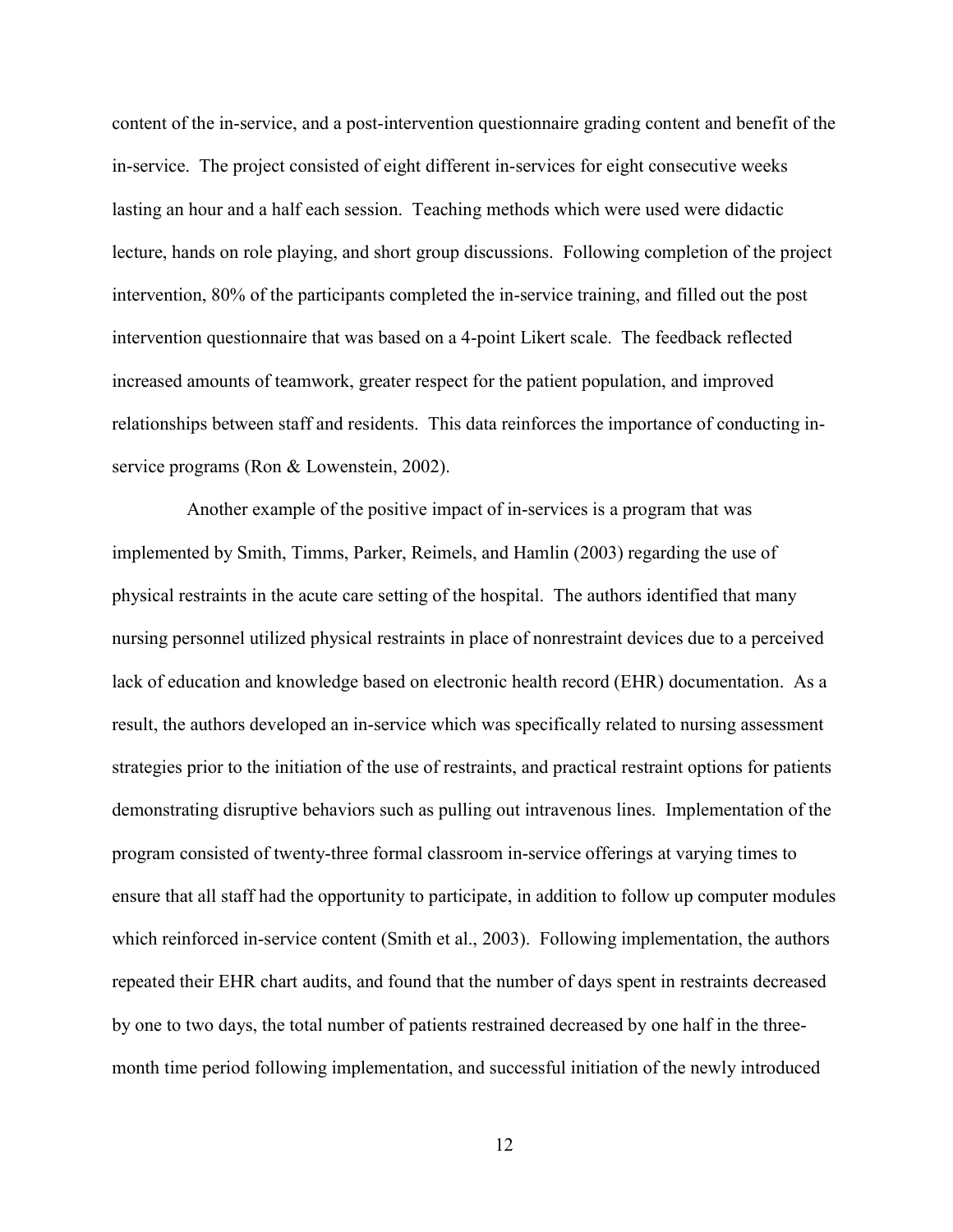content of the in-service, and a post-intervention questionnaire grading content and benefit of the in-service. The project consisted of eight different in-services for eight consecutive weeks lasting an hour and a half each session. Teaching methods which were used were didactic lecture, hands on role playing, and short group discussions. Following completion of the project intervention, 80% of the participants completed the in-service training, and filled out the post intervention questionnaire that was based on a 4-point Likert scale. The feedback reflected increased amounts of teamwork, greater respect for the patient population, and improved relationships between staff and residents. This data reinforces the importance of conducting in-service programs (Ron & Lowenstein, 2002).

Another example of the positive impact of in-services is a program that was implemented by Smith, Timms, Parker, Reimels, and Hamlin (2003) regarding the use of physical restraints in the acute care setting of the hospital. The authors identified that many nursing personnel utilized physical restraints in place of nonrestraint devices due to a perceived lack of education and knowledge based on electronic health record (EHR) documentation. As a result, the authors developed an in-service which was specifically related to nursing assessment strategies prior to the initiation of the use of restraints, and practical restraint options for patients demonstrating disruptive behaviors such as pulling out intravenous lines. Implementation of the program consisted of twenty-three formal classroom in-service offerings at varying times to ensure that all staff had the opportunity to participate, in addition to follow up computer modules which reinforced in-service content (Smith et al., 2003). Following implementation, the authors repeated their EHR chart audits, and found that the number of days spent in restraints decreased by one to two days, the total number of patients restrained decreased by one half in the three-month time period following implementation, and successful initiation of the newly introduced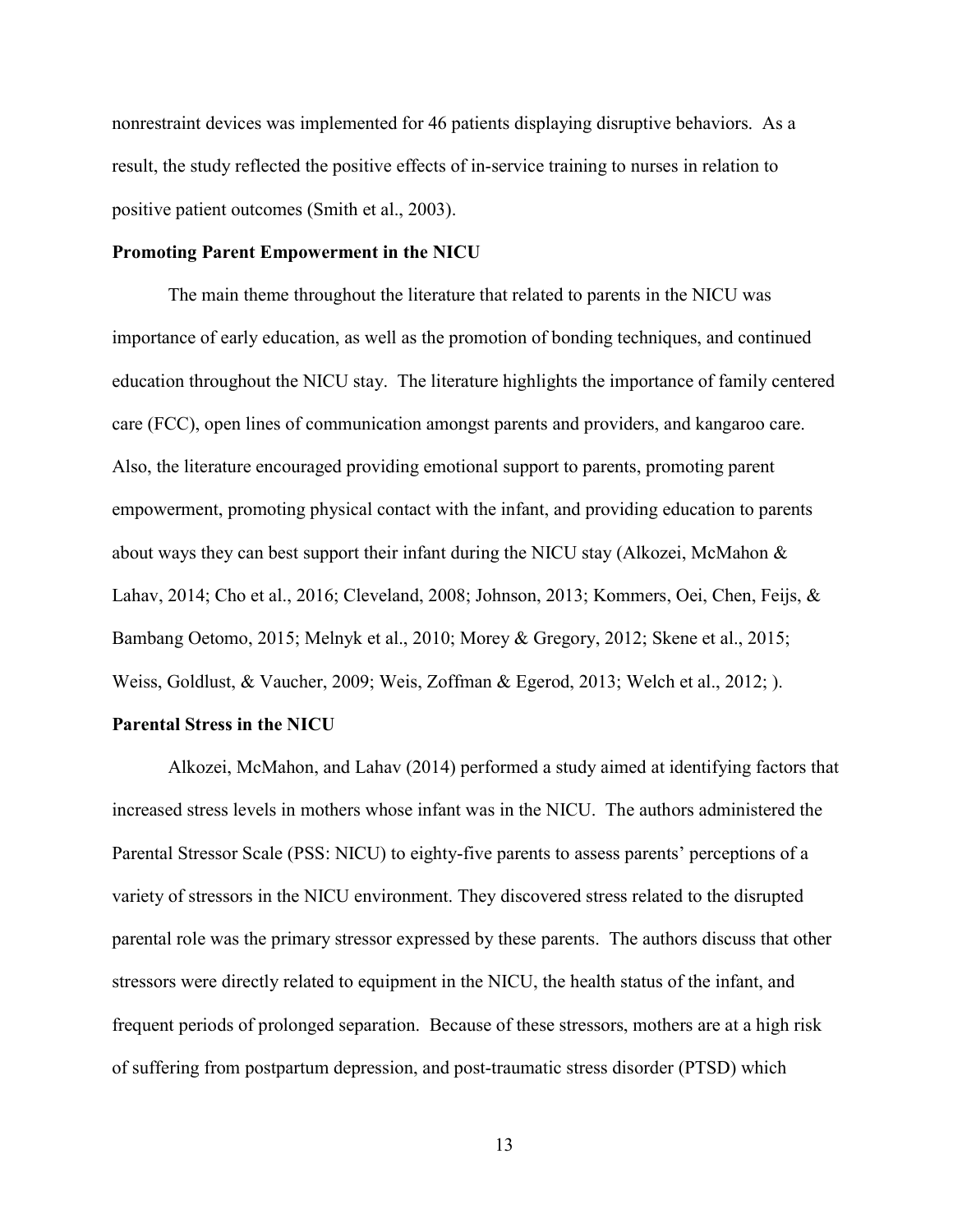nonrestraint devices was implemented for 46 patients displaying disruptive behaviors. As a result, the study reflected the positive effects of in-service training to nurses in relation to positive patient outcomes (Smith et al., 2003).

**Promoting Parent Empowerment in the NICU**

The main theme throughout the literature that related to parents in the NICU was importance of early education, as well as the promotion of bonding techniques, and continued education throughout the NICU stay. The literature highlights the importance of family centered care (FCC), open lines of communication amongst parents and providers, and kangaroo care. Also, the literature encouraged providing emotional support to parents, promoting parent empowerment, promoting physical contact with the infant, and providing education to parents about ways they can best support their infant during the NICU stay (Alkozei, McMahon & Lahav, 2014; Cho et al., 2016; Cleveland, 2008; Johnson, 2013; Kommers, Oei, Chen, Feijs, & Bambang Oetomo, 2015; Melnyk et al., 2010; Morey & Gregory, 2012; Skene et al., 2015; Weiss, Goldlust, & Vaucher, 2009; Weis, Zoffman & Egerod, 2013; Welch et al., 2012; ).

**Parental Stress in the NICU**

Alkozei, McMahon, and Lahav (2014) performed a study aimed at identifying factors that increased stress levels in mothers whose infant was in the NICU. The authors administered the Parental Stressor Scale (PSS: NICU) to eighty-five parents to assess parents' perceptions of a variety of stressors in the NICU environment. They discovered stress related to the disrupted parental role was the primary stressor expressed by these parents. The authors discuss that other stressors were directly related to equipment in the NICU, the health status of the infant, and frequent periods of prolonged separation. Because of these stressors, mothers are at a high risk of suffering from postpartum depression, and post-traumatic stress disorder (PTSD) which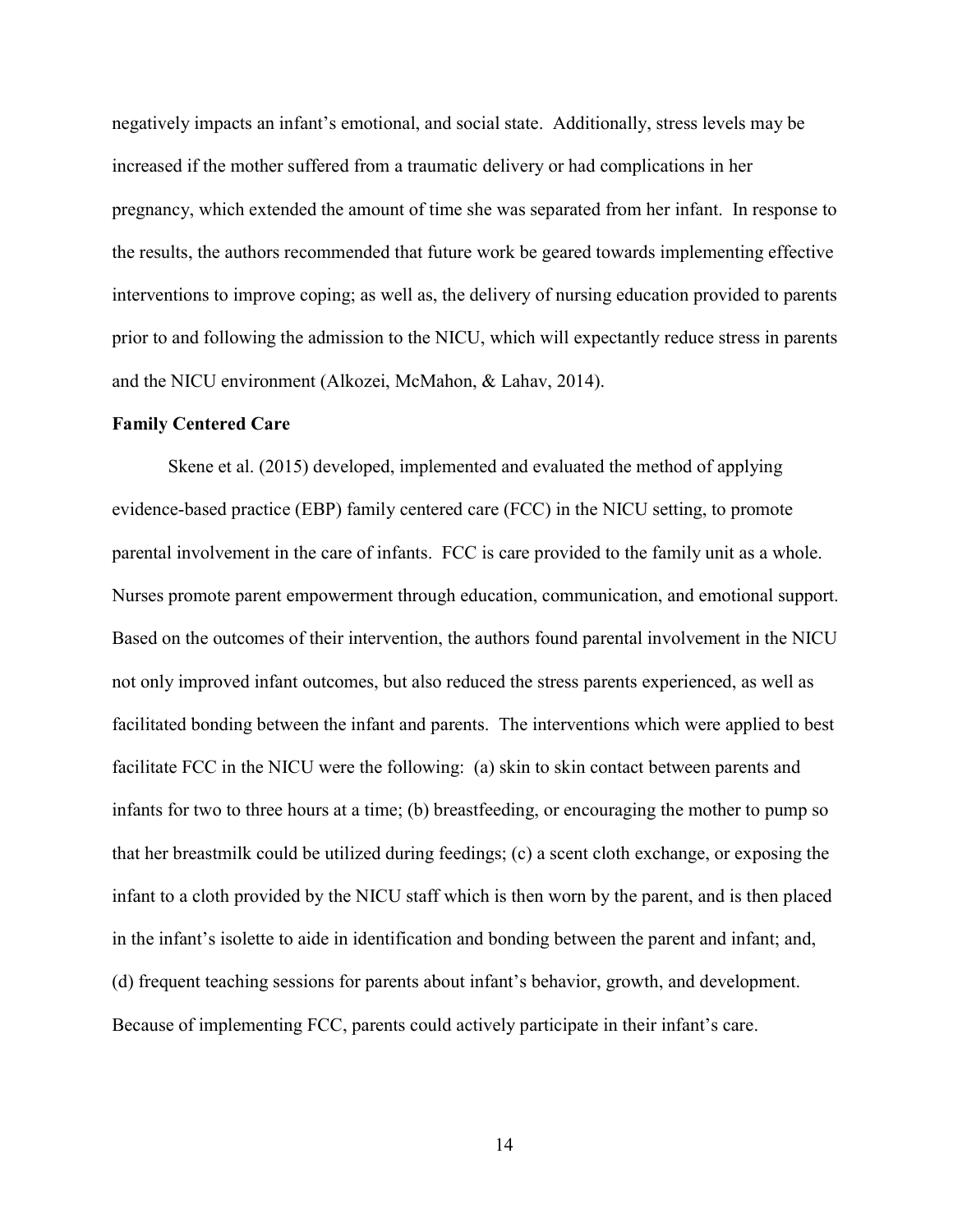negatively impacts an infant's emotional, and social state. Additionally, stress levels may be increased if the mother suffered from a traumatic delivery or had complications in her pregnancy, which extended the amount of time she was separated from her infant. In response to the results, the authors recommended that future work be geared towards implementing effective interventions to improve coping; as well as, the delivery of nursing education provided to parents prior to and following the admission to the NICU, which will expectantly reduce stress in parents and the NICU environment (Alkozei, McMahon, & Lahav, 2014).

**Family Centered Care**

Skene et al. (2015) developed, implemented and evaluated the method of applying evidence-based practice (EBP) family centered care (FCC) in the NICU setting, to promote parental involvement in the care of infants. FCC is care provided to the family unit as a whole. Nurses promote parent empowerment through education, communication, and emotional support. Based on the outcomes of their intervention, the authors found parental involvement in the NICU not only improved infant outcomes, but also reduced the stress parents experienced, as well as facilitated bonding between the infant and parents. The interventions which were applied to best facilitate FCC in the NICU were the following: (a) skin to skin contact between parents and infants for two to three hours at a time; (b) breastfeeding, or encouraging the mother to pump so that her breastmilk could be utilized during feedings; (c) a scent cloth exchange, or exposing the infant to a cloth provided by the NICU staff which is then worn by the parent, and is then placed in the infant's isolette to aide in identification and bonding between the parent and infant; and, (d) frequent teaching sessions for parents about infant's behavior, growth, and development. Because of implementing FCC, parents could actively participate in their infant's care.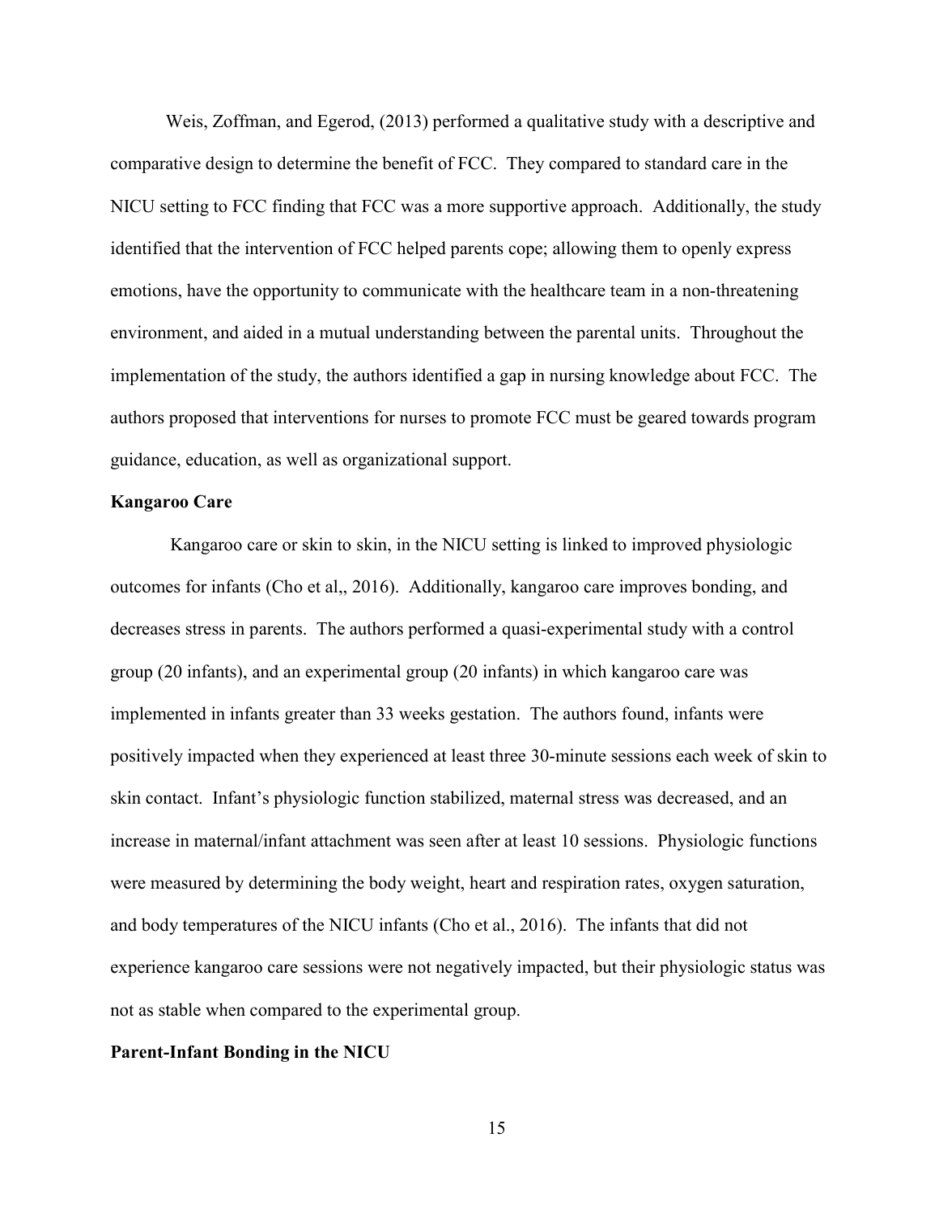Weis, Zoffman, and Egerod, (2013) performed a qualitative study with a descriptive and comparative design to determine the benefit of FCC. They compared to standard care in the NICU setting to FCC finding that FCC was a more supportive approach. Additionally, the study identified that the intervention of FCC helped parents cope; allowing them to openly express emotions, have the opportunity to communicate with the healthcare team in a non-threatening environment, and aided in a mutual understanding between the parental units. Throughout the implementation of the study, the authors identified a gap in nursing knowledge about FCC. The authors proposed that interventions for nurses to promote FCC must be geared towards program guidance, education, as well as organizational support.

### Kangaroo Care

Kangaroo care or skin to skin, in the NICU setting is linked to improved physiologic outcomes for infants (Cho et al,, 2016). Additionally, kangaroo care improves bonding, and decreases stress in parents. The authors performed a quasi-experimental study with a control group (20 infants), and an experimental group (20 infants) in which kangaroo care was implemented in infants greater than 33 weeks gestation. The authors found, infants were positively impacted when they experienced at least three 30-minute sessions each week of skin to skin contact. Infant's physiologic function stabilized, maternal stress was decreased, and an increase in maternal/infant attachment was seen after at least 10 sessions. Physiologic functions were measured by determining the body weight, heart and respiration rates, oxygen saturation, and body temperatures of the NICU infants (Cho et al., 2016). The infants that did not experience kangaroo care sessions were not negatively impacted, but their physiologic status was not as stable when compared to the experimental group.

### Parent-Infant Bonding in the NICU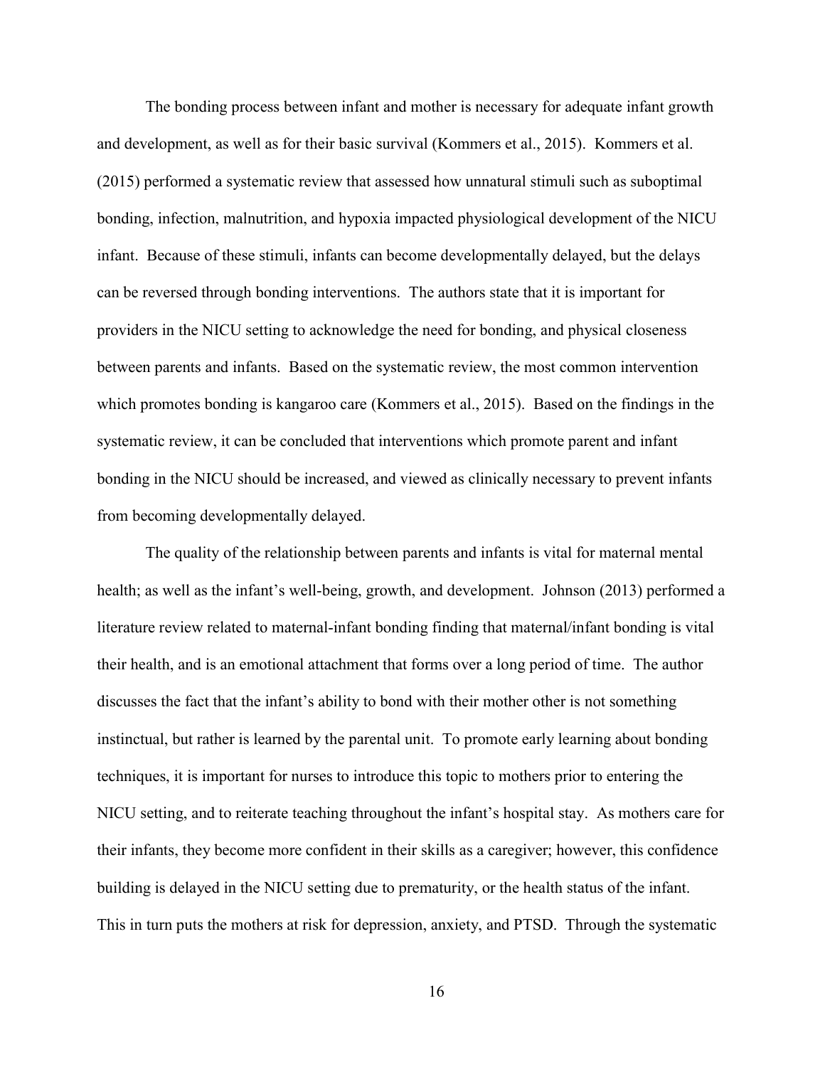The bonding process between infant and mother is necessary for adequate infant growth and development, as well as for their basic survival (Kommers et al., 2015). Kommers et al. (2015) performed a systematic review that assessed how unnatural stimuli such as suboptimal bonding, infection, malnutrition, and hypoxia impacted physiological development of the NICU infant. Because of these stimuli, infants can become developmentally delayed, but the delays can be reversed through bonding interventions. The authors state that it is important for providers in the NICU setting to acknowledge the need for bonding, and physical closeness between parents and infants. Based on the systematic review, the most common intervention which promotes bonding is kangaroo care (Kommers et al., 2015). Based on the findings in the systematic review, it can be concluded that interventions which promote parent and infant bonding in the NICU should be increased, and viewed as clinically necessary to prevent infants from becoming developmentally delayed.

The quality of the relationship between parents and infants is vital for maternal mental health; as well as the infant's well-being, growth, and development. Johnson (2013) performed a literature review related to maternal-infant bonding finding that maternal/infant bonding is vital their health, and is an emotional attachment that forms over a long period of time. The author discusses the fact that the infant's ability to bond with their mother other is not something instinctual, but rather is learned by the parental unit. To promote early learning about bonding techniques, it is important for nurses to introduce this topic to mothers prior to entering the NICU setting, and to reiterate teaching throughout the infant's hospital stay. As mothers care for their infants, they become more confident in their skills as a caregiver; however, this confidence building is delayed in the NICU setting due to prematurity, or the health status of the infant. This in turn puts the mothers at risk for depression, anxiety, and PTSD. Through the systematic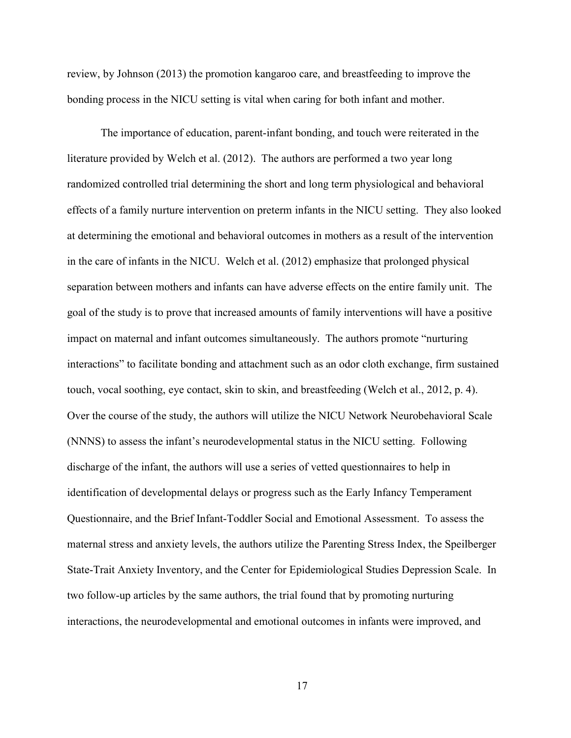review, by Johnson (2013) the promotion kangaroo care, and breastfeeding to improve the bonding process in the NICU setting is vital when caring for both infant and mother.

The importance of education, parent-infant bonding, and touch were reiterated in the literature provided by Welch et al. (2012). The authors are performed a two year long randomized controlled trial determining the short and long term physiological and behavioral effects of a family nurture intervention on preterm infants in the NICU setting. They also looked at determining the emotional and behavioral outcomes in mothers as a result of the intervention in the care of infants in the NICU. Welch et al. (2012) emphasize that prolonged physical separation between mothers and infants can have adverse effects on the entire family unit. The goal of the study is to prove that increased amounts of family interventions will have a positive impact on maternal and infant outcomes simultaneously. The authors promote "nurturing interactions" to facilitate bonding and attachment such as an odor cloth exchange, firm sustained touch, vocal soothing, eye contact, skin to skin, and breastfeeding (Welch et al., 2012, p. 4). Over the course of the study, the authors will utilize the NICU Network Neurobehavioral Scale (NNNS) to assess the infant's neurodevelopmental status in the NICU setting. Following discharge of the infant, the authors will use a series of vetted questionnaires to help in identification of developmental delays or progress such as the Early Infancy Temperament Questionnaire, and the Brief Infant-Toddler Social and Emotional Assessment. To assess the maternal stress and anxiety levels, the authors utilize the Parenting Stress Index, the Speilberger State-Trait Anxiety Inventory, and the Center for Epidemiological Studies Depression Scale. In two follow-up articles by the same authors, the trial found that by promoting nurturing interactions, the neurodevelopmental and emotional outcomes in infants were improved, and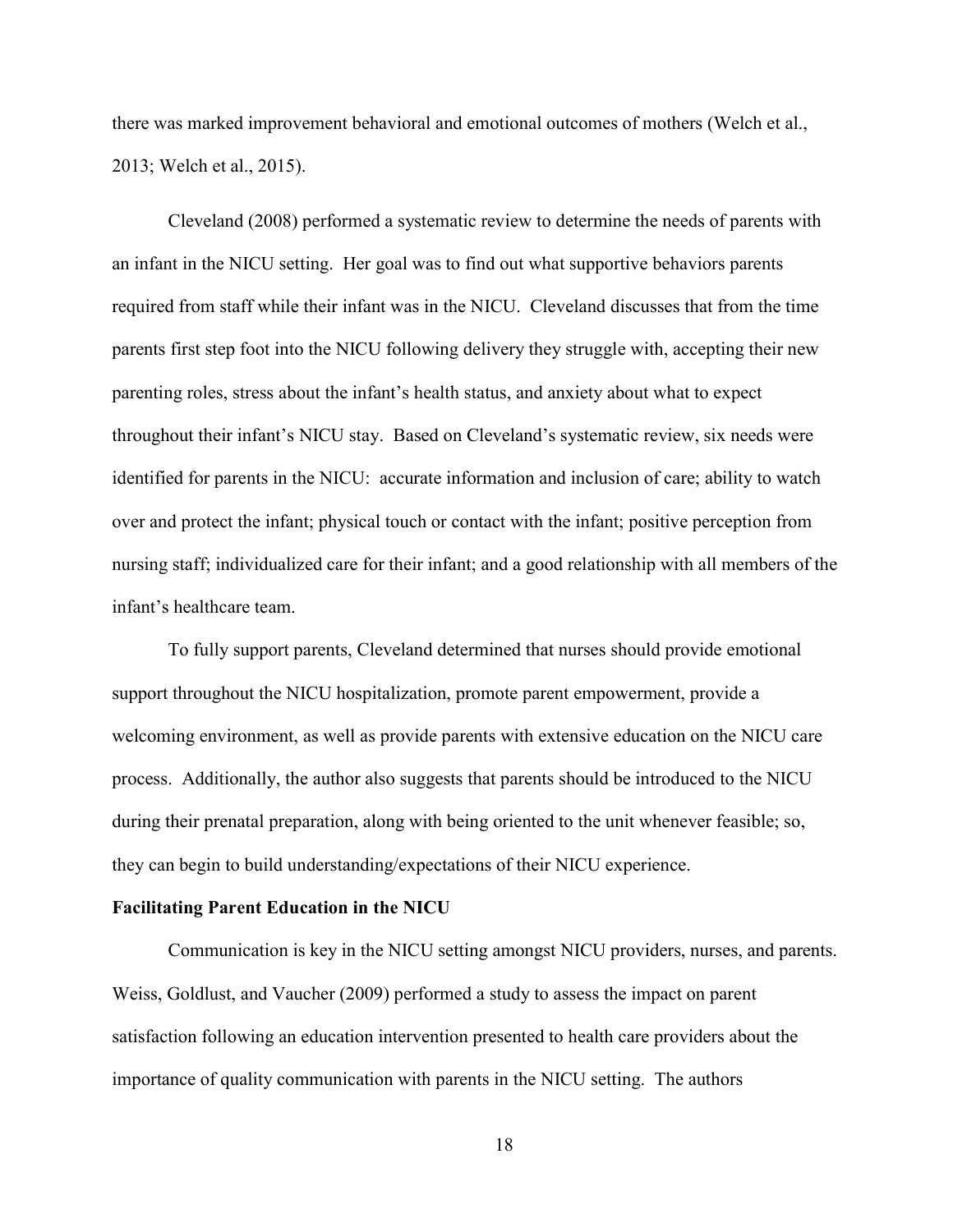there was marked improvement behavioral and emotional outcomes of mothers (Welch et al., 2013; Welch et al., 2015).

Cleveland (2008) performed a systematic review to determine the needs of parents with an infant in the NICU setting. Her goal was to find out what supportive behaviors parents required from staff while their infant was in the NICU. Cleveland discusses that from the time parents first step foot into the NICU following delivery they struggle with, accepting their new parenting roles, stress about the infant's health status, and anxiety about what to expect throughout their infant's NICU stay. Based on Cleveland's systematic review, six needs were identified for parents in the NICU: accurate information and inclusion of care; ability to watch over and protect the infant; physical touch or contact with the infant; positive perception from nursing staff; individualized care for their infant; and a good relationship with all members of the infant's healthcare team.

To fully support parents, Cleveland determined that nurses should provide emotional support throughout the NICU hospitalization, promote parent empowerment, provide a welcoming environment, as well as provide parents with extensive education on the NICU care process. Additionally, the author also suggests that parents should be introduced to the NICU during their prenatal preparation, along with being oriented to the unit whenever feasible; so, they can begin to build understanding/expectations of their NICU experience.

**Facilitating Parent Education in the NICU**

Communication is key in the NICU setting amongst NICU providers, nurses, and parents. Weiss, Goldlust, and Vaucher (2009) performed a study to assess the impact on parent satisfaction following an education intervention presented to health care providers about the importance of quality communication with parents in the NICU setting. The authors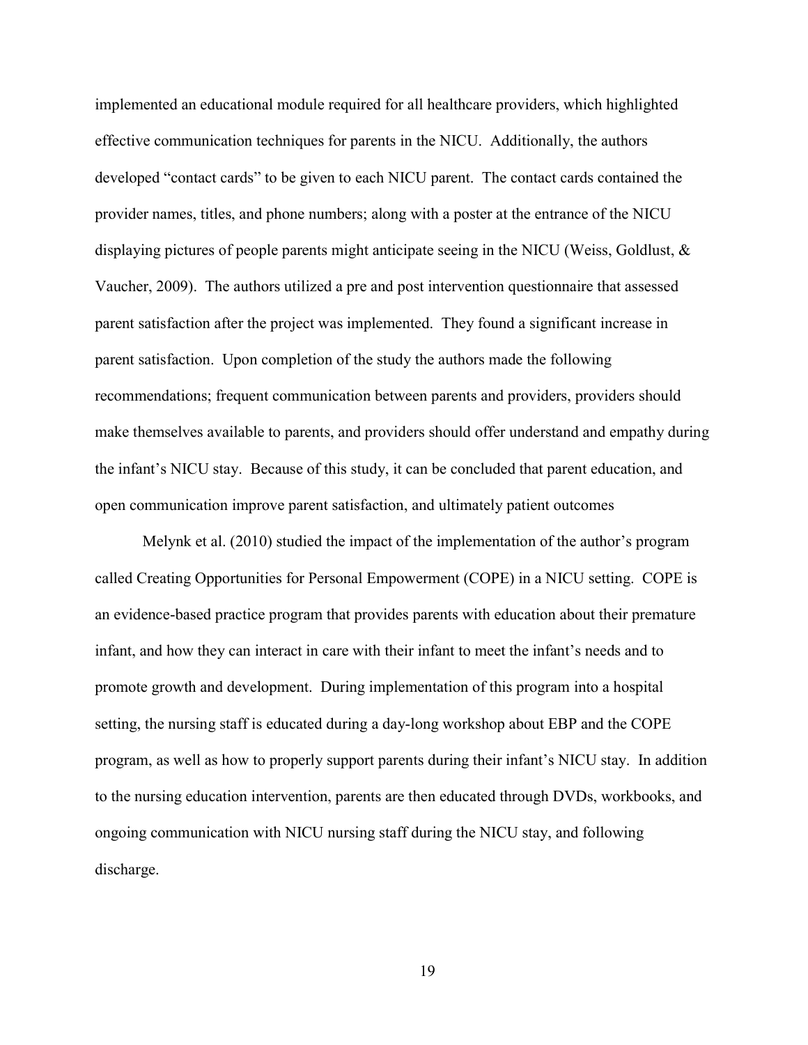implemented an educational module required for all healthcare providers, which highlighted effective communication techniques for parents in the NICU. Additionally, the authors developed "contact cards" to be given to each NICU parent. The contact cards contained the provider names, titles, and phone numbers; along with a poster at the entrance of the NICU displaying pictures of people parents might anticipate seeing in the NICU (Weiss, Goldlust, & Vaucher, 2009). The authors utilized a pre and post intervention questionnaire that assessed parent satisfaction after the project was implemented. They found a significant increase in parent satisfaction. Upon completion of the study the authors made the following recommendations; frequent communication between parents and providers, providers should make themselves available to parents, and providers should offer understand and empathy during the infant's NICU stay. Because of this study, it can be concluded that parent education, and open communication improve parent satisfaction, and ultimately patient outcomes

Melynk et al. (2010) studied the impact of the implementation of the author's program called Creating Opportunities for Personal Empowerment (COPE) in a NICU setting. COPE is an evidence-based practice program that provides parents with education about their premature infant, and how they can interact in care with their infant to meet the infant's needs and to promote growth and development. During implementation of this program into a hospital setting, the nursing staff is educated during a day-long workshop about EBP and the COPE program, as well as how to properly support parents during their infant's NICU stay. In addition to the nursing education intervention, parents are then educated through DVDs, workbooks, and ongoing communication with NICU nursing staff during the NICU stay, and following discharge.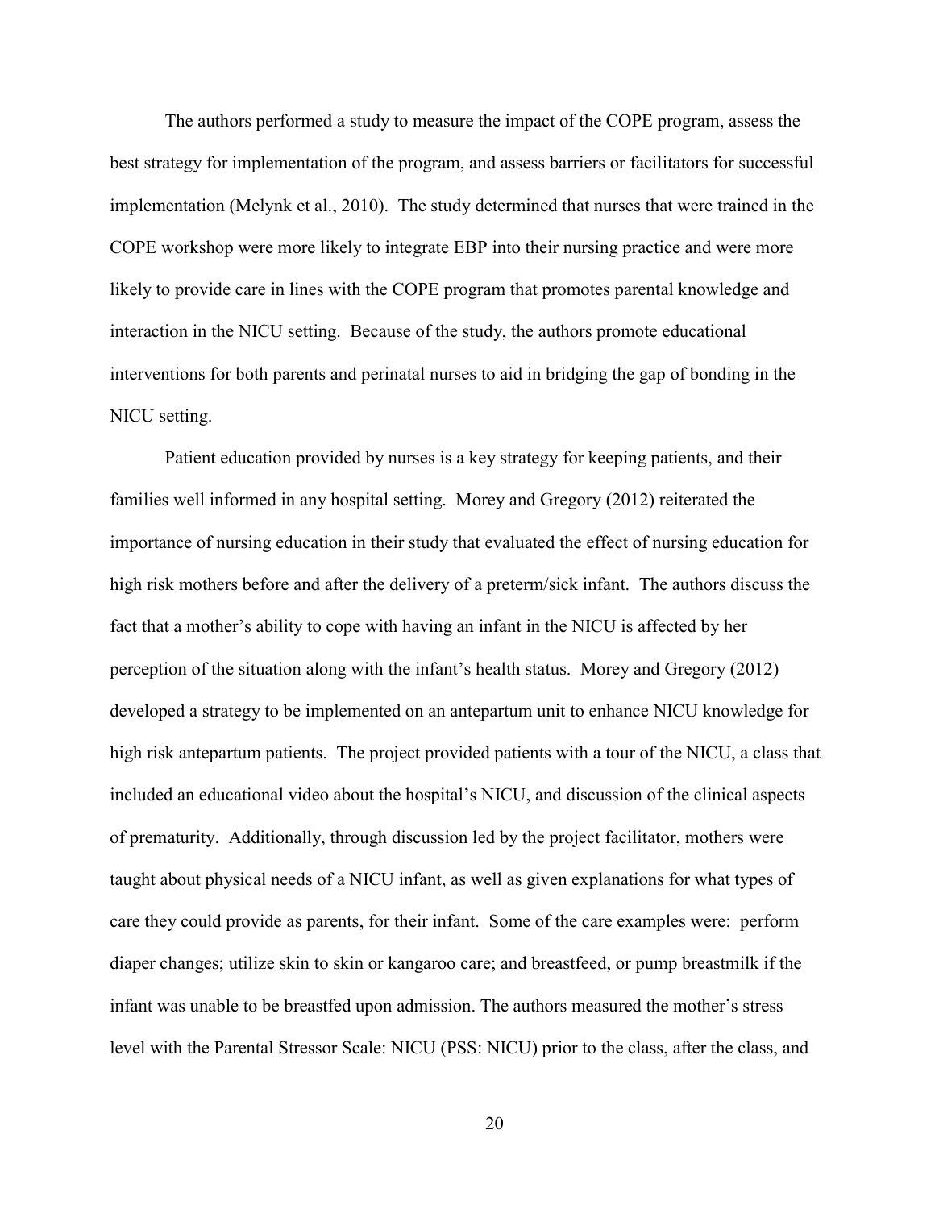The authors performed a study to measure the impact of the COPE program, assess the best strategy for implementation of the program, and assess barriers or facilitators for successful implementation (Melynk et al., 2010). The study determined that nurses that were trained in the COPE workshop were more likely to integrate EBP into their nursing practice and were more likely to provide care in lines with the COPE program that promotes parental knowledge and interaction in the NICU setting. Because of the study, the authors promote educational interventions for both parents and perinatal nurses to aid in bridging the gap of bonding in the NICU setting.

Patient education provided by nurses is a key strategy for keeping patients, and their families well informed in any hospital setting. Morey and Gregory (2012) reiterated the importance of nursing education in their study that evaluated the effect of nursing education for high risk mothers before and after the delivery of a preterm/sick infant. The authors discuss the fact that a mother's ability to cope with having an infant in the NICU is affected by her perception of the situation along with the infant's health status. Morey and Gregory (2012) developed a strategy to be implemented on an antepartum unit to enhance NICU knowledge for high risk antepartum patients. The project provided patients with a tour of the NICU, a class that included an educational video about the hospital's NICU, and discussion of the clinical aspects of prematurity. Additionally, through discussion led by the project facilitator, mothers were taught about physical needs of a NICU infant, as well as given explanations for what types of care they could provide as parents, for their infant. Some of the care examples were: perform diaper changes; utilize skin to skin or kangaroo care; and breastfeed, or pump breastmilk if the infant was unable to be breastfed upon admission. The authors measured the mother's stress level with the Parental Stressor Scale: NICU (PSS: NICU) prior to the class, after the class, and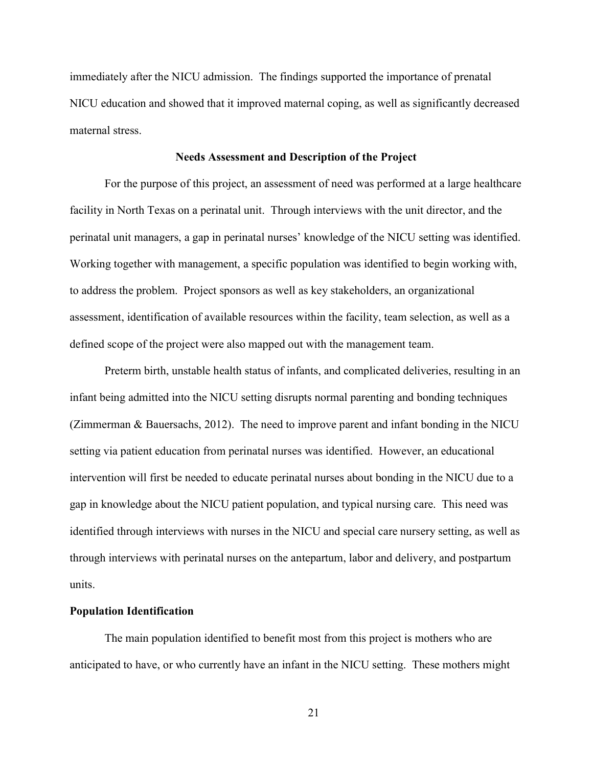immediately after the NICU admission. The findings supported the importance of prenatal NICU education and showed that it improved maternal coping, as well as significantly decreased maternal stress.

## Needs Assessment and Description of the Project

For the purpose of this project, an assessment of need was performed at a large healthcare facility in North Texas on a perinatal unit. Through interviews with the unit director, and the perinatal unit managers, a gap in perinatal nurses' knowledge of the NICU setting was identified. Working together with management, a specific population was identified to begin working with, to address the problem. Project sponsors as well as key stakeholders, an organizational assessment, identification of available resources within the facility, team selection, as well as a defined scope of the project were also mapped out with the management team.

Preterm birth, unstable health status of infants, and complicated deliveries, resulting in an infant being admitted into the NICU setting disrupts normal parenting and bonding techniques (Zimmerman & Bauersachs, 2012). The need to improve parent and infant bonding in the NICU setting via patient education from perinatal nurses was identified. However, an educational intervention will first be needed to educate perinatal nurses about bonding in the NICU due to a gap in knowledge about the NICU patient population, and typical nursing care. This need was identified through interviews with nurses in the NICU and special care nursery setting, as well as through interviews with perinatal nurses on the antepartum, labor and delivery, and postpartum units.

### Population Identification

The main population identified to benefit most from this project is mothers who are anticipated to have, or who currently have an infant in the NICU setting. These mothers might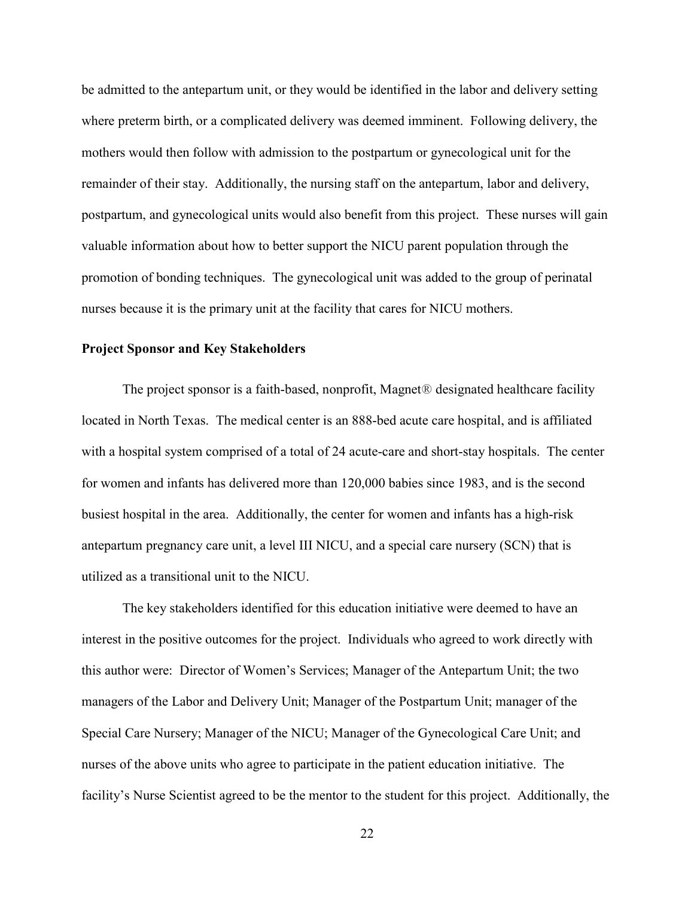be admitted to the antepartum unit, or they would be identified in the labor and delivery setting where preterm birth, or a complicated delivery was deemed imminent. Following delivery, the mothers would then follow with admission to the postpartum or gynecological unit for the remainder of their stay. Additionally, the nursing staff on the antepartum, labor and delivery, postpartum, and gynecological units would also benefit from this project. These nurses will gain valuable information about how to better support the NICU parent population through the promotion of bonding techniques. The gynecological unit was added to the group of perinatal nurses because it is the primary unit at the facility that cares for NICU mothers.

### Project Sponsor and Key Stakeholders

The project sponsor is a faith-based, nonprofit, Magnet® designated healthcare facility located in North Texas. The medical center is an 888-bed acute care hospital, and is affiliated with a hospital system comprised of a total of 24 acute-care and short-stay hospitals. The center for women and infants has delivered more than 120,000 babies since 1983, and is the second busiest hospital in the area. Additionally, the center for women and infants has a high-risk antepartum pregnancy care unit, a level III NICU, and a special care nursery (SCN) that is utilized as a transitional unit to the NICU.

The key stakeholders identified for this education initiative were deemed to have an interest in the positive outcomes for the project. Individuals who agreed to work directly with this author were: Director of Women's Services; Manager of the Antepartum Unit; the two managers of the Labor and Delivery Unit; Manager of the Postpartum Unit; manager of the Special Care Nursery; Manager of the NICU; Manager of the Gynecological Care Unit; and nurses of the above units who agree to participate in the patient education initiative. The facility's Nurse Scientist agreed to be the mentor to the student for this project. Additionally, the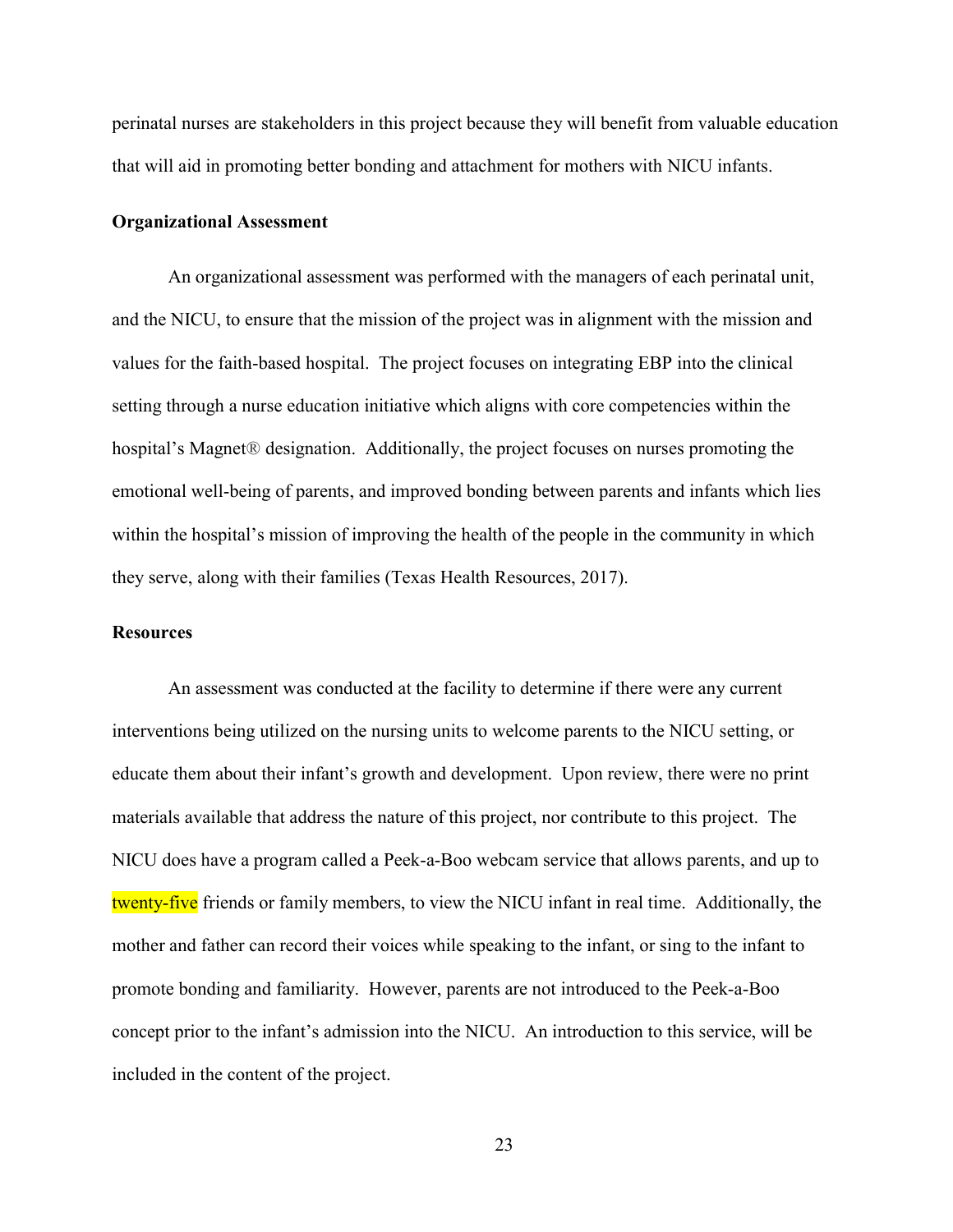perinatal nurses are stakeholders in this project because they will benefit from valuable education that will aid in promoting better bonding and attachment for mothers with NICU infants.

**Organizational Assessment**

An organizational assessment was performed with the managers of each perinatal unit, and the NICU, to ensure that the mission of the project was in alignment with the mission and values for the faith-based hospital. The project focuses on integrating EBP into the clinical setting through a nurse education initiative which aligns with core competencies within the hospital's Magnet® designation. Additionally, the project focuses on nurses promoting the emotional well-being of parents, and improved bonding between parents and infants which lies within the hospital's mission of improving the health of the people in the community in which they serve, along with their families (Texas Health Resources, 2017).

**Resources**

An assessment was conducted at the facility to determine if there were any current interventions being utilized on the nursing units to welcome parents to the NICU setting, or educate them about their infant's growth and development. Upon review, there were no print materials available that address the nature of this project, nor contribute to this project. The NICU does have a program called a Peek-a-Boo webcam service that allows parents, and up to twenty-five friends or family members, to view the NICU infant in real time. Additionally, the mother and father can record their voices while speaking to the infant, or sing to the infant to promote bonding and familiarity. However, parents are not introduced to the Peek-a-Boo concept prior to the infant's admission into the NICU. An introduction to this service, will be included in the content of the project.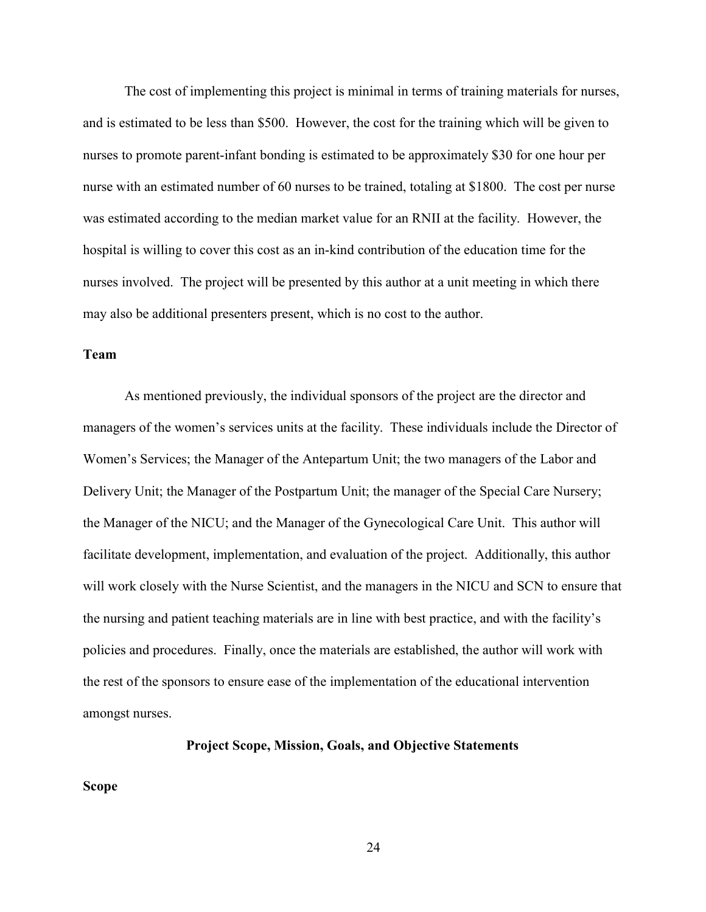The cost of implementing this project is minimal in terms of training materials for nurses, and is estimated to be less than $500. However, the cost for the training which will be given to nurses to promote parent-infant bonding is estimated to be approximately $30 for one hour per nurse with an estimated number of 60 nurses to be trained, totaling at $1800. The cost per nurse was estimated according to the median market value for an RNII at the facility. However, the hospital is willing to cover this cost as an in-kind contribution of the education time for the nurses involved. The project will be presented by this author at a unit meeting in which there may also be additional presenters present, which is no cost to the author.

### Team

As mentioned previously, the individual sponsors of the project are the director and managers of the women's services units at the facility. These individuals include the Director of Women's Services; the Manager of the Antepartum Unit; the two managers of the Labor and Delivery Unit; the Manager of the Postpartum Unit; the manager of the Special Care Nursery; the Manager of the NICU; and the Manager of the Gynecological Care Unit. This author will facilitate development, implementation, and evaluation of the project. Additionally, this author will work closely with the Nurse Scientist, and the managers in the NICU and SCN to ensure that the nursing and patient teaching materials are in line with best practice, and with the facility's policies and procedures. Finally, once the materials are established, the author will work with the rest of the sponsors to ensure ease of the implementation of the educational intervention amongst nurses.

## Project Scope, Mission, Goals, and Objective Statements

### Scope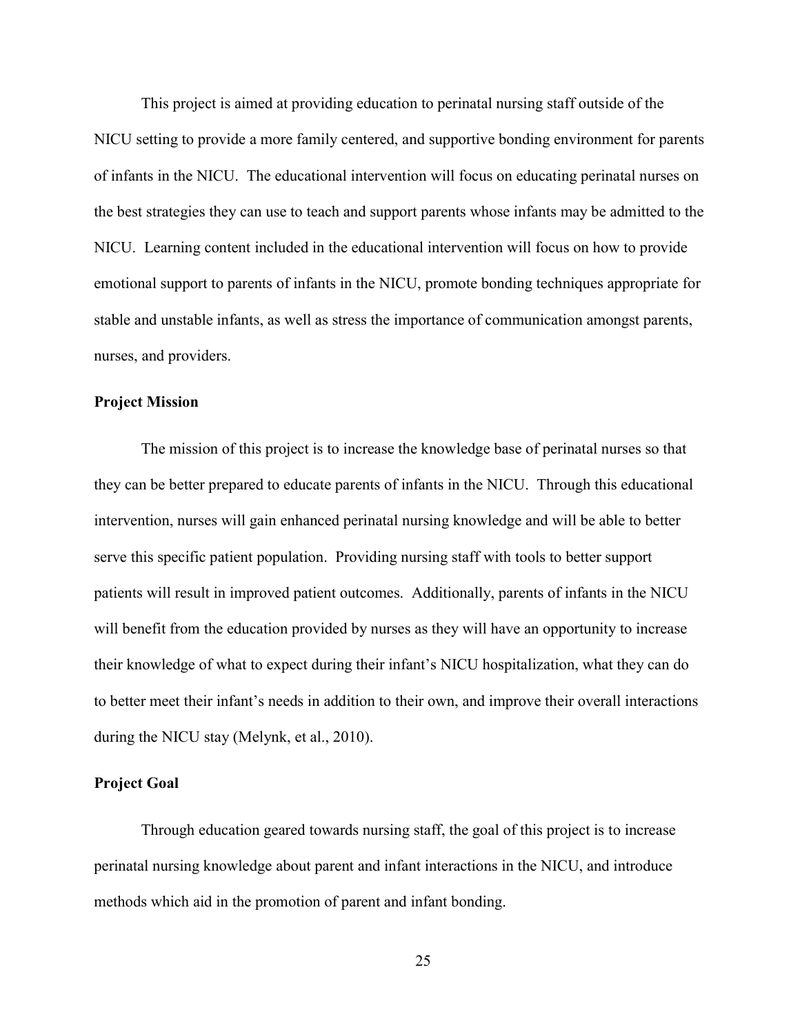This project is aimed at providing education to perinatal nursing staff outside of the NICU setting to provide a more family centered, and supportive bonding environment for parents of infants in the NICU. The educational intervention will focus on educating perinatal nurses on the best strategies they can use to teach and support parents whose infants may be admitted to the NICU. Learning content included in the educational intervention will focus on how to provide emotional support to parents of infants in the NICU, promote bonding techniques appropriate for stable and unstable infants, as well as stress the importance of communication amongst parents, nurses, and providers.

**Project Mission**

The mission of this project is to increase the knowledge base of perinatal nurses so that they can be better prepared to educate parents of infants in the NICU. Through this educational intervention, nurses will gain enhanced perinatal nursing knowledge and will be able to better serve this specific patient population. Providing nursing staff with tools to better support patients will result in improved patient outcomes. Additionally, parents of infants in the NICU will benefit from the education provided by nurses as they will have an opportunity to increase their knowledge of what to expect during their infant's NICU hospitalization, what they can do to better meet their infant's needs in addition to their own, and improve their overall interactions during the NICU stay (Melynk, et al., 2010).

**Project Goal**

Through education geared towards nursing staff, the goal of this project is to increase perinatal nursing knowledge about parent and infant interactions in the NICU, and introduce methods which aid in the promotion of parent and infant bonding.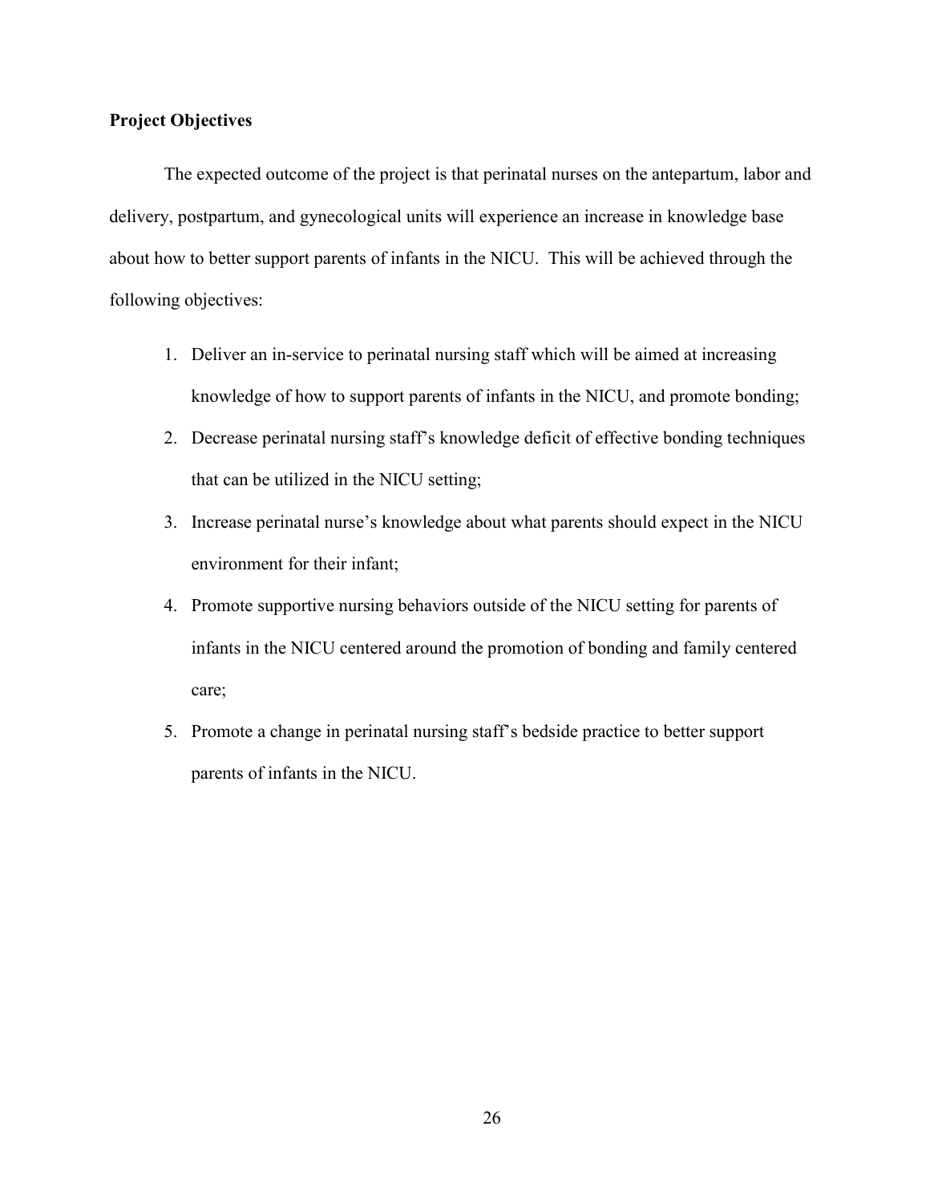**Project Objectives**

The expected outcome of the project is that perinatal nurses on the antepartum, labor and delivery, postpartum, and gynecological units will experience an increase in knowledge base about how to better support parents of infants in the NICU. This will be achieved through the following objectives:

1. Deliver an in-service to perinatal nursing staff which will be aimed at increasing knowledge of how to support parents of infants in the NICU, and promote bonding;
2. Decrease perinatal nursing staff's knowledge deficit of effective bonding techniques that can be utilized in the NICU setting;
3. Increase perinatal nurse's knowledge about what parents should expect in the NICU environment for their infant;
4. Promote supportive nursing behaviors outside of the NICU setting for parents of infants in the NICU centered around the promotion of bonding and family centered care;
5. Promote a change in perinatal nursing staff's bedside practice to better support parents of infants in the NICU.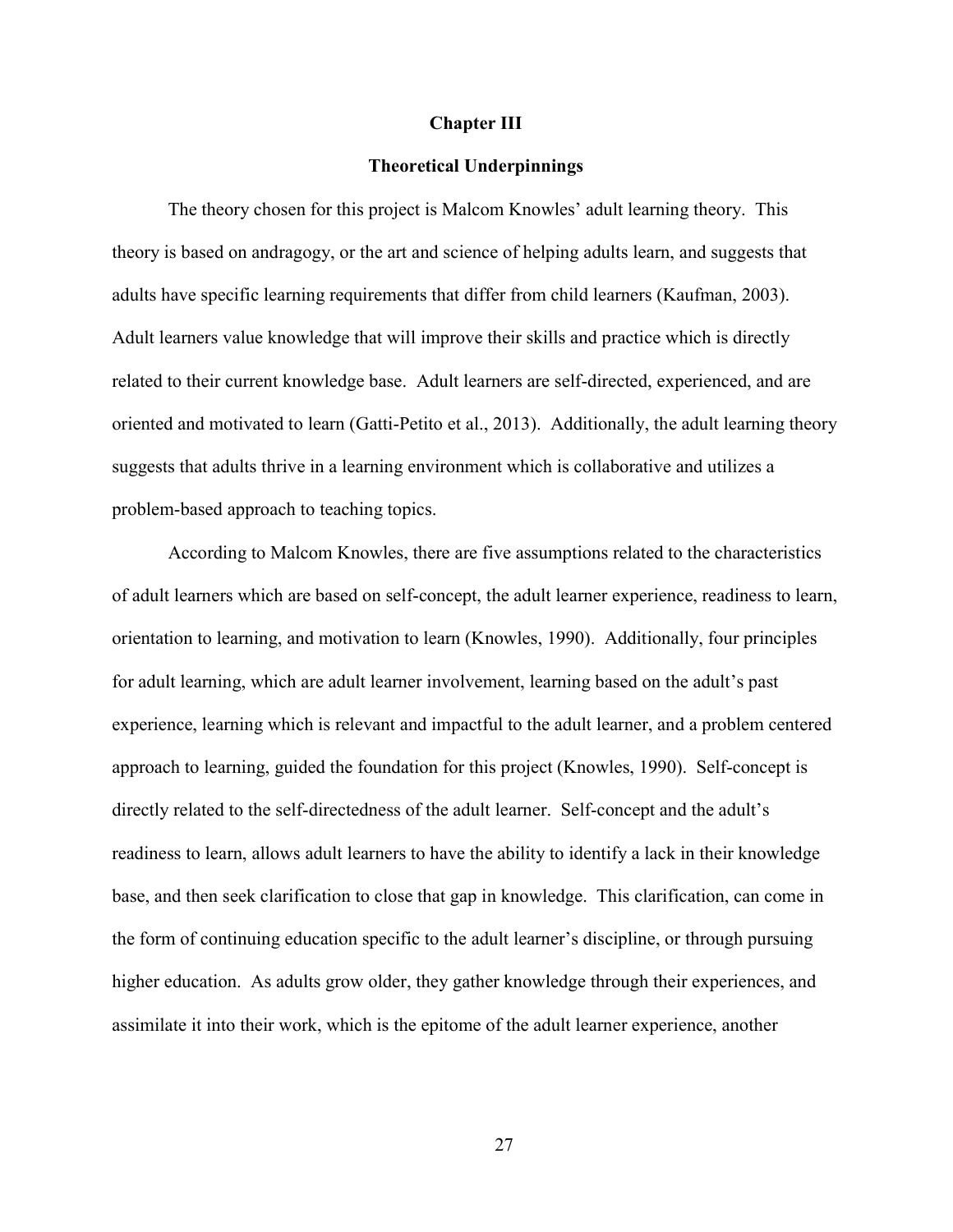# Chapter III

## Theoretical Underpinnings

The theory chosen for this project is Malcom Knowles' adult learning theory. This theory is based on andragogy, or the art and science of helping adults learn, and suggests that adults have specific learning requirements that differ from child learners (Kaufman, 2003). Adult learners value knowledge that will improve their skills and practice which is directly related to their current knowledge base. Adult learners are self-directed, experienced, and are oriented and motivated to learn (Gatti-Petito et al., 2013). Additionally, the adult learning theory suggests that adults thrive in a learning environment which is collaborative and utilizes a problem-based approach to teaching topics.

According to Malcom Knowles, there are five assumptions related to the characteristics of adult learners which are based on self-concept, the adult learner experience, readiness to learn, orientation to learning, and motivation to learn (Knowles, 1990). Additionally, four principles for adult learning, which are adult learner involvement, learning based on the adult's past experience, learning which is relevant and impactful to the adult learner, and a problem centered approach to learning, guided the foundation for this project (Knowles, 1990). Self-concept is directly related to the self-directedness of the adult learner. Self-concept and the adult's readiness to learn, allows adult learners to have the ability to identify a lack in their knowledge base, and then seek clarification to close that gap in knowledge. This clarification, can come in the form of continuing education specific to the adult learner's discipline, or through pursuing higher education. As adults grow older, they gather knowledge through their experiences, and assimilate it into their work, which is the epitome of the adult learner experience, another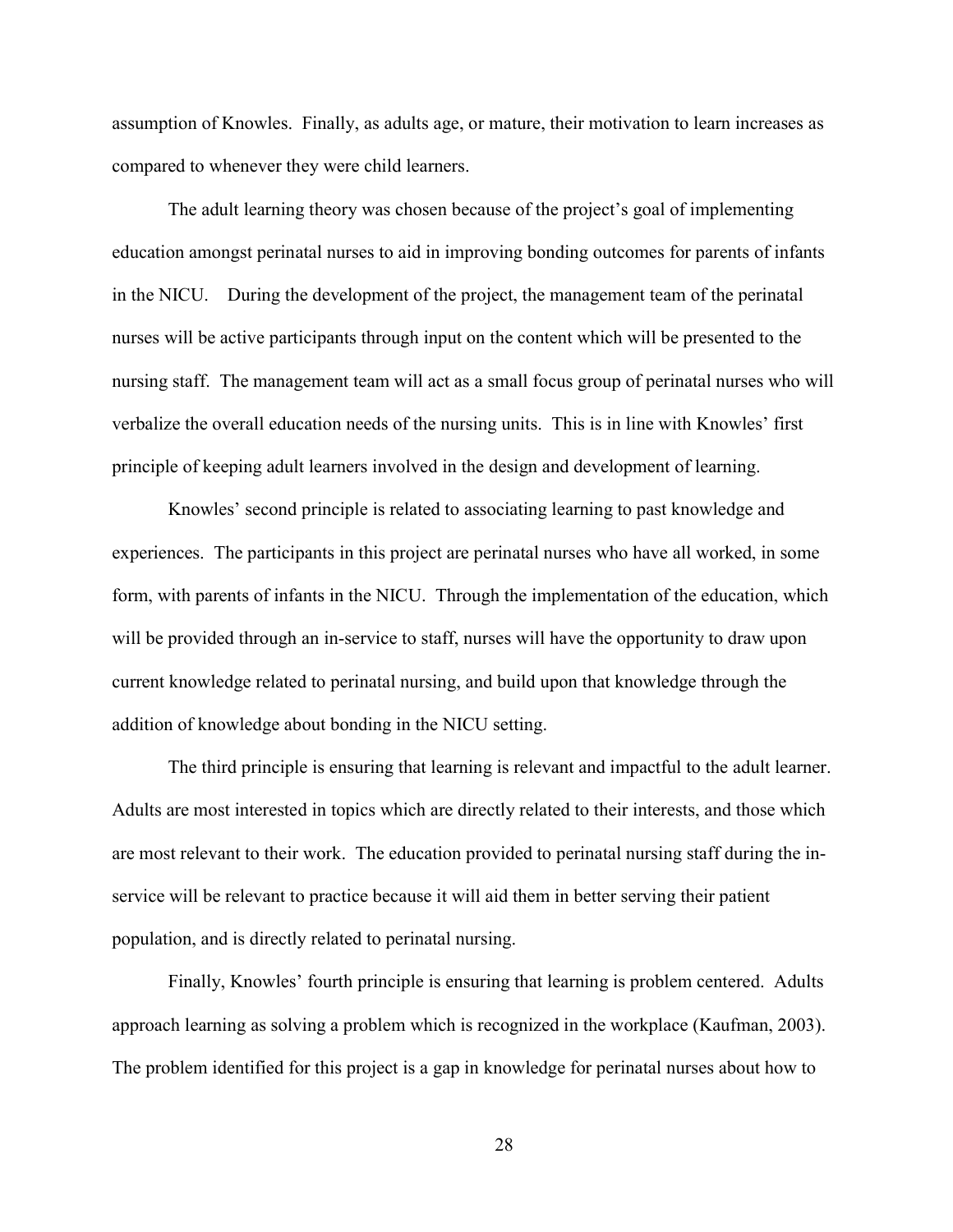assumption of Knowles. Finally, as adults age, or mature, their motivation to learn increases as compared to whenever they were child learners.

The adult learning theory was chosen because of the project's goal of implementing education amongst perinatal nurses to aid in improving bonding outcomes for parents of infants in the NICU. During the development of the project, the management team of the perinatal nurses will be active participants through input on the content which will be presented to the nursing staff. The management team will act as a small focus group of perinatal nurses who will verbalize the overall education needs of the nursing units. This is in line with Knowles' first principle of keeping adult learners involved in the design and development of learning.

Knowles' second principle is related to associating learning to past knowledge and experiences. The participants in this project are perinatal nurses who have all worked, in some form, with parents of infants in the NICU. Through the implementation of the education, which will be provided through an in-service to staff, nurses will have the opportunity to draw upon current knowledge related to perinatal nursing, and build upon that knowledge through the addition of knowledge about bonding in the NICU setting.

The third principle is ensuring that learning is relevant and impactful to the adult learner. Adults are most interested in topics which are directly related to their interests, and those which are most relevant to their work. The education provided to perinatal nursing staff during the in-service will be relevant to practice because it will aid them in better serving their patient population, and is directly related to perinatal nursing.

Finally, Knowles' fourth principle is ensuring that learning is problem centered. Adults approach learning as solving a problem which is recognized in the workplace (Kaufman, 2003). The problem identified for this project is a gap in knowledge for perinatal nurses about how to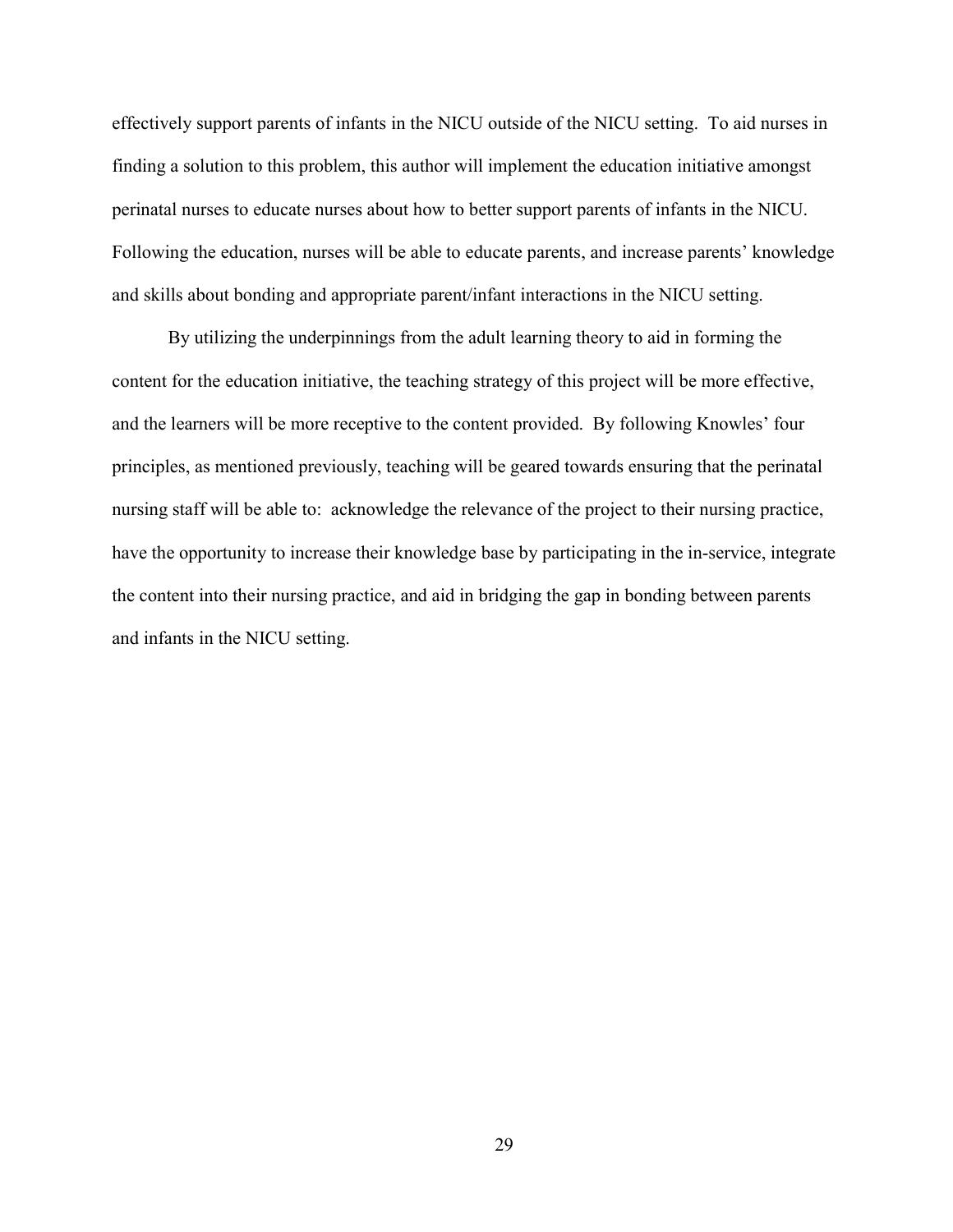effectively support parents of infants in the NICU outside of the NICU setting. To aid nurses in finding a solution to this problem, this author will implement the education initiative amongst perinatal nurses to educate nurses about how to better support parents of infants in the NICU. Following the education, nurses will be able to educate parents, and increase parents' knowledge and skills about bonding and appropriate parent/infant interactions in the NICU setting.

By utilizing the underpinnings from the adult learning theory to aid in forming the content for the education initiative, the teaching strategy of this project will be more effective, and the learners will be more receptive to the content provided. By following Knowles' four principles, as mentioned previously, teaching will be geared towards ensuring that the perinatal nursing staff will be able to: acknowledge the relevance of the project to their nursing practice, have the opportunity to increase their knowledge base by participating in the in-service, integrate the content into their nursing practice, and aid in bridging the gap in bonding between parents and infants in the NICU setting.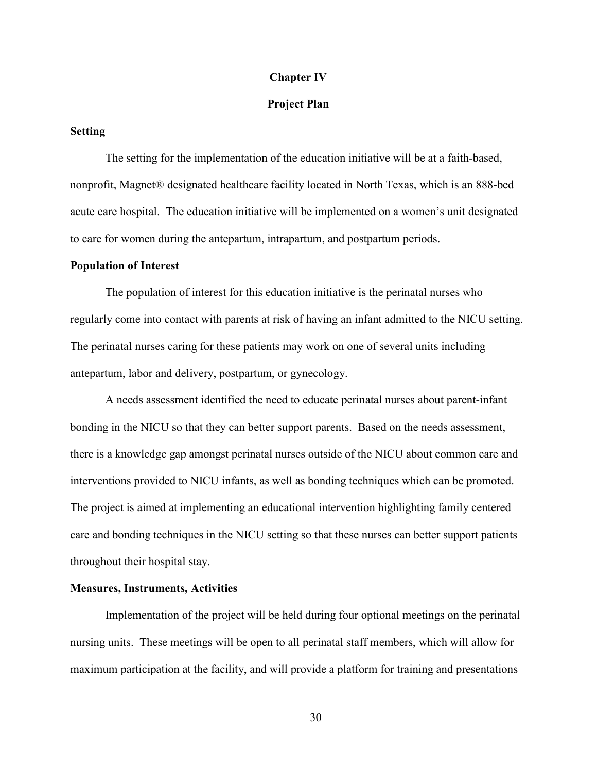# Chapter IV

## Project Plan

### Setting

The setting for the implementation of the education initiative will be at a faith-based, nonprofit, Magnet® designated healthcare facility located in North Texas, which is an 888-bed acute care hospital. The education initiative will be implemented on a women's unit designated to care for women during the antepartum, intrapartum, and postpartum periods.

### Population of Interest

The population of interest for this education initiative is the perinatal nurses who regularly come into contact with parents at risk of having an infant admitted to the NICU setting. The perinatal nurses caring for these patients may work on one of several units including antepartum, labor and delivery, postpartum, or gynecology.

A needs assessment identified the need to educate perinatal nurses about parent-infant bonding in the NICU so that they can better support parents. Based on the needs assessment, there is a knowledge gap amongst perinatal nurses outside of the NICU about common care and interventions provided to NICU infants, as well as bonding techniques which can be promoted. The project is aimed at implementing an educational intervention highlighting family centered care and bonding techniques in the NICU setting so that these nurses can better support patients throughout their hospital stay.

### Measures, Instruments, Activities

Implementation of the project will be held during four optional meetings on the perinatal nursing units. These meetings will be open to all perinatal staff members, which will allow for maximum participation at the facility, and will provide a platform for training and presentations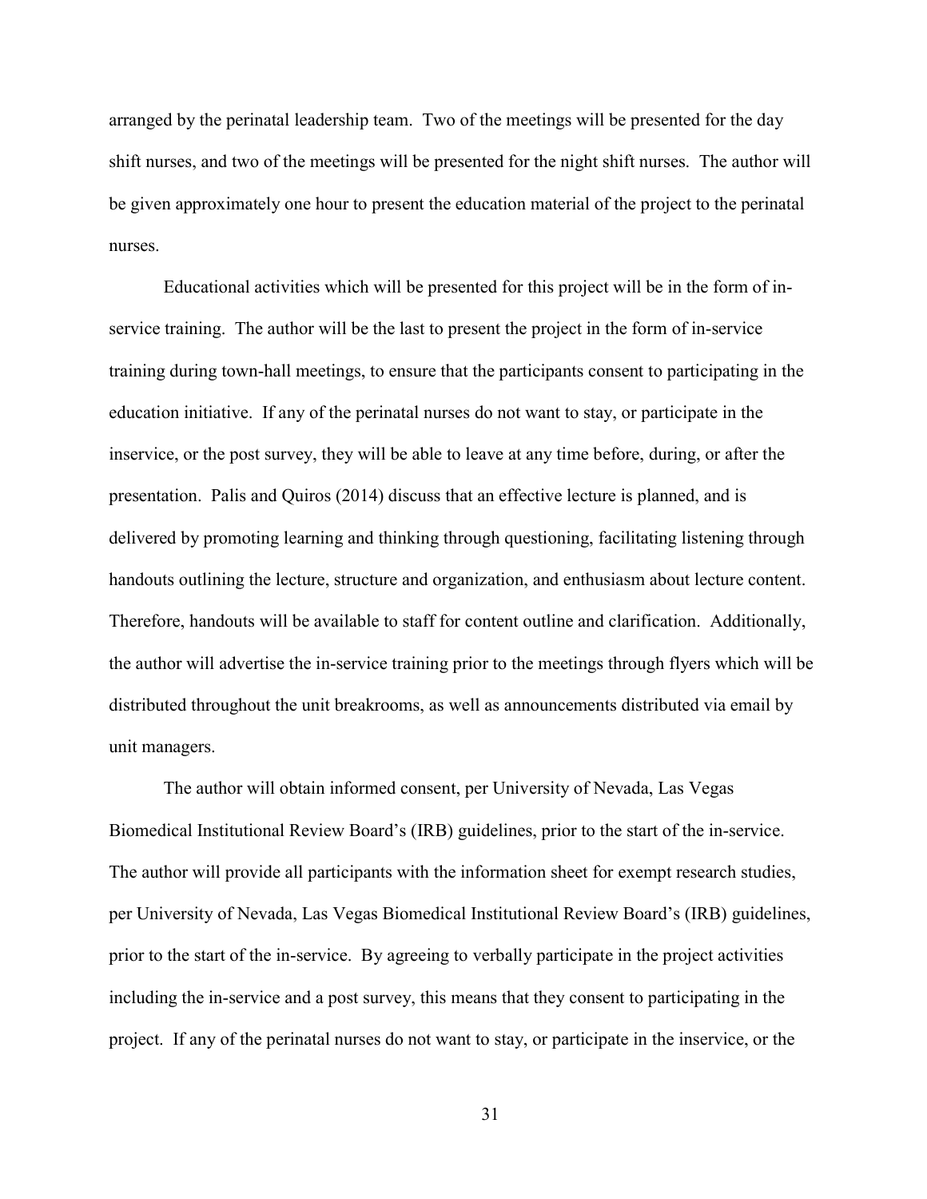arranged by the perinatal leadership team. Two of the meetings will be presented for the day shift nurses, and two of the meetings will be presented for the night shift nurses. The author will be given approximately one hour to present the education material of the project to the perinatal nurses.

Educational activities which will be presented for this project will be in the form of in-service training. The author will be the last to present the project in the form of in-service training during town-hall meetings, to ensure that the participants consent to participating in the education initiative. If any of the perinatal nurses do not want to stay, or participate in the inservice, or the post survey, they will be able to leave at any time before, during, or after the presentation. Palis and Quiros (2014) discuss that an effective lecture is planned, and is delivered by promoting learning and thinking through questioning, facilitating listening through handouts outlining the lecture, structure and organization, and enthusiasm about lecture content. Therefore, handouts will be available to staff for content outline and clarification. Additionally, the author will advertise the in-service training prior to the meetings through flyers which will be distributed throughout the unit breakrooms, as well as announcements distributed via email by unit managers.

The author will obtain informed consent, per University of Nevada, Las Vegas Biomedical Institutional Review Board's (IRB) guidelines, prior to the start of the in-service. The author will provide all participants with the information sheet for exempt research studies, per University of Nevada, Las Vegas Biomedical Institutional Review Board's (IRB) guidelines, prior to the start of the in-service. By agreeing to verbally participate in the project activities including the in-service and a post survey, this means that they consent to participating in the project. If any of the perinatal nurses do not want to stay, or participate in the inservice, or the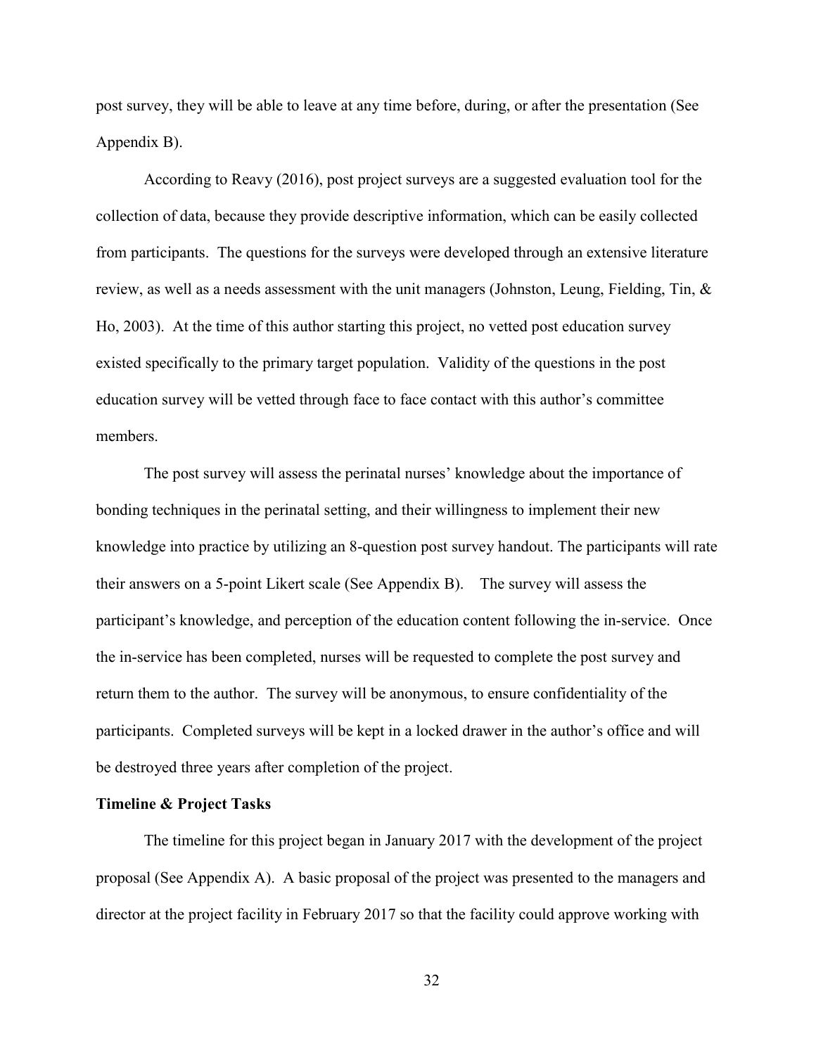post survey, they will be able to leave at any time before, during, or after the presentation (See Appendix B).

According to Reavy (2016), post project surveys are a suggested evaluation tool for the collection of data, because they provide descriptive information, which can be easily collected from participants. The questions for the surveys were developed through an extensive literature review, as well as a needs assessment with the unit managers (Johnston, Leung, Fielding, Tin, & Ho, 2003). At the time of this author starting this project, no vetted post education survey existed specifically to the primary target population. Validity of the questions in the post education survey will be vetted through face to face contact with this author's committee members.

The post survey will assess the perinatal nurses' knowledge about the importance of bonding techniques in the perinatal setting, and their willingness to implement their new knowledge into practice by utilizing an 8-question post survey handout. The participants will rate their answers on a 5-point Likert scale (See Appendix B). The survey will assess the participant's knowledge, and perception of the education content following the in-service. Once the in-service has been completed, nurses will be requested to complete the post survey and return them to the author. The survey will be anonymous, to ensure confidentiality of the participants. Completed surveys will be kept in a locked drawer in the author's office and will be destroyed three years after completion of the project.

**Timeline & Project Tasks**

The timeline for this project began in January 2017 with the development of the project proposal (See Appendix A). A basic proposal of the project was presented to the managers and director at the project facility in February 2017 so that the facility could approve working with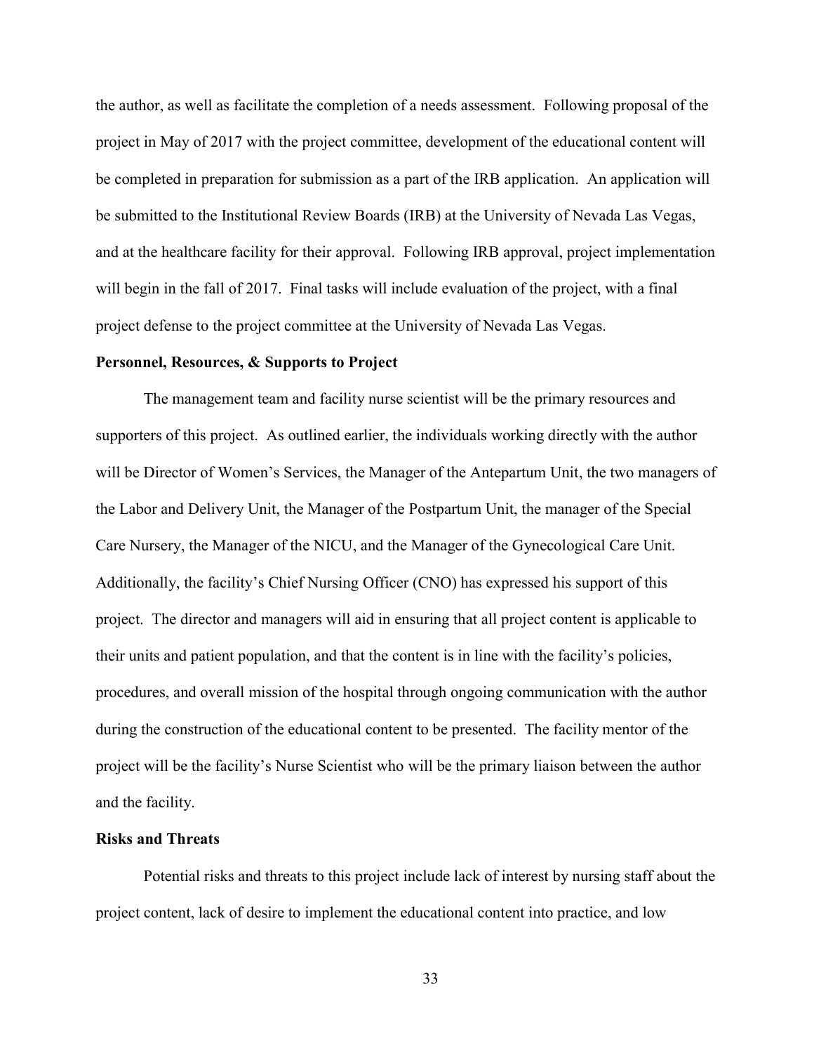the author, as well as facilitate the completion of a needs assessment. Following proposal of the project in May of 2017 with the project committee, development of the educational content will be completed in preparation for submission as a part of the IRB application. An application will be submitted to the Institutional Review Boards (IRB) at the University of Nevada Las Vegas, and at the healthcare facility for their approval. Following IRB approval, project implementation will begin in the fall of 2017. Final tasks will include evaluation of the project, with a final project defense to the project committee at the University of Nevada Las Vegas.

### Personnel, Resources, & Supports to Project

The management team and facility nurse scientist will be the primary resources and supporters of this project. As outlined earlier, the individuals working directly with the author will be Director of Women's Services, the Manager of the Antepartum Unit, the two managers of the Labor and Delivery Unit, the Manager of the Postpartum Unit, the manager of the Special Care Nursery, the Manager of the NICU, and the Manager of the Gynecological Care Unit. Additionally, the facility's Chief Nursing Officer (CNO) has expressed his support of this project. The director and managers will aid in ensuring that all project content is applicable to their units and patient population, and that the content is in line with the facility's policies, procedures, and overall mission of the hospital through ongoing communication with the author during the construction of the educational content to be presented. The facility mentor of the project will be the facility's Nurse Scientist who will be the primary liaison between the author and the facility.

### Risks and Threats

Potential risks and threats to this project include lack of interest by nursing staff about the project content, lack of desire to implement the educational content into practice, and low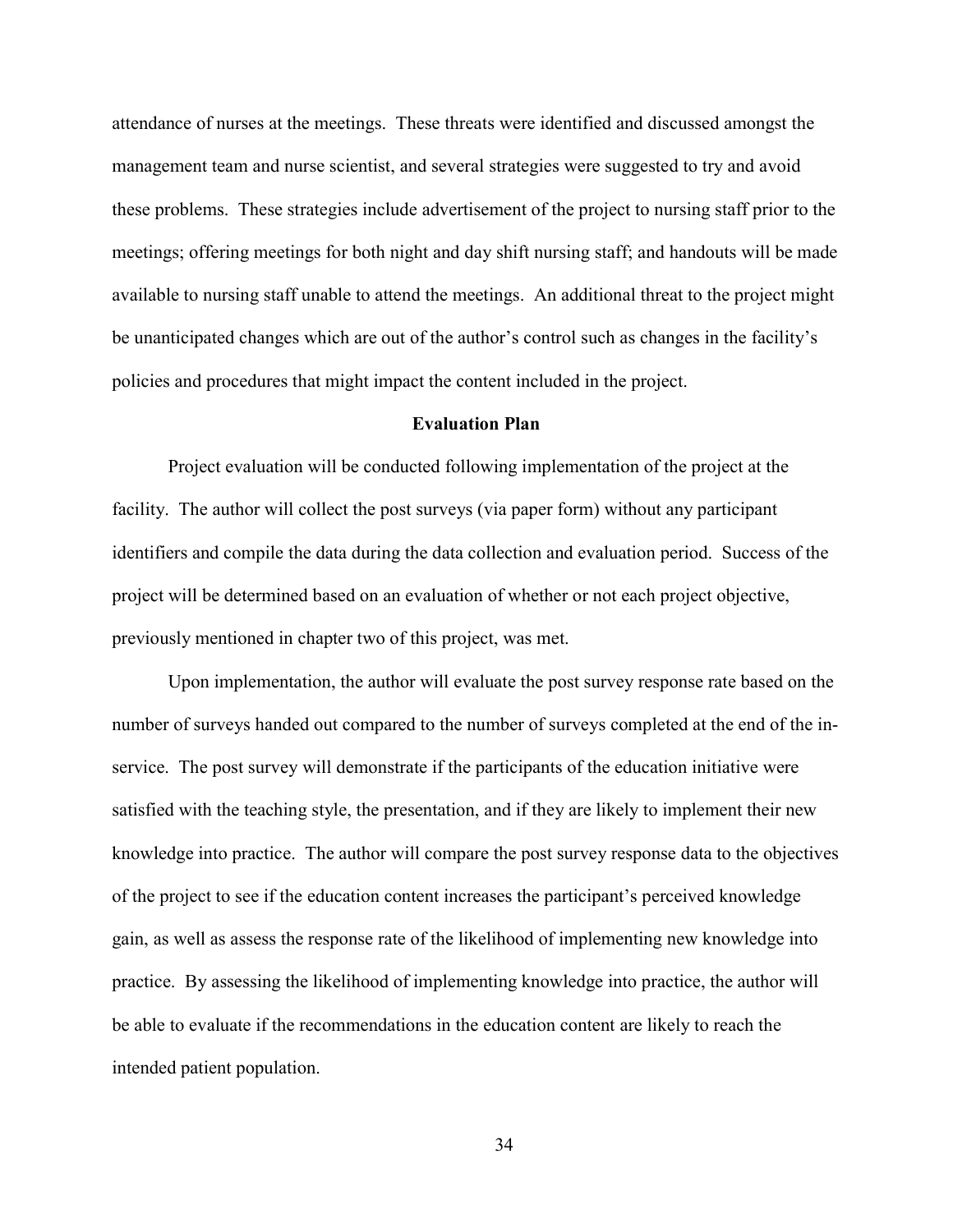attendance of nurses at the meetings. These threats were identified and discussed amongst the management team and nurse scientist, and several strategies were suggested to try and avoid these problems. These strategies include advertisement of the project to nursing staff prior to the meetings; offering meetings for both night and day shift nursing staff; and handouts will be made available to nursing staff unable to attend the meetings. An additional threat to the project might be unanticipated changes which are out of the author's control such as changes in the facility's policies and procedures that might impact the content included in the project.

## Evaluation Plan

Project evaluation will be conducted following implementation of the project at the facility. The author will collect the post surveys (via paper form) without any participant identifiers and compile the data during the data collection and evaluation period. Success of the project will be determined based on an evaluation of whether or not each project objective, previously mentioned in chapter two of this project, was met.

Upon implementation, the author will evaluate the post survey response rate based on the number of surveys handed out compared to the number of surveys completed at the end of the in-service. The post survey will demonstrate if the participants of the education initiative were satisfied with the teaching style, the presentation, and if they are likely to implement their new knowledge into practice. The author will compare the post survey response data to the objectives of the project to see if the education content increases the participant's perceived knowledge gain, as well as assess the response rate of the likelihood of implementing new knowledge into practice. By assessing the likelihood of implementing knowledge into practice, the author will be able to evaluate if the recommendations in the education content are likely to reach the intended patient population.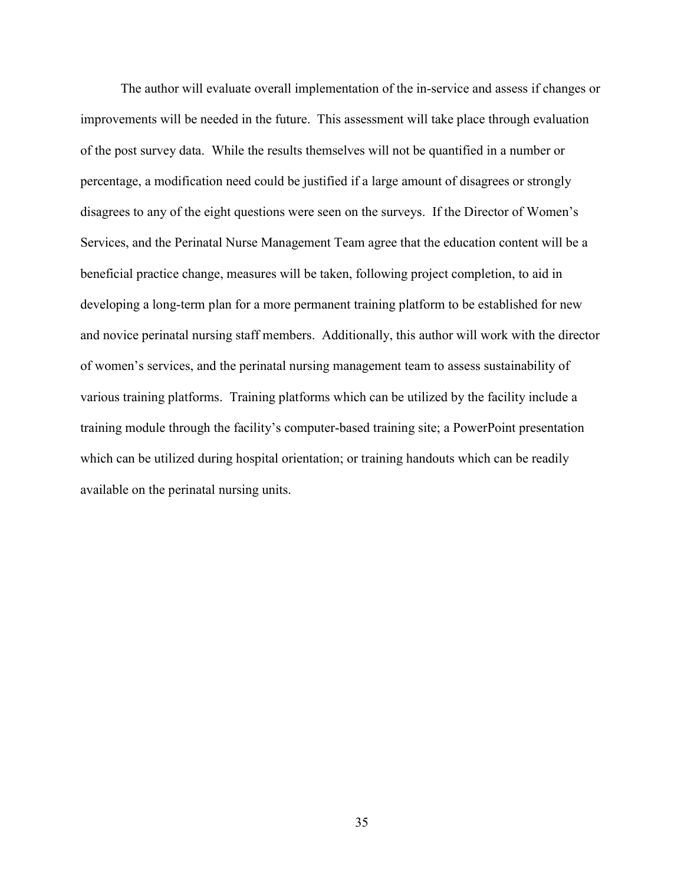The author will evaluate overall implementation of the in-service and assess if changes or improvements will be needed in the future. This assessment will take place through evaluation of the post survey data. While the results themselves will not be quantified in a number or percentage, a modification need could be justified if a large amount of disagrees or strongly disagrees to any of the eight questions were seen on the surveys. If the Director of Women's Services, and the Perinatal Nurse Management Team agree that the education content will be a beneficial practice change, measures will be taken, following project completion, to aid in developing a long-term plan for a more permanent training platform to be established for new and novice perinatal nursing staff members. Additionally, this author will work with the director of women's services, and the perinatal nursing management team to assess sustainability of various training platforms. Training platforms which can be utilized by the facility include a training module through the facility's computer-based training site; a PowerPoint presentation which can be utilized during hospital orientation; or training handouts which can be readily available on the perinatal nursing units.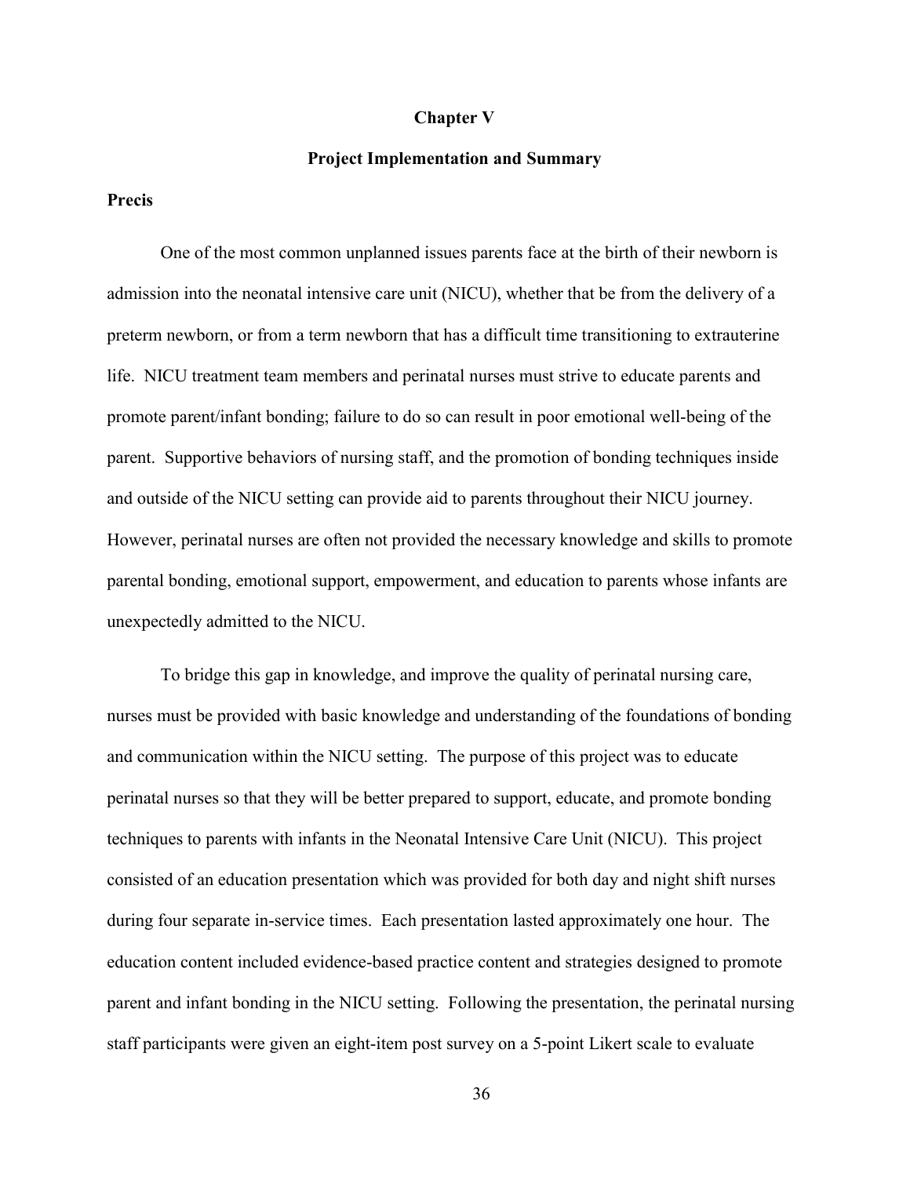# Chapter V

## Project Implementation and Summary

### Precis

One of the most common unplanned issues parents face at the birth of their newborn is admission into the neonatal intensive care unit (NICU), whether that be from the delivery of a preterm newborn, or from a term newborn that has a difficult time transitioning to extrauterine life. NICU treatment team members and perinatal nurses must strive to educate parents and promote parent/infant bonding; failure to do so can result in poor emotional well-being of the parent. Supportive behaviors of nursing staff, and the promotion of bonding techniques inside and outside of the NICU setting can provide aid to parents throughout their NICU journey. However, perinatal nurses are often not provided the necessary knowledge and skills to promote parental bonding, emotional support, empowerment, and education to parents whose infants are unexpectedly admitted to the NICU.

To bridge this gap in knowledge, and improve the quality of perinatal nursing care, nurses must be provided with basic knowledge and understanding of the foundations of bonding and communication within the NICU setting. The purpose of this project was to educate perinatal nurses so that they will be better prepared to support, educate, and promote bonding techniques to parents with infants in the Neonatal Intensive Care Unit (NICU). This project consisted of an education presentation which was provided for both day and night shift nurses during four separate in-service times. Each presentation lasted approximately one hour. The education content included evidence-based practice content and strategies designed to promote parent and infant bonding in the NICU setting. Following the presentation, the perinatal nursing staff participants were given an eight-item post survey on a 5-point Likert scale to evaluate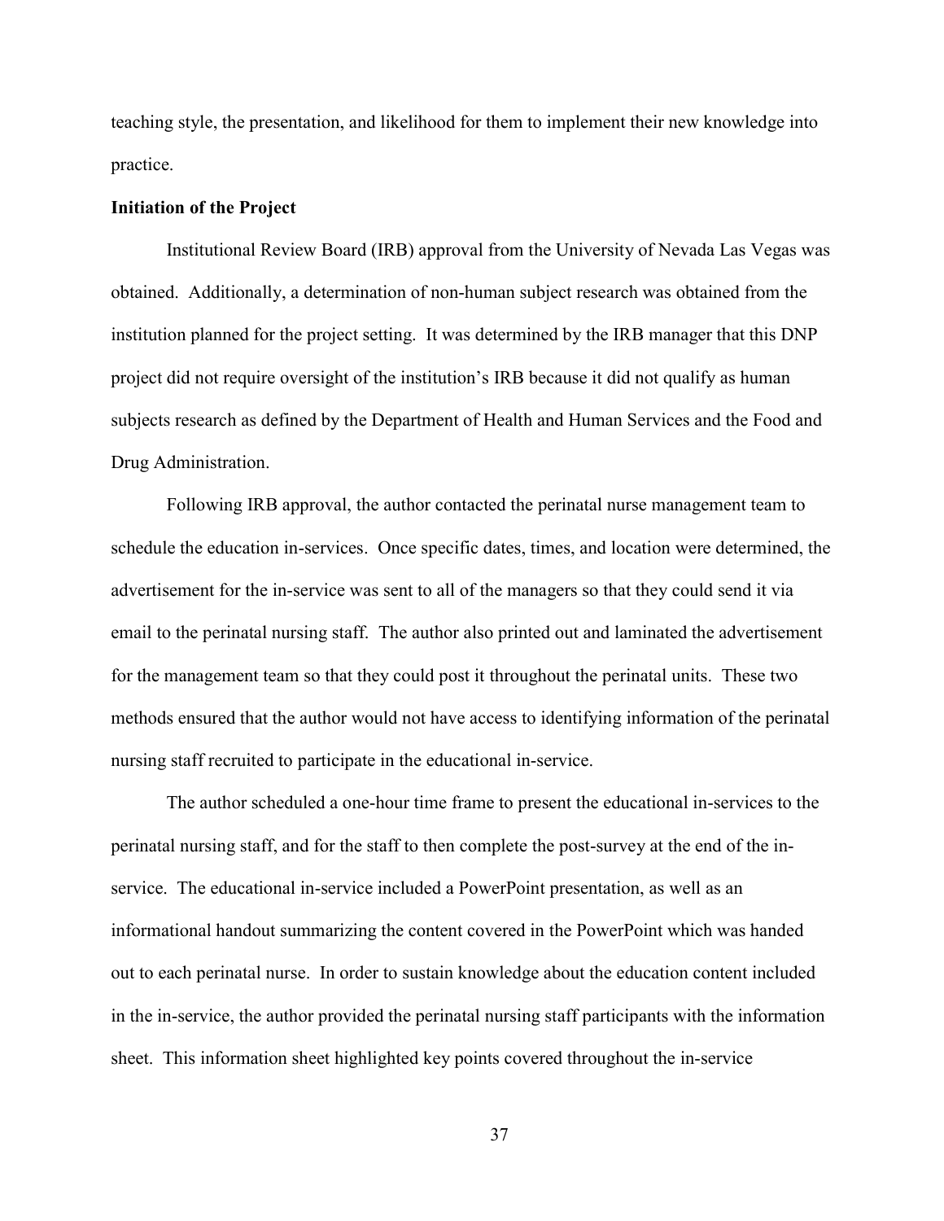teaching style, the presentation, and likelihood for them to implement their new knowledge into practice.

**Initiation of the Project**

Institutional Review Board (IRB) approval from the University of Nevada Las Vegas was obtained. Additionally, a determination of non-human subject research was obtained from the institution planned for the project setting. It was determined by the IRB manager that this DNP project did not require oversight of the institution's IRB because it did not qualify as human subjects research as defined by the Department of Health and Human Services and the Food and Drug Administration.

Following IRB approval, the author contacted the perinatal nurse management team to schedule the education in-services. Once specific dates, times, and location were determined, the advertisement for the in-service was sent to all of the managers so that they could send it via email to the perinatal nursing staff. The author also printed out and laminated the advertisement for the management team so that they could post it throughout the perinatal units. These two methods ensured that the author would not have access to identifying information of the perinatal nursing staff recruited to participate in the educational in-service.

The author scheduled a one-hour time frame to present the educational in-services to the perinatal nursing staff, and for the staff to then complete the post-survey at the end of the in-service. The educational in-service included a PowerPoint presentation, as well as an informational handout summarizing the content covered in the PowerPoint which was handed out to each perinatal nurse. In order to sustain knowledge about the education content included in the in-service, the author provided the perinatal nursing staff participants with the information sheet. This information sheet highlighted key points covered throughout the in-service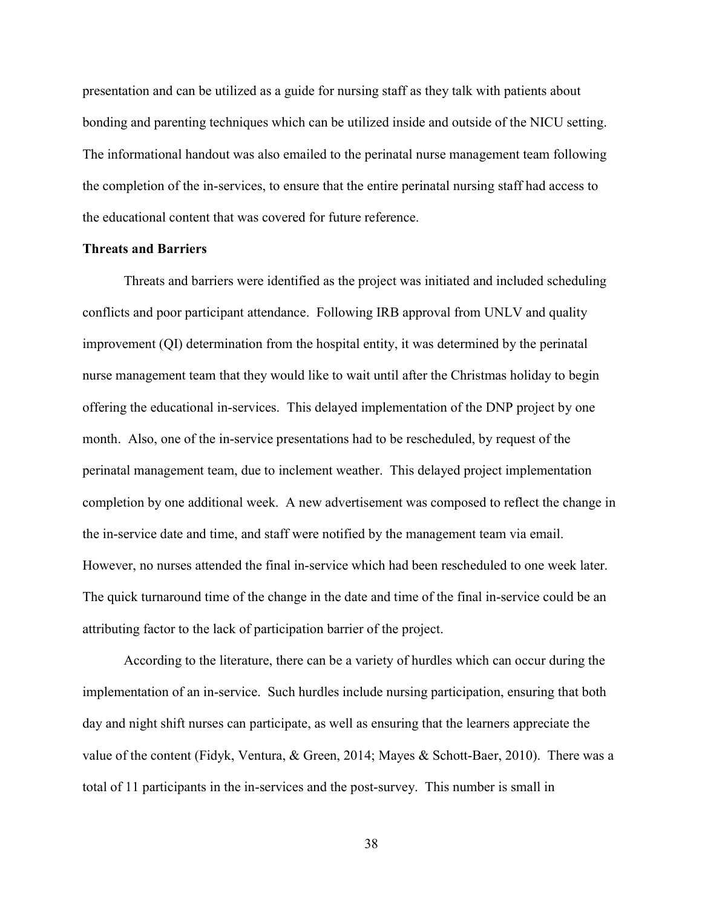presentation and can be utilized as a guide for nursing staff as they talk with patients about bonding and parenting techniques which can be utilized inside and outside of the NICU setting. The informational handout was also emailed to the perinatal nurse management team following the completion of the in-services, to ensure that the entire perinatal nursing staff had access to the educational content that was covered for future reference.

**Threats and Barriers**

Threats and barriers were identified as the project was initiated and included scheduling conflicts and poor participant attendance. Following IRB approval from UNLV and quality improvement (QI) determination from the hospital entity, it was determined by the perinatal nurse management team that they would like to wait until after the Christmas holiday to begin offering the educational in-services. This delayed implementation of the DNP project by one month. Also, one of the in-service presentations had to be rescheduled, by request of the perinatal management team, due to inclement weather. This delayed project implementation completion by one additional week. A new advertisement was composed to reflect the change in the in-service date and time, and staff were notified by the management team via email. However, no nurses attended the final in-service which had been rescheduled to one week later. The quick turnaround time of the change in the date and time of the final in-service could be an attributing factor to the lack of participation barrier of the project.

According to the literature, there can be a variety of hurdles which can occur during the implementation of an in-service. Such hurdles include nursing participation, ensuring that both day and night shift nurses can participate, as well as ensuring that the learners appreciate the value of the content (Fidyk, Ventura, & Green, 2014; Mayes & Schott-Baer, 2010). There was a total of 11 participants in the in-services and the post-survey. This number is small in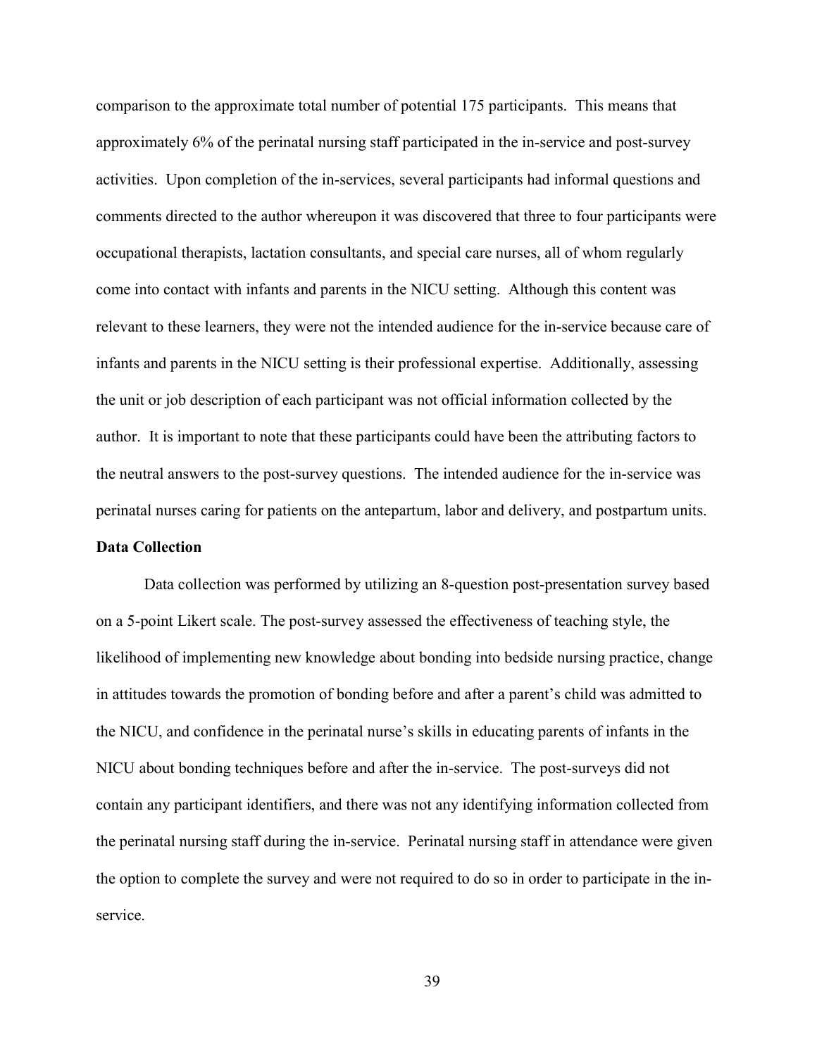comparison to the approximate total number of potential 175 participants. This means that approximately 6% of the perinatal nursing staff participated in the in-service and post-survey activities. Upon completion of the in-services, several participants had informal questions and comments directed to the author whereupon it was discovered that three to four participants were occupational therapists, lactation consultants, and special care nurses, all of whom regularly come into contact with infants and parents in the NICU setting. Although this content was relevant to these learners, they were not the intended audience for the in-service because care of infants and parents in the NICU setting is their professional expertise. Additionally, assessing the unit or job description of each participant was not official information collected by the author. It is important to note that these participants could have been the attributing factors to the neutral answers to the post-survey questions. The intended audience for the in-service was perinatal nurses caring for patients on the antepartum, labor and delivery, and postpartum units.

**Data Collection**

Data collection was performed by utilizing an 8-question post-presentation survey based on a 5-point Likert scale. The post-survey assessed the effectiveness of teaching style, the likelihood of implementing new knowledge about bonding into bedside nursing practice, change in attitudes towards the promotion of bonding before and after a parent's child was admitted to the NICU, and confidence in the perinatal nurse's skills in educating parents of infants in the NICU about bonding techniques before and after the in-service. The post-surveys did not contain any participant identifiers, and there was not any identifying information collected from the perinatal nursing staff during the in-service. Perinatal nursing staff in attendance were given the option to complete the survey and were not required to do so in order to participate in the in-service.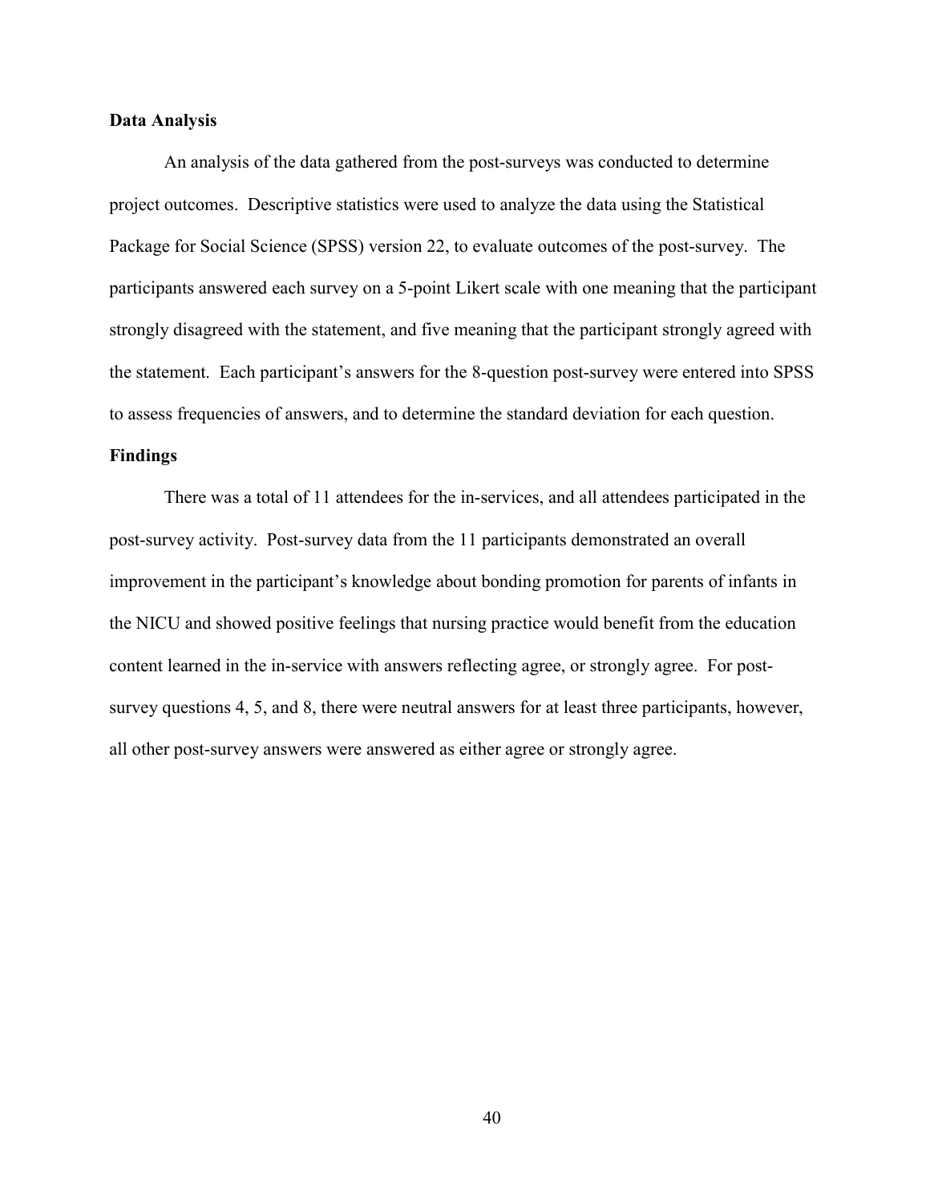### Data Analysis

An analysis of the data gathered from the post-surveys was conducted to determine project outcomes. Descriptive statistics were used to analyze the data using the Statistical Package for Social Science (SPSS) version 22, to evaluate outcomes of the post-survey. The participants answered each survey on a 5-point Likert scale with one meaning that the participant strongly disagreed with the statement, and five meaning that the participant strongly agreed with the statement. Each participant's answers for the 8-question post-survey were entered into SPSS to assess frequencies of answers, and to determine the standard deviation for each question.

### Findings

There was a total of 11 attendees for the in-services, and all attendees participated in the post-survey activity. Post-survey data from the 11 participants demonstrated an overall improvement in the participant's knowledge about bonding promotion for parents of infants in the NICU and showed positive feelings that nursing practice would benefit from the education content learned in the in-service with answers reflecting agree, or strongly agree. For post-survey questions 4, 5, and 8, there were neutral answers for at least three participants, however, all other post-survey answers were answered as either agree or strongly agree.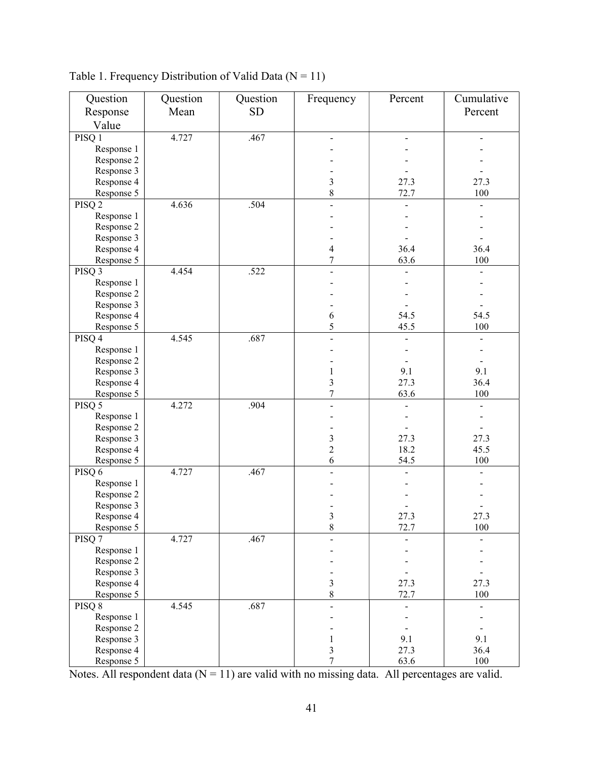Table 1. Frequency Distribution of Valid Data (N = 11)

| Question Response Value | Question Mean | Question SD | Frequency | Percent | Cumulative Percent |
|---|---|---|---|---|---|
| PISQ 1 | 4.727 | .467 | - | - | - |
| Response 1 | | | - | - | - |
| Response 2 | | | - | - | - |
| Response 3 | | | - | - | - |
| Response 4 | | | 3 | 27.3 | 27.3 |
| Response 5 | | | 8 | 72.7 | 100 |
| PISQ 2 | 4.636 | .504 | - | - | - |
| Response 1 | | | - | - | - |
| Response 2 | | | - | - | - |
| Response 3 | | | - | - | - |
| Response 4 | | | 4 | 36.4 | 36.4 |
| Response 5 | | | 7 | 63.6 | 100 |
| PISQ 3 | 4.454 | .522 | - | - | - |
| Response 1 | | | - | - | - |
| Response 2 | | | - | - | - |
| Response 3 | | | - | - | - |
| Response 4 | | | 6 | 54.5 | 54.5 |
| Response 5 | | | 5 | 45.5 | 100 |
| PISQ 4 | 4.545 | .687 | - | - | - |
| Response 1 | | | - | - | - |
| Response 2 | | | - | - | - |
| Response 3 | | | 1 | 9.1 | 9.1 |
| Response 4 | | | 3 | 27.3 | 36.4 |
| Response 5 | | | 7 | 63.6 | 100 |
| PISQ 5 | 4.272 | .904 | - | - | - |
| Response 1 | | | - | - | - |
| Response 2 | | | - | - | - |
| Response 3 | | | 3 | 27.3 | 27.3 |
| Response 4 | | | 2 | 18.2 | 45.5 |
| Response 5 | | | 6 | 54.5 | 100 |
| PISQ 6 | 4.727 | .467 | - | - | - |
| Response 1 | | | - | - | - |
| Response 2 | | | - | - | - |
| Response 3 | | | - | - | - |
| Response 4 | | | 3 | 27.3 | 27.3 |
| Response 5 | | | 8 | 72.7 | 100 |
| PISQ 7 | 4.727 | .467 | - | - | - |
| Response 1 | | | - | - | - |
| Response 2 | | | - | - | - |
| Response 3 | | | - | - | - |
| Response 4 | | | 3 | 27.3 | 27.3 |
| Response 5 | | | 8 | 72.7 | 100 |
| PISQ 8 | 4.545 | .687 | - | - | - |
| Response 1 | | | - | - | - |
| Response 2 | | | - | - | - |
| Response 3 | | | 1 | 9.1 | 9.1 |
| Response 4 | | | 3 | 27.3 | 36.4 |
| Response 5 | | | 7 | 63.6 | 100 |

Notes. All respondent data (N = 11) are valid with no missing data. All percentages are valid.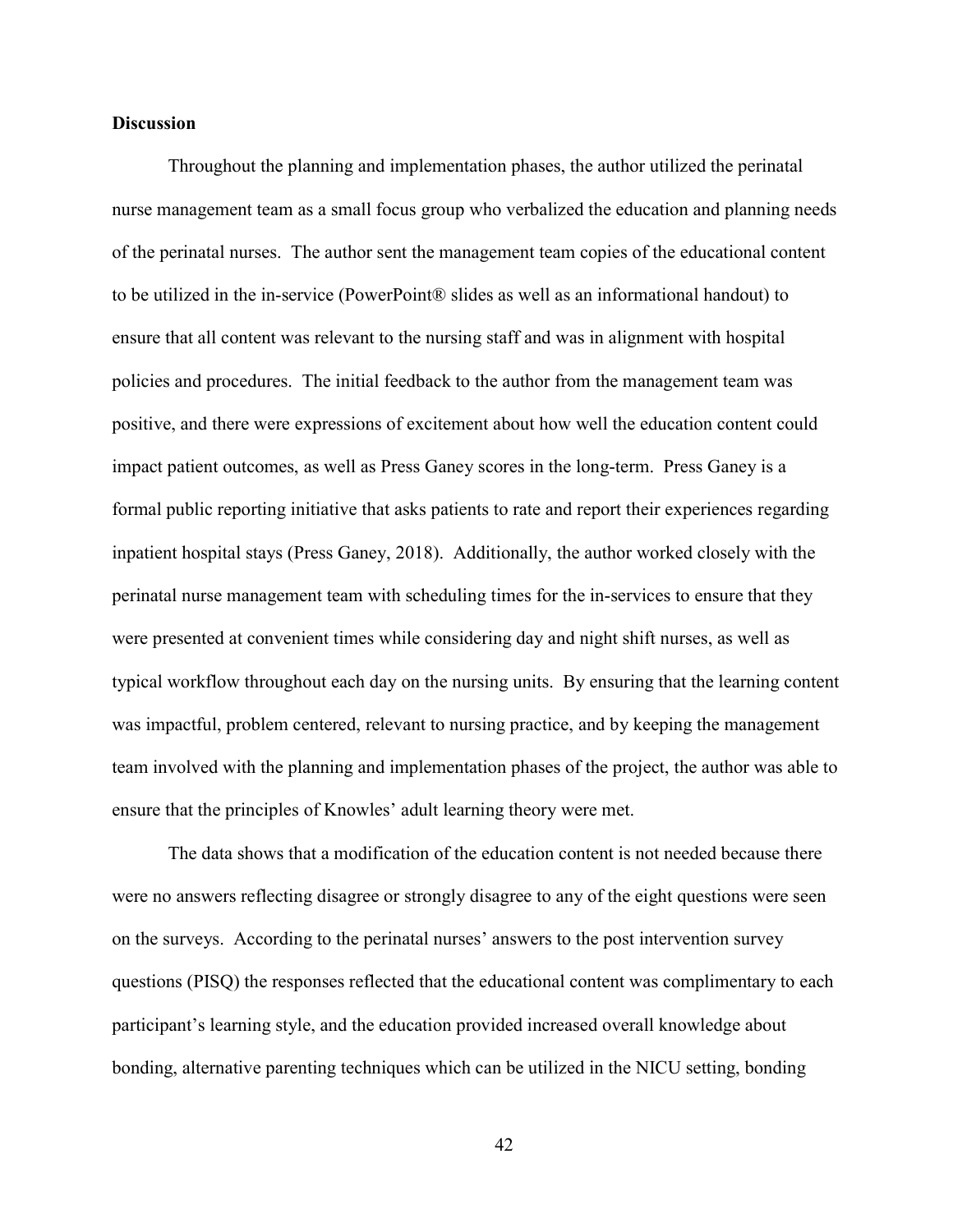**Discussion**

Throughout the planning and implementation phases, the author utilized the perinatal nurse management team as a small focus group who verbalized the education and planning needs of the perinatal nurses. The author sent the management team copies of the educational content to be utilized in the in-service (PowerPoint® slides as well as an informational handout) to ensure that all content was relevant to the nursing staff and was in alignment with hospital policies and procedures. The initial feedback to the author from the management team was positive, and there were expressions of excitement about how well the education content could impact patient outcomes, as well as Press Ganey scores in the long-term. Press Ganey is a formal public reporting initiative that asks patients to rate and report their experiences regarding inpatient hospital stays (Press Ganey, 2018). Additionally, the author worked closely with the perinatal nurse management team with scheduling times for the in-services to ensure that they were presented at convenient times while considering day and night shift nurses, as well as typical workflow throughout each day on the nursing units. By ensuring that the learning content was impactful, problem centered, relevant to nursing practice, and by keeping the management team involved with the planning and implementation phases of the project, the author was able to ensure that the principles of Knowles' adult learning theory were met.

The data shows that a modification of the education content is not needed because there were no answers reflecting disagree or strongly disagree to any of the eight questions were seen on the surveys. According to the perinatal nurses' answers to the post intervention survey questions (PISQ) the responses reflected that the educational content was complimentary to each participant's learning style, and the education provided increased overall knowledge about bonding, alternative parenting techniques which can be utilized in the NICU setting, bonding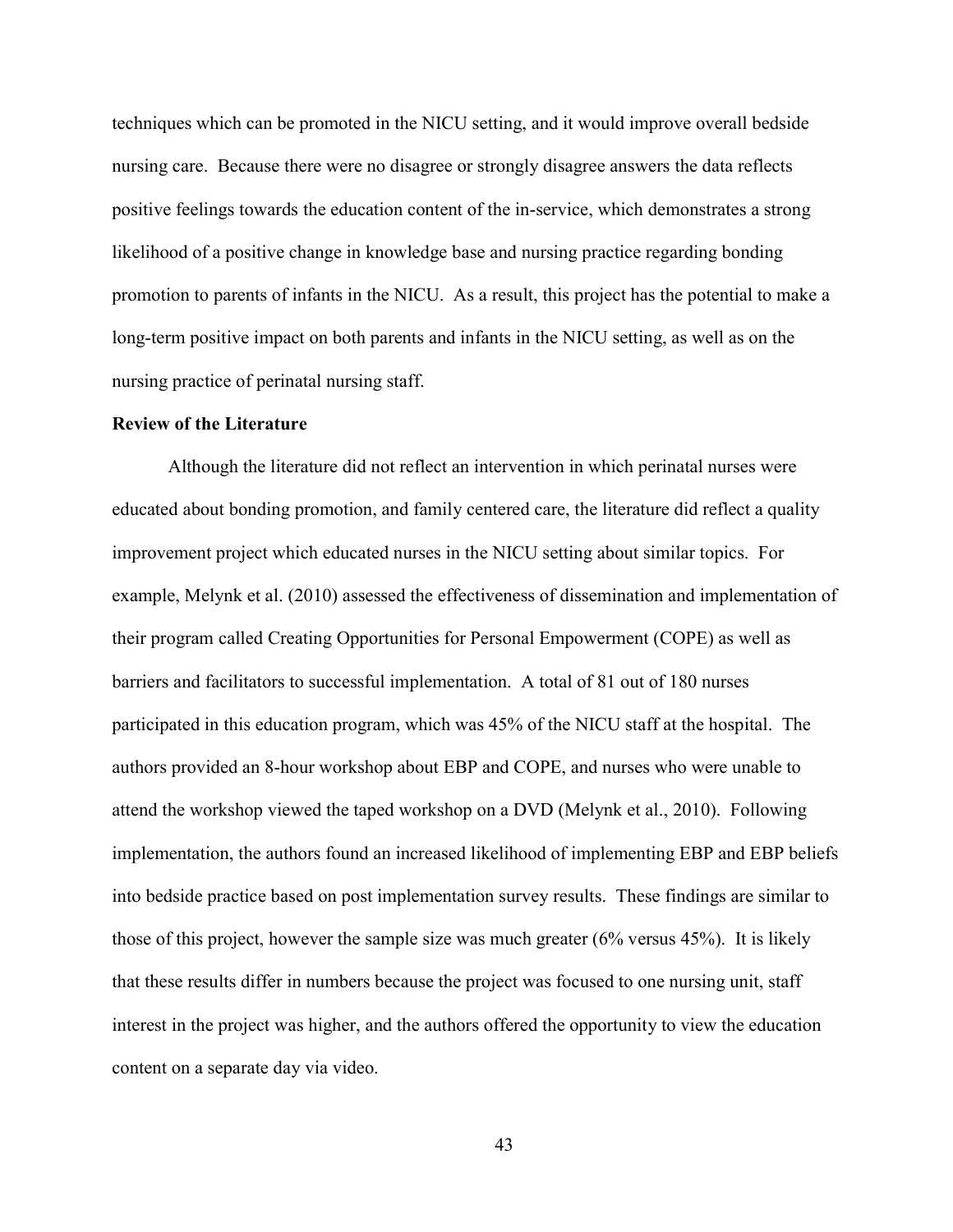techniques which can be promoted in the NICU setting, and it would improve overall bedside nursing care. Because there were no disagree or strongly disagree answers the data reflects positive feelings towards the education content of the in-service, which demonstrates a strong likelihood of a positive change in knowledge base and nursing practice regarding bonding promotion to parents of infants in the NICU. As a result, this project has the potential to make a long-term positive impact on both parents and infants in the NICU setting, as well as on the nursing practice of perinatal nursing staff.

**Review of the Literature**

Although the literature did not reflect an intervention in which perinatal nurses were educated about bonding promotion, and family centered care, the literature did reflect a quality improvement project which educated nurses in the NICU setting about similar topics. For example, Melynk et al. (2010) assessed the effectiveness of dissemination and implementation of their program called Creating Opportunities for Personal Empowerment (COPE) as well as barriers and facilitators to successful implementation. A total of 81 out of 180 nurses participated in this education program, which was 45% of the NICU staff at the hospital. The authors provided an 8-hour workshop about EBP and COPE, and nurses who were unable to attend the workshop viewed the taped workshop on a DVD (Melynk et al., 2010). Following implementation, the authors found an increased likelihood of implementing EBP and EBP beliefs into bedside practice based on post implementation survey results. These findings are similar to those of this project, however the sample size was much greater (6% versus 45%). It is likely that these results differ in numbers because the project was focused to one nursing unit, staff interest in the project was higher, and the authors offered the opportunity to view the education content on a separate day via video.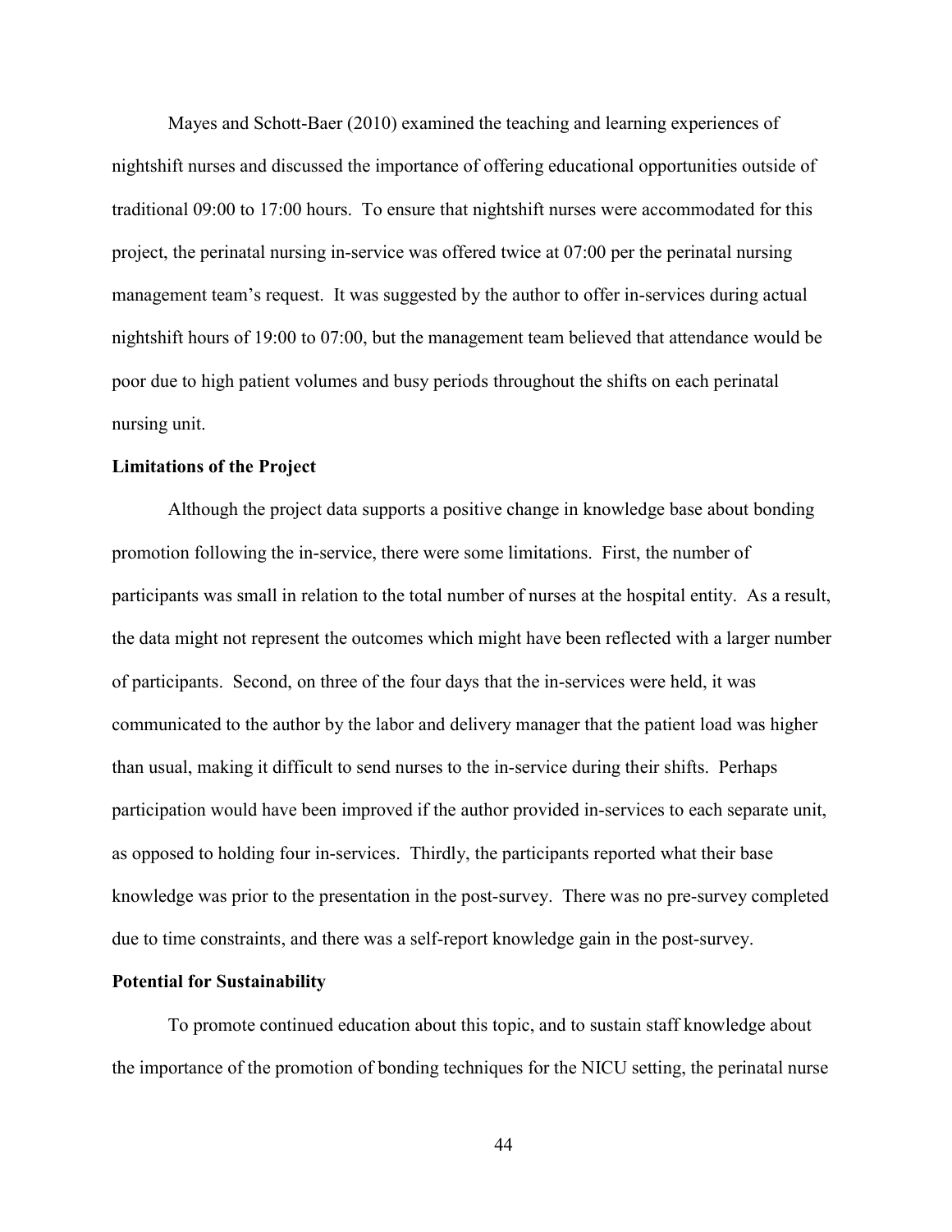Mayes and Schott-Baer (2010) examined the teaching and learning experiences of nightshift nurses and discussed the importance of offering educational opportunities outside of traditional 09:00 to 17:00 hours. To ensure that nightshift nurses were accommodated for this project, the perinatal nursing in-service was offered twice at 07:00 per the perinatal nursing management team's request. It was suggested by the author to offer in-services during actual nightshift hours of 19:00 to 07:00, but the management team believed that attendance would be poor due to high patient volumes and busy periods throughout the shifts on each perinatal nursing unit.

**Limitations of the Project**

Although the project data supports a positive change in knowledge base about bonding promotion following the in-service, there were some limitations. First, the number of participants was small in relation to the total number of nurses at the hospital entity. As a result, the data might not represent the outcomes which might have been reflected with a larger number of participants. Second, on three of the four days that the in-services were held, it was communicated to the author by the labor and delivery manager that the patient load was higher than usual, making it difficult to send nurses to the in-service during their shifts. Perhaps participation would have been improved if the author provided in-services to each separate unit, as opposed to holding four in-services. Thirdly, the participants reported what their base knowledge was prior to the presentation in the post-survey. There was no pre-survey completed due to time constraints, and there was a self-report knowledge gain in the post-survey.

**Potential for Sustainability**

To promote continued education about this topic, and to sustain staff knowledge about the importance of the promotion of bonding techniques for the NICU setting, the perinatal nurse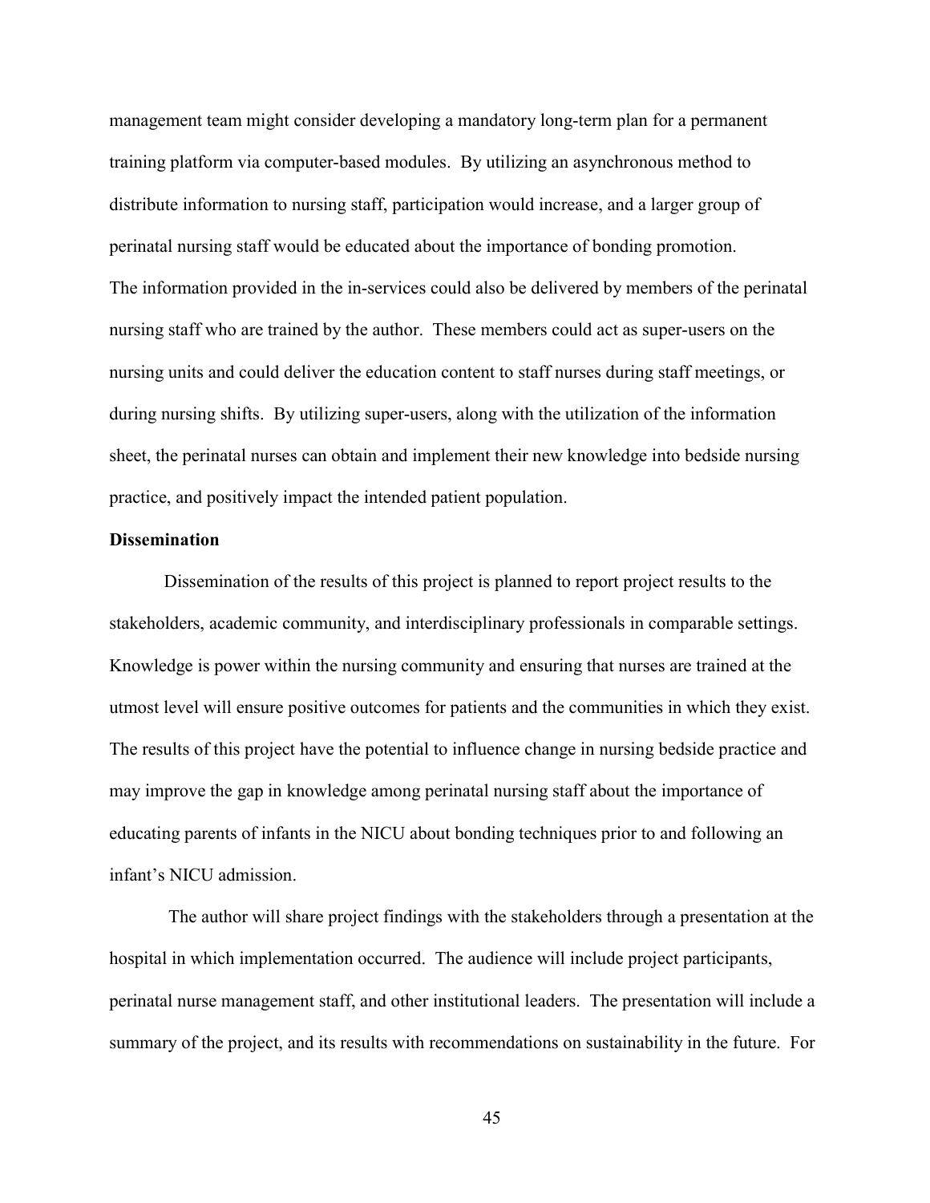management team might consider developing a mandatory long-term plan for a permanent training platform via computer-based modules. By utilizing an asynchronous method to distribute information to nursing staff, participation would increase, and a larger group of perinatal nursing staff would be educated about the importance of bonding promotion.

The information provided in the in-services could also be delivered by members of the perinatal nursing staff who are trained by the author. These members could act as super-users on the nursing units and could deliver the education content to staff nurses during staff meetings, or during nursing shifts. By utilizing super-users, along with the utilization of the information sheet, the perinatal nurses can obtain and implement their new knowledge into bedside nursing practice, and positively impact the intended patient population.

**Dissemination**

Dissemination of the results of this project is planned to report project results to the stakeholders, academic community, and interdisciplinary professionals in comparable settings. Knowledge is power within the nursing community and ensuring that nurses are trained at the utmost level will ensure positive outcomes for patients and the communities in which they exist. The results of this project have the potential to influence change in nursing bedside practice and may improve the gap in knowledge among perinatal nursing staff about the importance of educating parents of infants in the NICU about bonding techniques prior to and following an infant's NICU admission.

The author will share project findings with the stakeholders through a presentation at the hospital in which implementation occurred. The audience will include project participants, perinatal nurse management staff, and other institutional leaders. The presentation will include a summary of the project, and its results with recommendations on sustainability in the future. For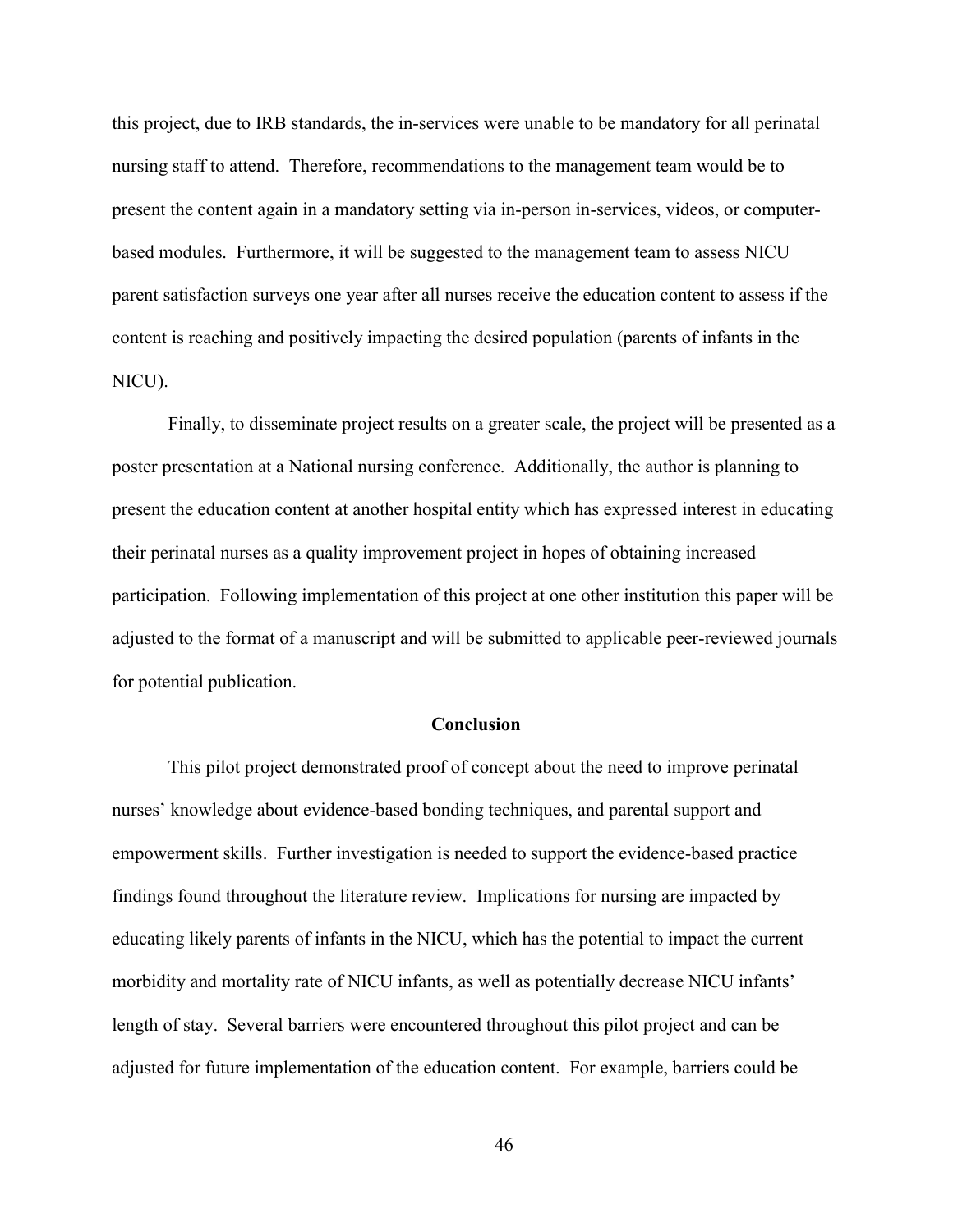this project, due to IRB standards, the in-services were unable to be mandatory for all perinatal nursing staff to attend. Therefore, recommendations to the management team would be to present the content again in a mandatory setting via in-person in-services, videos, or computer-based modules. Furthermore, it will be suggested to the management team to assess NICU parent satisfaction surveys one year after all nurses receive the education content to assess if the content is reaching and positively impacting the desired population (parents of infants in the NICU).

Finally, to disseminate project results on a greater scale, the project will be presented as a poster presentation at a National nursing conference. Additionally, the author is planning to present the education content at another hospital entity which has expressed interest in educating their perinatal nurses as a quality improvement project in hopes of obtaining increased participation. Following implementation of this project at one other institution this paper will be adjusted to the format of a manuscript and will be submitted to applicable peer-reviewed journals for potential publication.

## Conclusion

This pilot project demonstrated proof of concept about the need to improve perinatal nurses' knowledge about evidence-based bonding techniques, and parental support and empowerment skills. Further investigation is needed to support the evidence-based practice findings found throughout the literature review. Implications for nursing are impacted by educating likely parents of infants in the NICU, which has the potential to impact the current morbidity and mortality rate of NICU infants, as well as potentially decrease NICU infants' length of stay. Several barriers were encountered throughout this pilot project and can be adjusted for future implementation of the education content. For example, barriers could be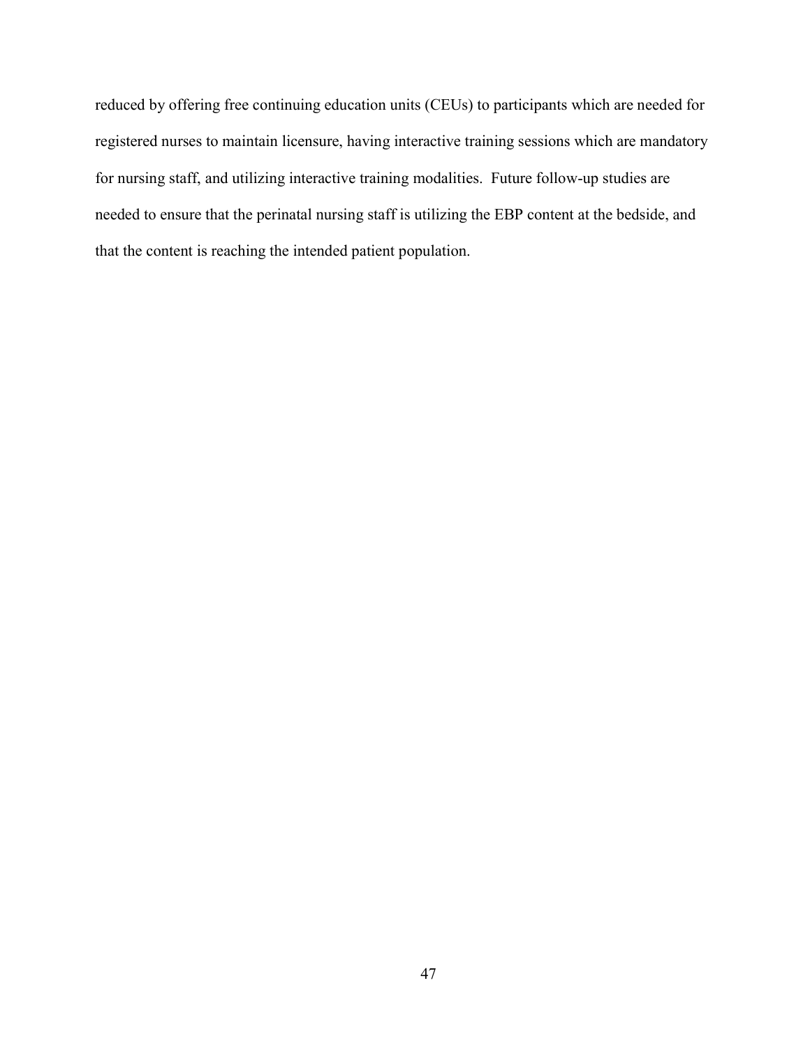reduced by offering free continuing education units (CEUs) to participants which are needed for registered nurses to maintain licensure, having interactive training sessions which are mandatory for nursing staff, and utilizing interactive training modalities. Future follow-up studies are needed to ensure that the perinatal nursing staff is utilizing the EBP content at the bedside, and that the content is reaching the intended patient population.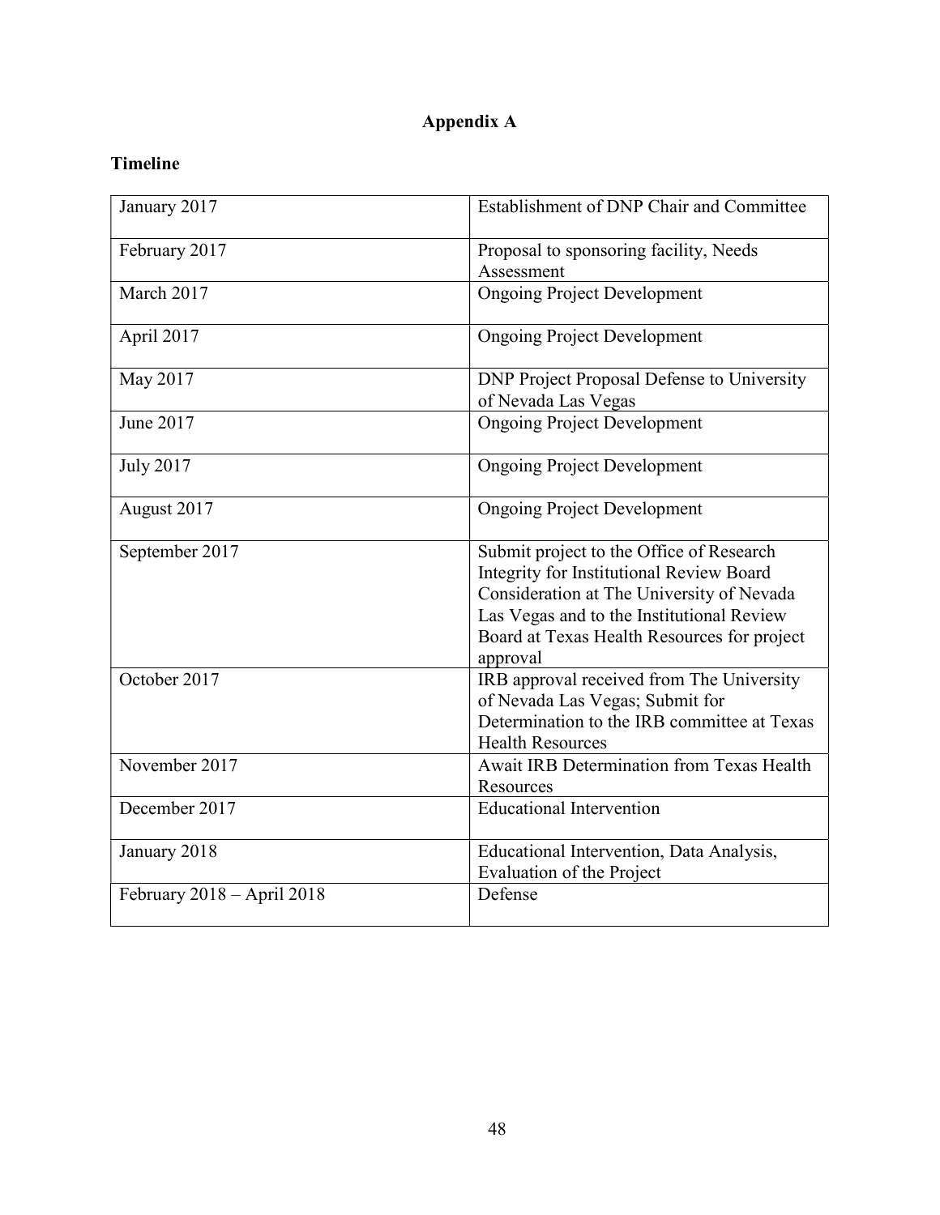# Appendix A

**Timeline**

| January 2017 | Establishment of DNP Chair and Committee |
|---|---|
| February 2017 | Proposal to sponsoring facility, Needs Assessment |
| March 2017 | Ongoing Project Development |
| April 2017 | Ongoing Project Development |
| May 2017 | DNP Project Proposal Defense to University of Nevada Las Vegas |
| June 2017 | Ongoing Project Development |
| July 2017 | Ongoing Project Development |
| August 2017 | Ongoing Project Development |
| September 2017 | Submit project to the Office of Research Integrity for Institutional Review Board Consideration at The University of Nevada Las Vegas and to the Institutional Review Board at Texas Health Resources for project approval |
| October 2017 | IRB approval received from The University of Nevada Las Vegas; Submit for Determination to the IRB committee at Texas Health Resources |
| November 2017 | Await IRB Determination from Texas Health Resources |
| December 2017 | Educational Intervention |
| January 2018 | Educational Intervention, Data Analysis, Evaluation of the Project |
| February 2018 – April 2018 | Defense |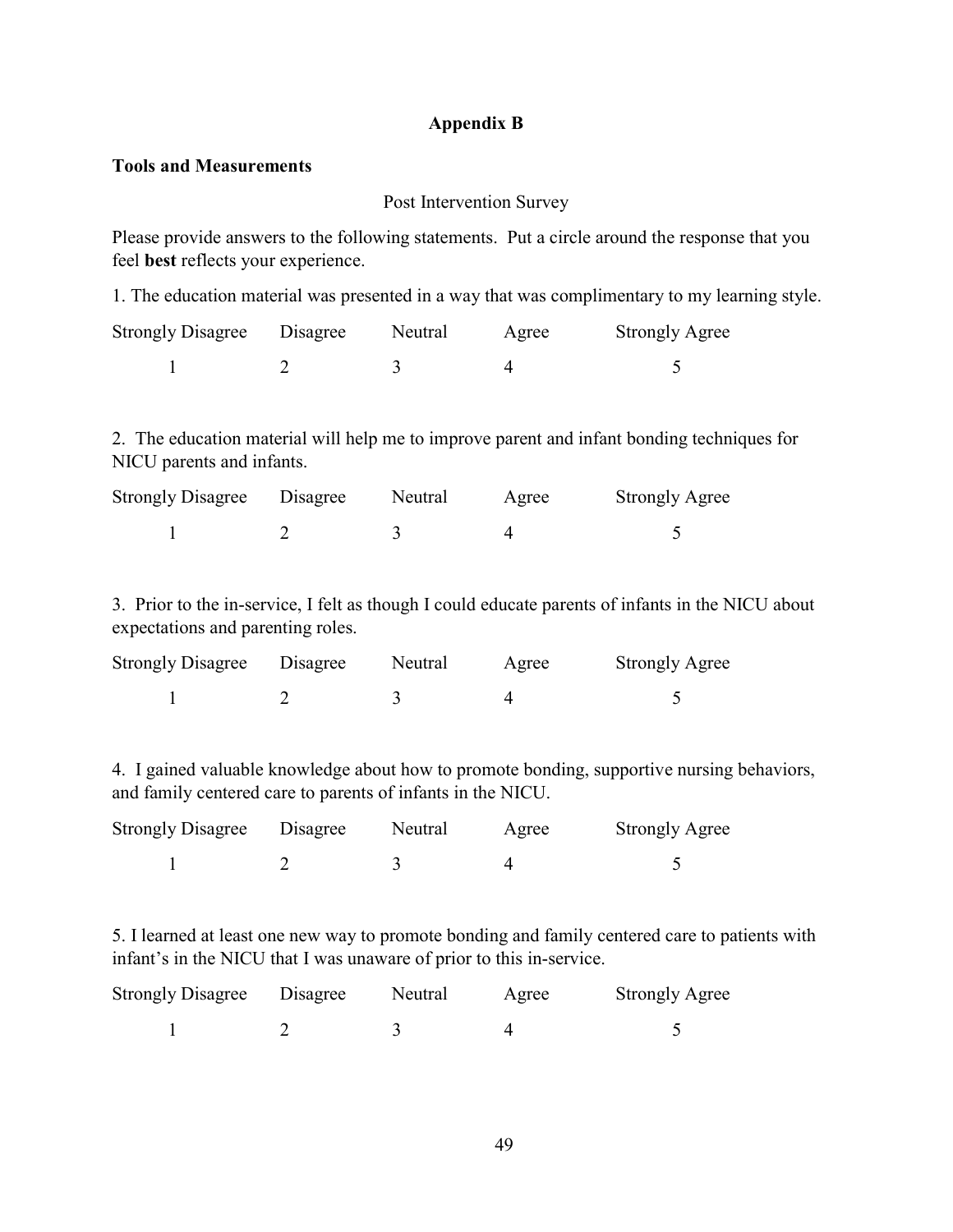## Appendix B

### Tools and Measurements

Post Intervention Survey

Please provide answers to the following statements. Put a circle around the response that you feel **best** reflects your experience.

1. The education material was presented in a way that was complimentary to my learning style.

| Strongly Disagree | Disagree | Neutral | Agree | Strongly Agree |
|---|---|---|---|---|
| 1 | 2 | 3 | 4 | 5 |

2. The education material will help me to improve parent and infant bonding techniques for NICU parents and infants.

| Strongly Disagree | Disagree | Neutral | Agree | Strongly Agree |
|---|---|---|---|---|
| 1 | 2 | 3 | 4 | 5 |

3. Prior to the in-service, I felt as though I could educate parents of infants in the NICU about expectations and parenting roles.

| Strongly Disagree | Disagree | Neutral | Agree | Strongly Agree |
|---|---|---|---|---|
| 1 | 2 | 3 | 4 | 5 |

4. I gained valuable knowledge about how to promote bonding, supportive nursing behaviors, and family centered care to parents of infants in the NICU.

| Strongly Disagree | Disagree | Neutral | Agree | Strongly Agree |
|---|---|---|---|---|
| 1 | 2 | 3 | 4 | 5 |

5. I learned at least one new way to promote bonding and family centered care to patients with infant's in the NICU that I was unaware of prior to this in-service.

| Strongly Disagree | Disagree | Neutral | Agree | Strongly Agree |
|---|---|---|---|---|
| 1 | 2 | 3 | 4 | 5 |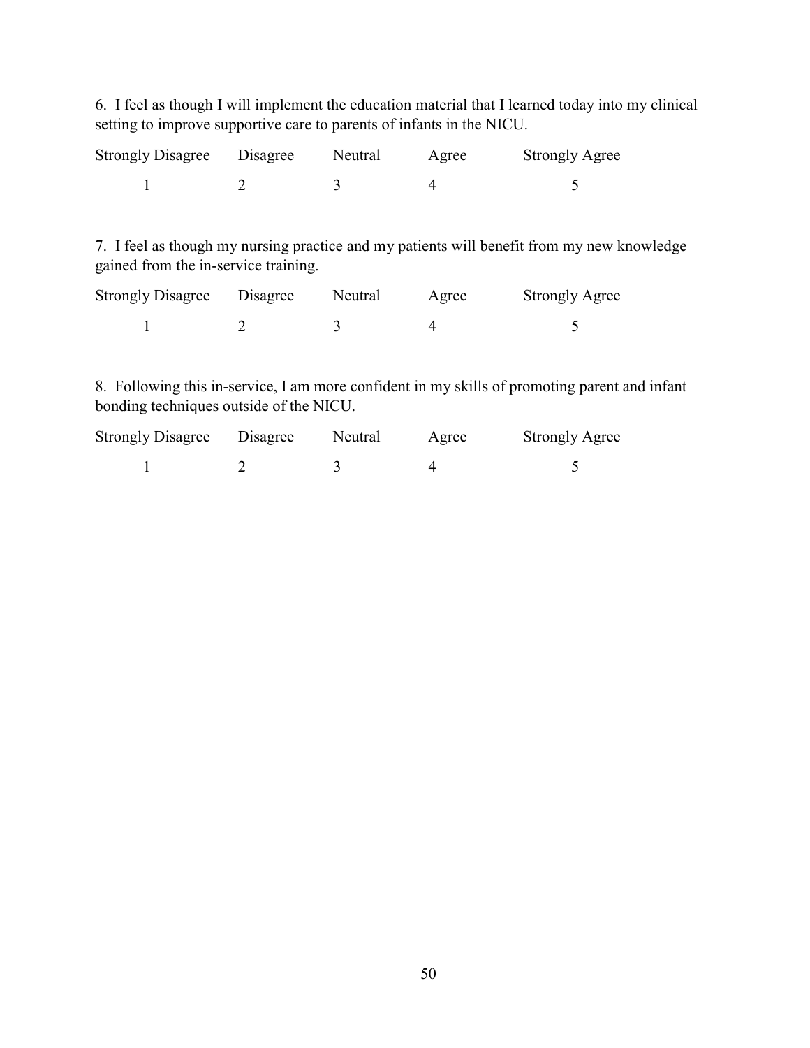6. I feel as though I will implement the education material that I learned today into my clinical setting to improve supportive care to parents of infants in the NICU.

| Strongly Disagree | Disagree | Neutral | Agree | Strongly Agree |
|---|---|---|---|---|
| 1 | 2 | 3 | 4 | 5 |

7. I feel as though my nursing practice and my patients will benefit from my new knowledge gained from the in-service training.

| Strongly Disagree | Disagree | Neutral | Agree | Strongly Agree |
|---|---|---|---|---|
| 1 | 2 | 3 | 4 | 5 |

8. Following this in-service, I am more confident in my skills of promoting parent and infant bonding techniques outside of the NICU.

| Strongly Disagree | Disagree | Neutral | Agree | Strongly Agree |
|---|---|---|---|---|
| 1 | 2 | 3 | 4 | 5 |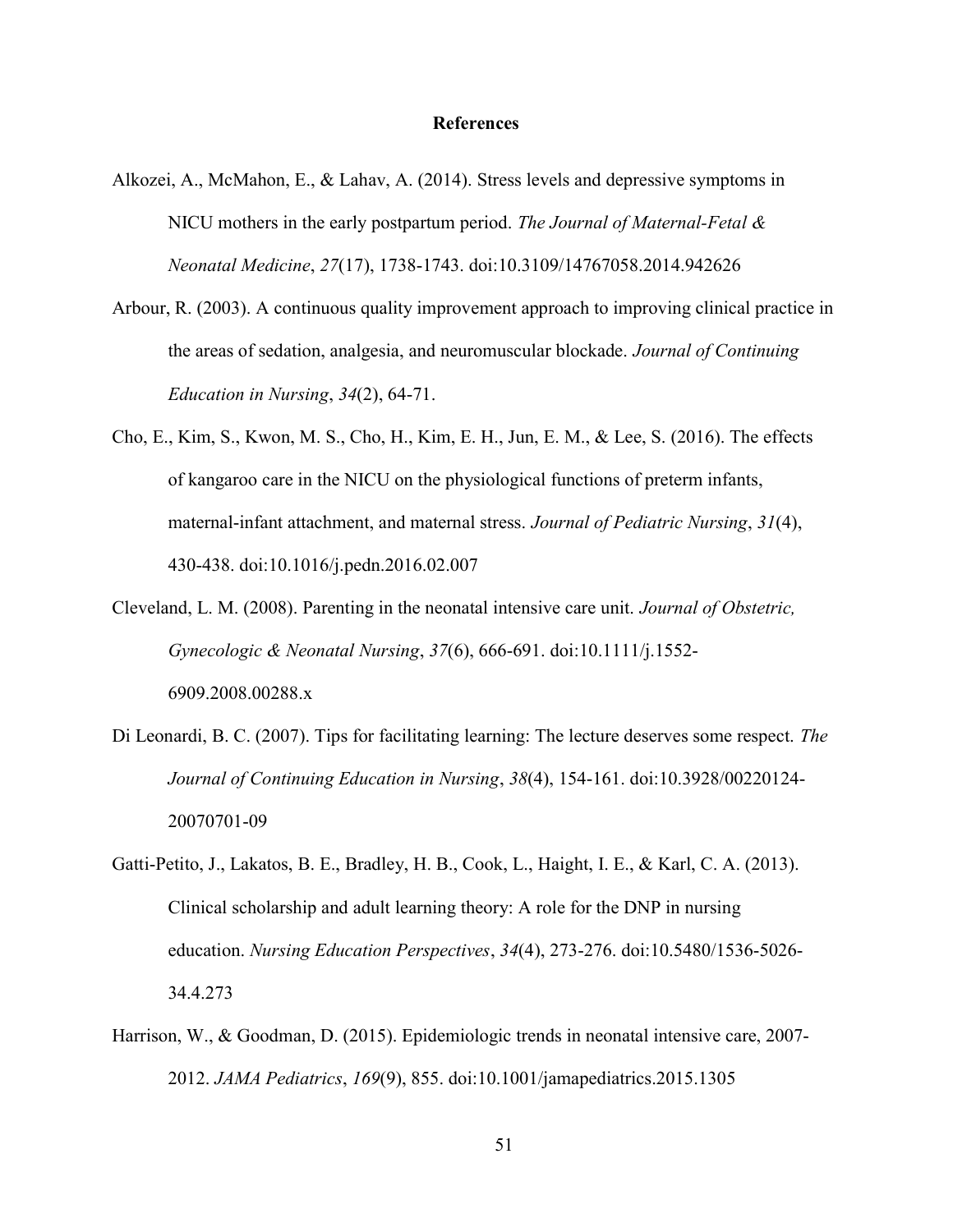# References

Alkozei, A., McMahon, E., & Lahav, A. (2014). Stress levels and depressive symptoms in NICU mothers in the early postpartum period. *The Journal of Maternal-Fetal & Neonatal Medicine*, *27*(17), 1738-1743. doi:10.3109/14767058.2014.942626

Arbour, R. (2003). A continuous quality improvement approach to improving clinical practice in the areas of sedation, analgesia, and neuromuscular blockade. *Journal of Continuing Education in Nursing*, *34*(2), 64-71.

Cho, E., Kim, S., Kwon, M. S., Cho, H., Kim, E. H., Jun, E. M., & Lee, S. (2016). The effects of kangaroo care in the NICU on the physiological functions of preterm infants, maternal-infant attachment, and maternal stress. *Journal of Pediatric Nursing*, *31*(4), 430-438. doi:10.1016/j.pedn.2016.02.007

Cleveland, L. M. (2008). Parenting in the neonatal intensive care unit. *Journal of Obstetric, Gynecologic & Neonatal Nursing*, *37*(6), 666-691. doi:10.1111/j.1552-6909.2008.00288.x

Di Leonardi, B. C. (2007). Tips for facilitating learning: The lecture deserves some respect. *The Journal of Continuing Education in Nursing*, *38*(4), 154-161. doi:10.3928/00220124-20070701-09

Gatti-Petito, J., Lakatos, B. E., Bradley, H. B., Cook, L., Haight, I. E., & Karl, C. A. (2013). Clinical scholarship and adult learning theory: A role for the DNP in nursing education. *Nursing Education Perspectives*, *34*(4), 273-276. doi:10.5480/1536-5026-34.4.273

Harrison, W., & Goodman, D. (2015). Epidemiologic trends in neonatal intensive care, 2007-2012. *JAMA Pediatrics*, *169*(9), 855. doi:10.1001/jamapediatrics.2015.1305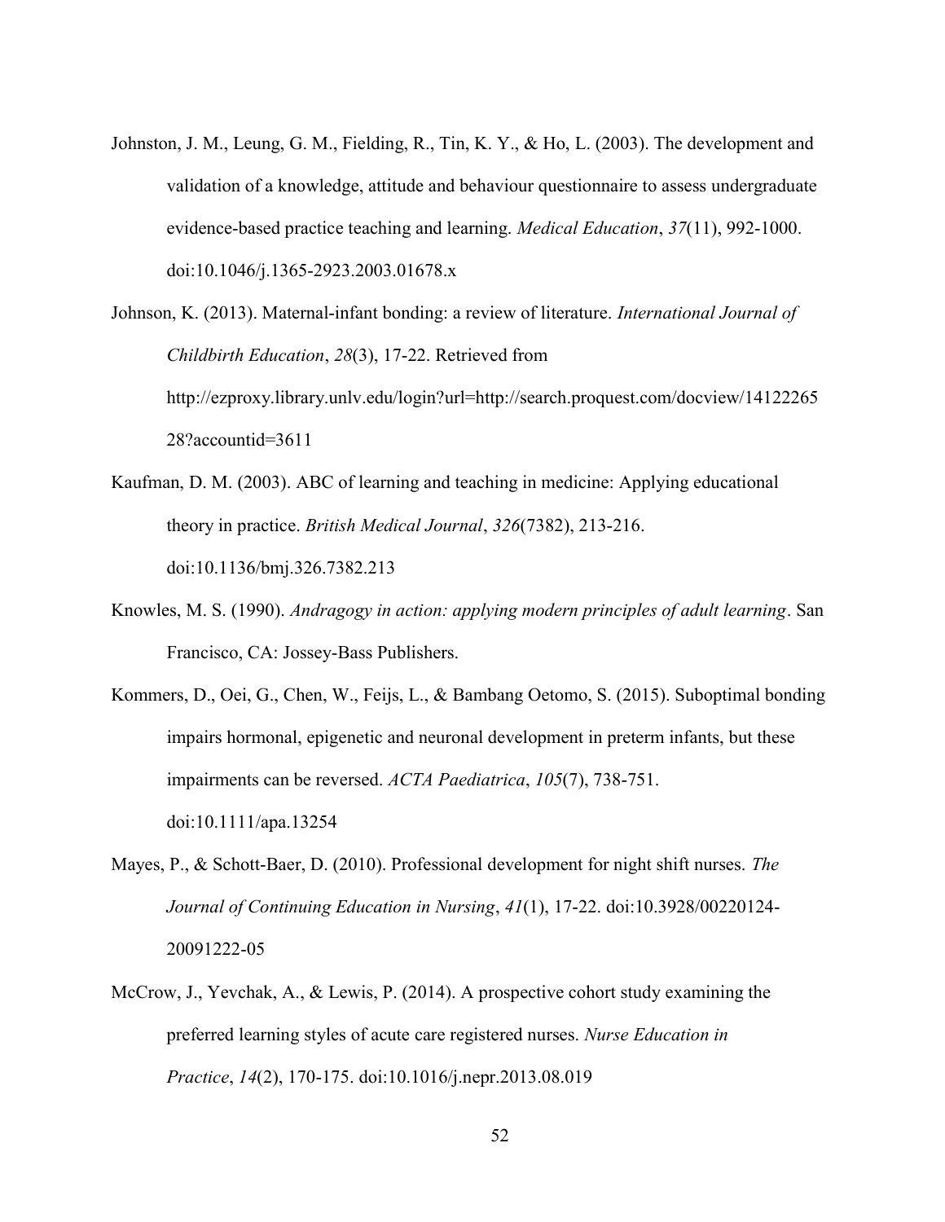Johnston, J. M., Leung, G. M., Fielding, R., Tin, K. Y., & Ho, L. (2003). The development and validation of a knowledge, attitude and behaviour questionnaire to assess undergraduate evidence-based practice teaching and learning. *Medical Education*, *37*(11), 992-1000. doi:10.1046/j.1365-2923.2003.01678.x

Johnson, K. (2013). Maternal-infant bonding: a review of literature. *International Journal of Childbirth Education*, *28*(3), 17-22. Retrieved from http://ezproxy.library.unlv.edu/login?url=http://search.proquest.com/docview/1412226528?accountid=3611

Kaufman, D. M. (2003). ABC of learning and teaching in medicine: Applying educational theory in practice. *British Medical Journal*, *326*(7382), 213-216. doi:10.1136/bmj.326.7382.213

Knowles, M. S. (1990). *Andragogy in action: applying modern principles of adult learning*. San Francisco, CA: Jossey-Bass Publishers.

Kommers, D., Oei, G., Chen, W., Feijs, L., & Bambang Oetomo, S. (2015). Suboptimal bonding impairs hormonal, epigenetic and neuronal development in preterm infants, but these impairments can be reversed. *ACTA Paediatrica*, *105*(7), 738-751. doi:10.1111/apa.13254

Mayes, P., & Schott-Baer, D. (2010). Professional development for night shift nurses. *The Journal of Continuing Education in Nursing*, *41*(1), 17-22. doi:10.3928/00220124-20091222-05

McCrow, J., Yevchak, A., & Lewis, P. (2014). A prospective cohort study examining the preferred learning styles of acute care registered nurses. *Nurse Education in Practice*, *14*(2), 170-175. doi:10.1016/j.nepr.2013.08.019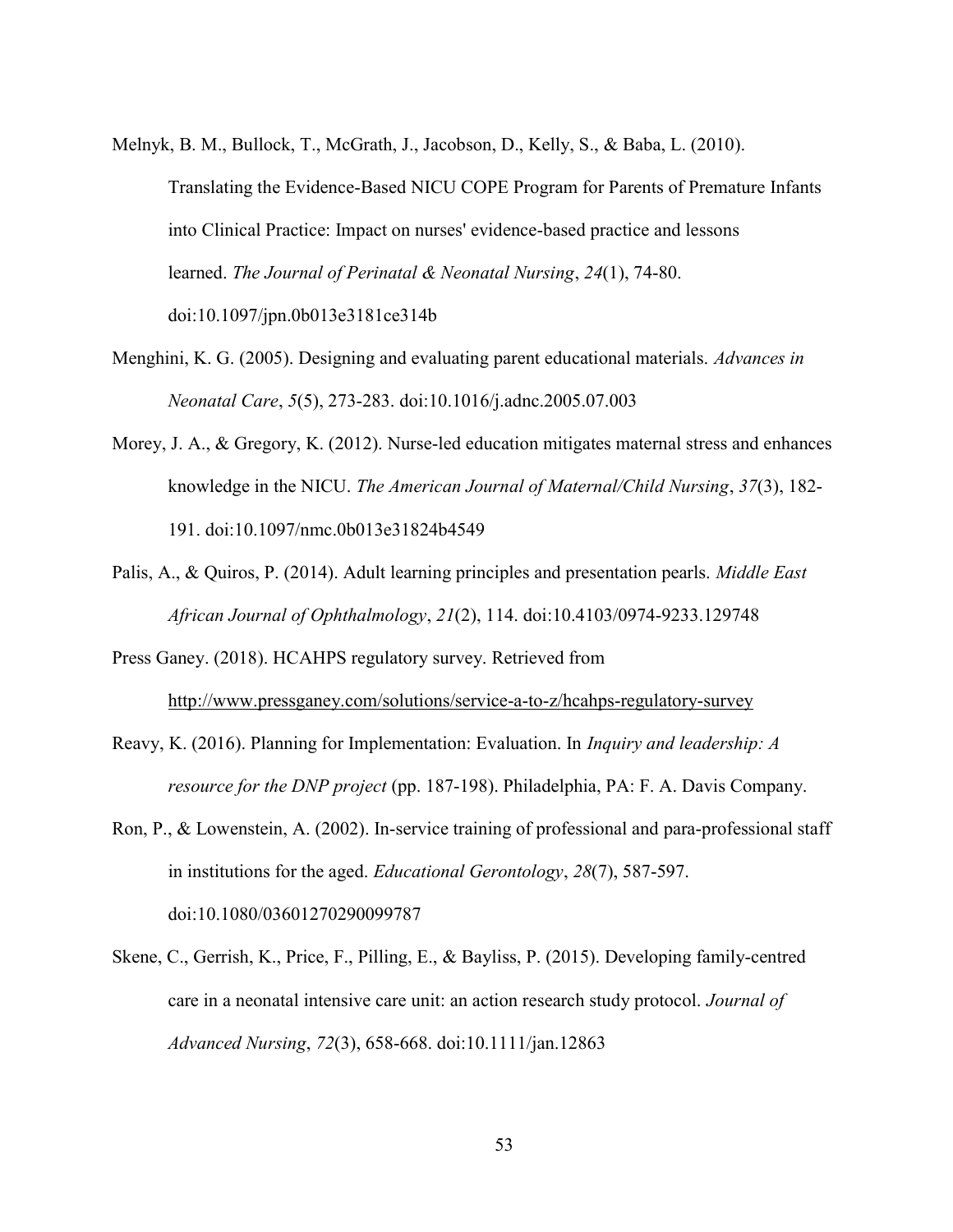Melnyk, B. M., Bullock, T., McGrath, J., Jacobson, D., Kelly, S., & Baba, L. (2010). Translating the Evidence-Based NICU COPE Program for Parents of Premature Infants into Clinical Practice: Impact on nurses' evidence-based practice and lessons learned. *The Journal of Perinatal & Neonatal Nursing*, *24*(1), 74-80. doi:10.1097/jpn.0b013e3181ce314b

Menghini, K. G. (2005). Designing and evaluating parent educational materials. *Advances in Neonatal Care*, *5*(5), 273-283. doi:10.1016/j.adnc.2005.07.003

Morey, J. A., & Gregory, K. (2012). Nurse-led education mitigates maternal stress and enhances knowledge in the NICU. *The American Journal of Maternal/Child Nursing*, *37*(3), 182-191. doi:10.1097/nmc.0b013e31824b4549

Palis, A., & Quiros, P. (2014). Adult learning principles and presentation pearls. *Middle East African Journal of Ophthalmology*, *21*(2), 114. doi:10.4103/0974-9233.129748

Press Ganey. (2018). HCAHPS regulatory survey. Retrieved from http://www.pressganey.com/solutions/service-a-to-z/hcahps-regulatory-survey

Reavy, K. (2016). Planning for Implementation: Evaluation. In *Inquiry and leadership: A resource for the DNP project* (pp. 187-198). Philadelphia, PA: F. A. Davis Company.

Ron, P., & Lowenstein, A. (2002). In-service training of professional and para-professional staff in institutions for the aged. *Educational Gerontology*, *28*(7), 587-597. doi:10.1080/03601270290099787

Skene, C., Gerrish, K., Price, F., Pilling, E., & Bayliss, P. (2015). Developing family-centred care in a neonatal intensive care unit: an action research study protocol. *Journal of Advanced Nursing*, *72*(3), 658-668. doi:10.1111/jan.12863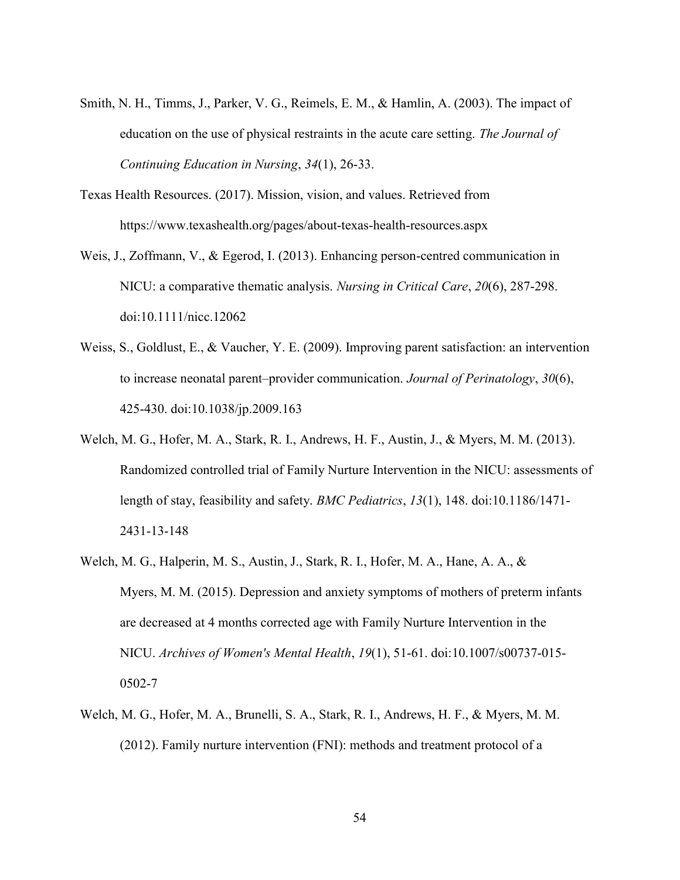Smith, N. H., Timms, J., Parker, V. G., Reimels, E. M., & Hamlin, A. (2003). The impact of education on the use of physical restraints in the acute care setting. *The Journal of Continuing Education in Nursing*, *34*(1), 26-33.

Texas Health Resources. (2017). Mission, vision, and values. Retrieved from https://www.texashealth.org/pages/about-texas-health-resources.aspx

Weis, J., Zoffmann, V., & Egerod, I. (2013). Enhancing person-centred communication in NICU: a comparative thematic analysis. *Nursing in Critical Care*, *20*(6), 287-298. doi:10.1111/nicc.12062

Weiss, S., Goldlust, E., & Vaucher, Y. E. (2009). Improving parent satisfaction: an intervention to increase neonatal parent–provider communication. *Journal of Perinatology*, *30*(6), 425-430. doi:10.1038/jp.2009.163

Welch, M. G., Hofer, M. A., Stark, R. I., Andrews, H. F., Austin, J., & Myers, M. M. (2013). Randomized controlled trial of Family Nurture Intervention in the NICU: assessments of length of stay, feasibility and safety. *BMC Pediatrics*, *13*(1), 148. doi:10.1186/1471-2431-13-148

Welch, M. G., Halperin, M. S., Austin, J., Stark, R. I., Hofer, M. A., Hane, A. A., & Myers, M. M. (2015). Depression and anxiety symptoms of mothers of preterm infants are decreased at 4 months corrected age with Family Nurture Intervention in the NICU. *Archives of Women's Mental Health*, *19*(1), 51-61. doi:10.1007/s00737-015-0502-7

Welch, M. G., Hofer, M. A., Brunelli, S. A., Stark, R. I., Andrews, H. F., & Myers, M. M. (2012). Family nurture intervention (FNI): methods and treatment protocol of a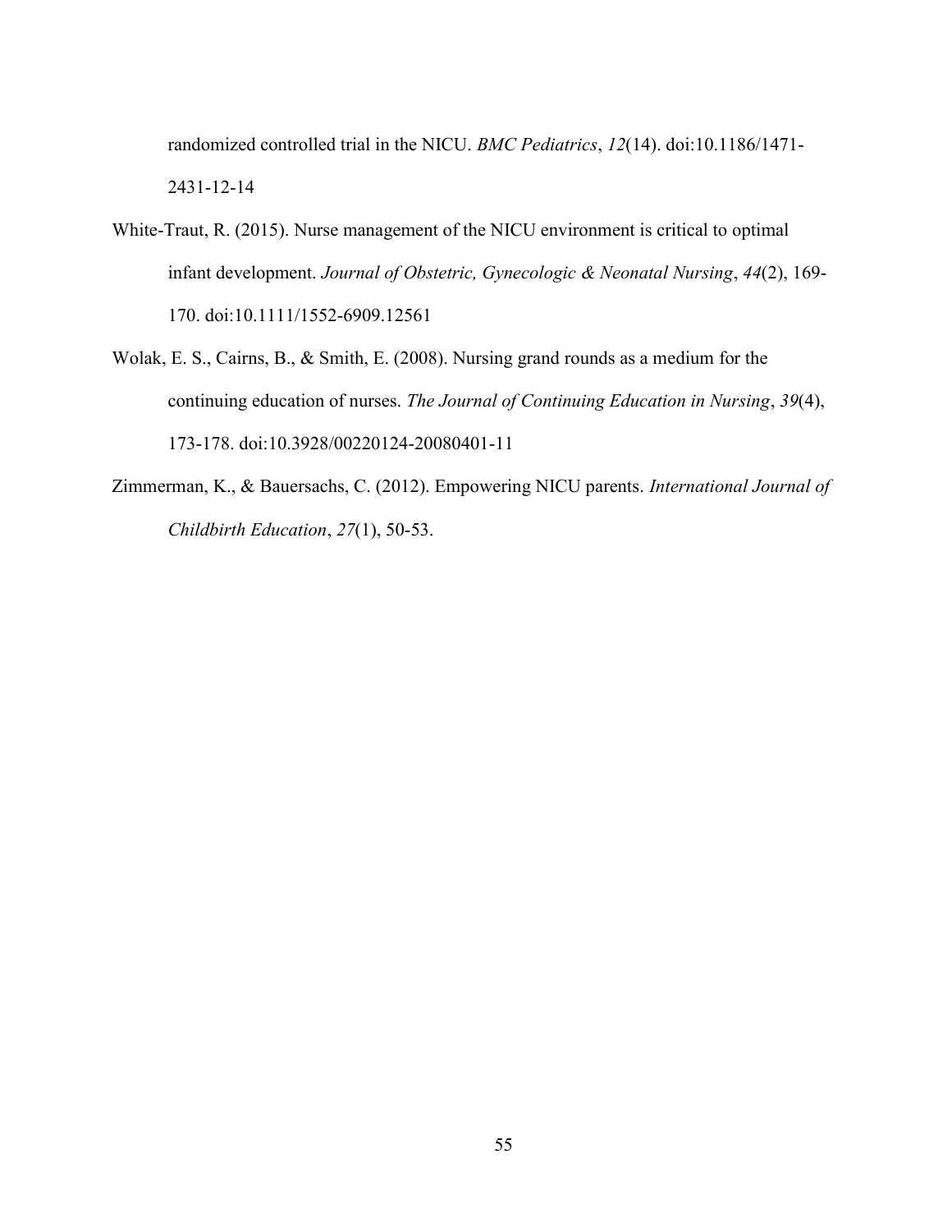randomized controlled trial in the NICU. *BMC Pediatrics*, *12*(14). doi:10.1186/1471-2431-12-14

White-Traut, R. (2015). Nurse management of the NICU environment is critical to optimal infant development. *Journal of Obstetric, Gynecologic & Neonatal Nursing*, *44*(2), 169-170. doi:10.1111/1552-6909.12561

Wolak, E. S., Cairns, B., & Smith, E. (2008). Nursing grand rounds as a medium for the continuing education of nurses. *The Journal of Continuing Education in Nursing*, *39*(4), 173-178. doi:10.3928/00220124-20080401-11

Zimmerman, K., & Bauersachs, C. (2012). Empowering NICU parents. *International Journal of Childbirth Education*, *27*(1), 50-53.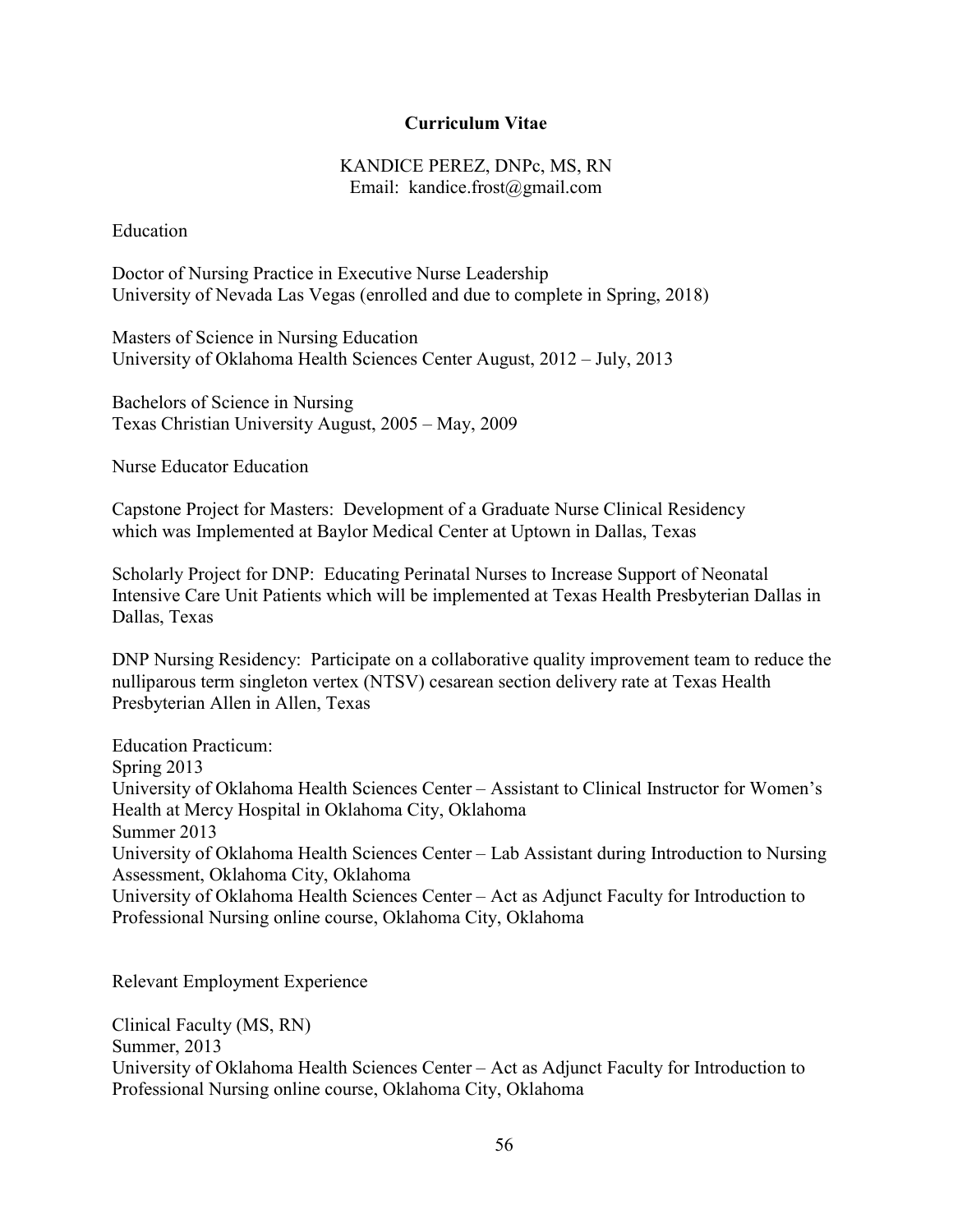## Curriculum Vitae

KANDICE PEREZ, DNPc, MS, RN
Email: kandice.frost@gmail.com

### Education

Doctor of Nursing Practice in Executive Nurse Leadership
University of Nevada Las Vegas (enrolled and due to complete in Spring, 2018)

Masters of Science in Nursing Education
University of Oklahoma Health Sciences Center August, 2012 – July, 2013

Bachelors of Science in Nursing
Texas Christian University August, 2005 – May, 2009

### Nurse Educator Education

Capstone Project for Masters: Development of a Graduate Nurse Clinical Residency which was Implemented at Baylor Medical Center at Uptown in Dallas, Texas

Scholarly Project for DNP: Educating Perinatal Nurses to Increase Support of Neonatal Intensive Care Unit Patients which will be implemented at Texas Health Presbyterian Dallas in Dallas, Texas

DNP Nursing Residency: Participate on a collaborative quality improvement team to reduce the nulliparous term singleton vertex (NTSV) cesarean section delivery rate at Texas Health Presbyterian Allen in Allen, Texas

Education Practicum:
Spring 2013
University of Oklahoma Health Sciences Center – Assistant to Clinical Instructor for Women's Health at Mercy Hospital in Oklahoma City, Oklahoma
Summer 2013
University of Oklahoma Health Sciences Center – Lab Assistant during Introduction to Nursing Assessment, Oklahoma City, Oklahoma
University of Oklahoma Health Sciences Center – Act as Adjunct Faculty for Introduction to Professional Nursing online course, Oklahoma City, Oklahoma

### Relevant Employment Experience

Clinical Faculty (MS, RN)
Summer, 2013
University of Oklahoma Health Sciences Center – Act as Adjunct Faculty for Introduction to Professional Nursing online course, Oklahoma City, Oklahoma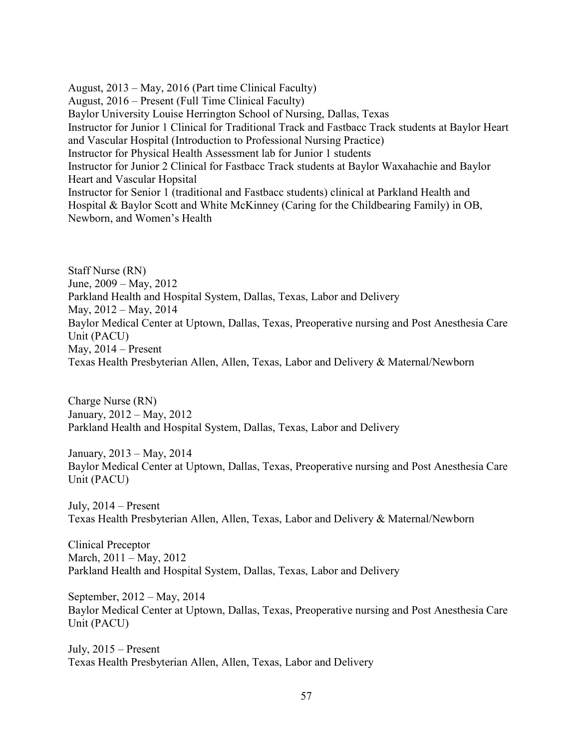August, 2013 – May, 2016 (Part time Clinical Faculty)
August, 2016 – Present (Full Time Clinical Faculty)
Baylor University Louise Herrington School of Nursing, Dallas, Texas
Instructor for Junior 1 Clinical for Traditional Track and Fastbacc Track students at Baylor Heart and Vascular Hospital (Introduction to Professional Nursing Practice)
Instructor for Physical Health Assessment lab for Junior 1 students
Instructor for Junior 2 Clinical for Fastbacc Track students at Baylor Waxahachie and Baylor Heart and Vascular Hopsital
Instructor for Senior 1 (traditional and Fastbacc students) clinical at Parkland Health and Hospital & Baylor Scott and White McKinney (Caring for the Childbearing Family) in OB, Newborn, and Women's Health

Staff Nurse (RN)
June, 2009 – May, 2012
Parkland Health and Hospital System, Dallas, Texas, Labor and Delivery
May, 2012 – May, 2014
Baylor Medical Center at Uptown, Dallas, Texas, Preoperative nursing and Post Anesthesia Care Unit (PACU)
May, 2014 – Present
Texas Health Presbyterian Allen, Allen, Texas, Labor and Delivery & Maternal/Newborn

Charge Nurse (RN)
January, 2012 – May, 2012
Parkland Health and Hospital System, Dallas, Texas, Labor and Delivery

January, 2013 – May, 2014
Baylor Medical Center at Uptown, Dallas, Texas, Preoperative nursing and Post Anesthesia Care Unit (PACU)

July, 2014 – Present
Texas Health Presbyterian Allen, Allen, Texas, Labor and Delivery & Maternal/Newborn

Clinical Preceptor
March, 2011 – May, 2012
Parkland Health and Hospital System, Dallas, Texas, Labor and Delivery

September, 2012 – May, 2014
Baylor Medical Center at Uptown, Dallas, Texas, Preoperative nursing and Post Anesthesia Care Unit (PACU)

July, 2015 – Present
Texas Health Presbyterian Allen, Allen, Texas, Labor and Delivery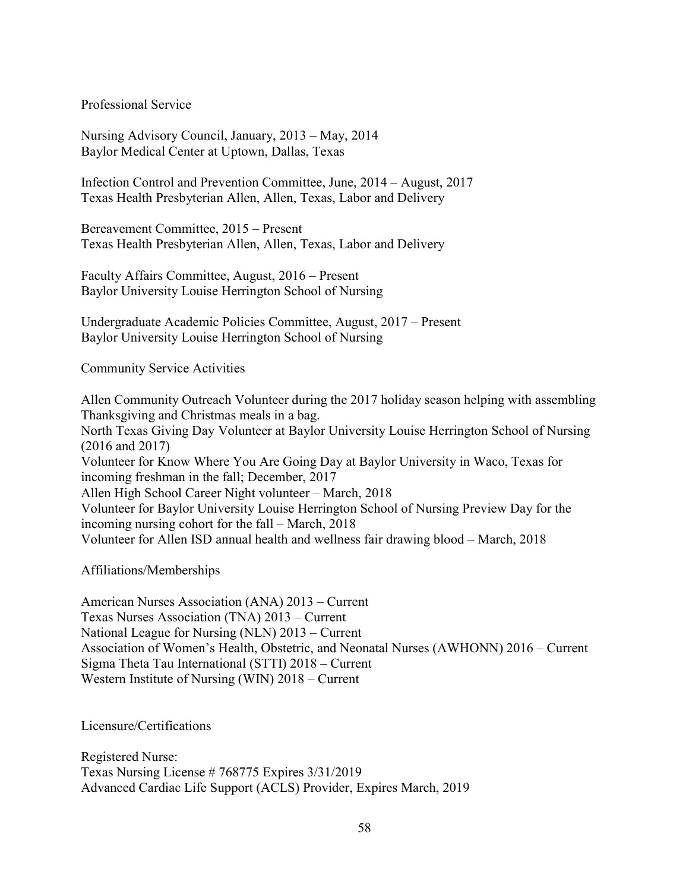## Professional Service

Nursing Advisory Council, January, 2013 – May, 2014
Baylor Medical Center at Uptown, Dallas, Texas

Infection Control and Prevention Committee, June, 2014 – August, 2017
Texas Health Presbyterian Allen, Allen, Texas, Labor and Delivery

Bereavement Committee, 2015 – Present
Texas Health Presbyterian Allen, Allen, Texas, Labor and Delivery

Faculty Affairs Committee, August, 2016 – Present
Baylor University Louise Herrington School of Nursing

Undergraduate Academic Policies Committee, August, 2017 – Present
Baylor University Louise Herrington School of Nursing

## Community Service Activities

Allen Community Outreach Volunteer during the 2017 holiday season helping with assembling Thanksgiving and Christmas meals in a bag.
North Texas Giving Day Volunteer at Baylor University Louise Herrington School of Nursing (2016 and 2017)
Volunteer for Know Where You Are Going Day at Baylor University in Waco, Texas for incoming freshman in the fall; December, 2017
Allen High School Career Night volunteer – March, 2018
Volunteer for Baylor University Louise Herrington School of Nursing Preview Day for the incoming nursing cohort for the fall – March, 2018
Volunteer for Allen ISD annual health and wellness fair drawing blood – March, 2018

## Affiliations/Memberships

American Nurses Association (ANA) 2013 – Current
Texas Nurses Association (TNA) 2013 – Current
National League for Nursing (NLN) 2013 – Current
Association of Women's Health, Obstetric, and Neonatal Nurses (AWHONN) 2016 – Current
Sigma Theta Tau International (STTI) 2018 – Current
Western Institute of Nursing (WIN) 2018 – Current

## Licensure/Certifications

Registered Nurse:
Texas Nursing License # 768775 Expires 3/31/2019
Advanced Cardiac Life Support (ACLS) Provider, Expires March, 2019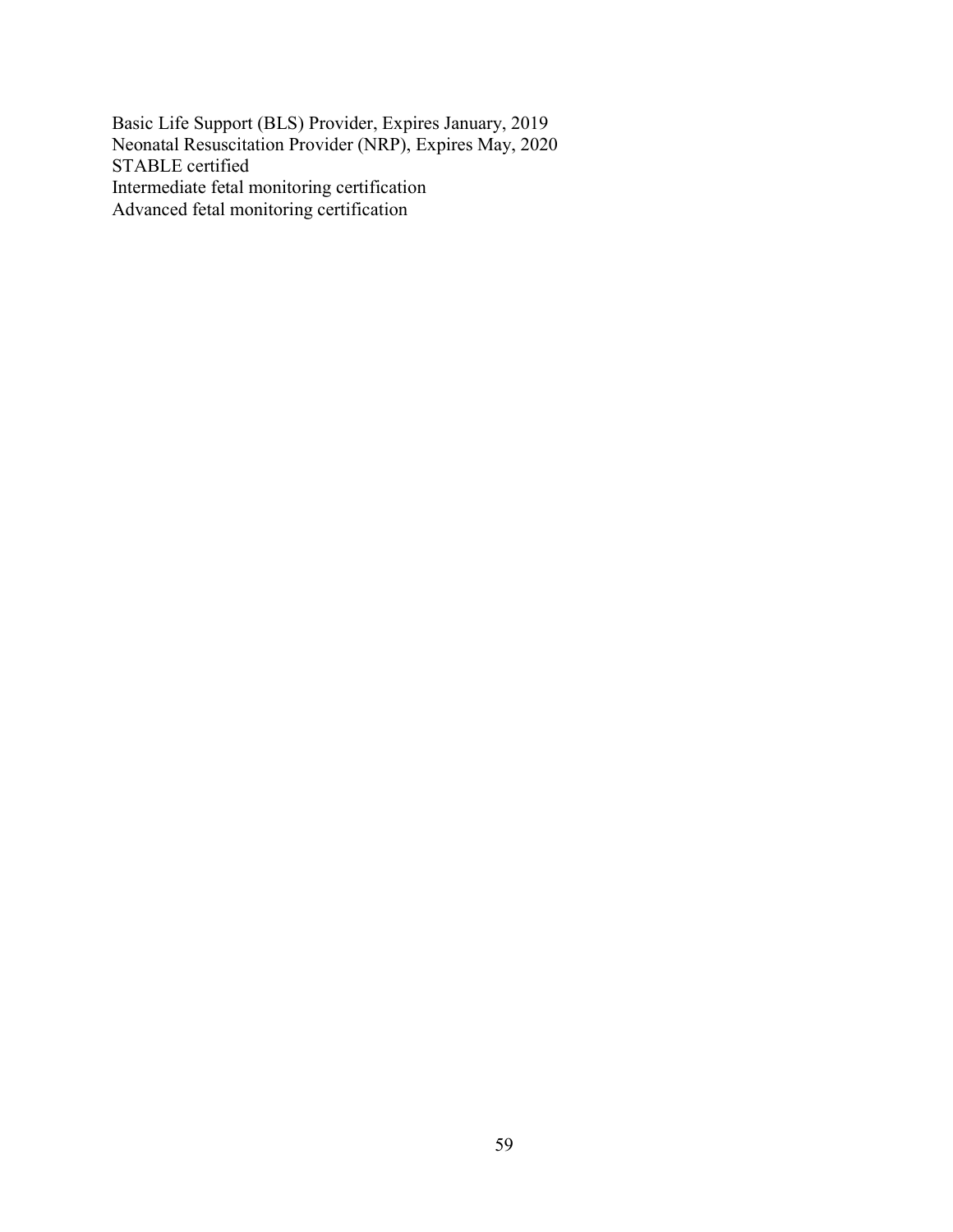Basic Life Support (BLS) Provider, Expires January, 2019
Neonatal Resuscitation Provider (NRP), Expires May, 2020
STABLE certified
Intermediate fetal monitoring certification
Advanced fetal monitoring certification